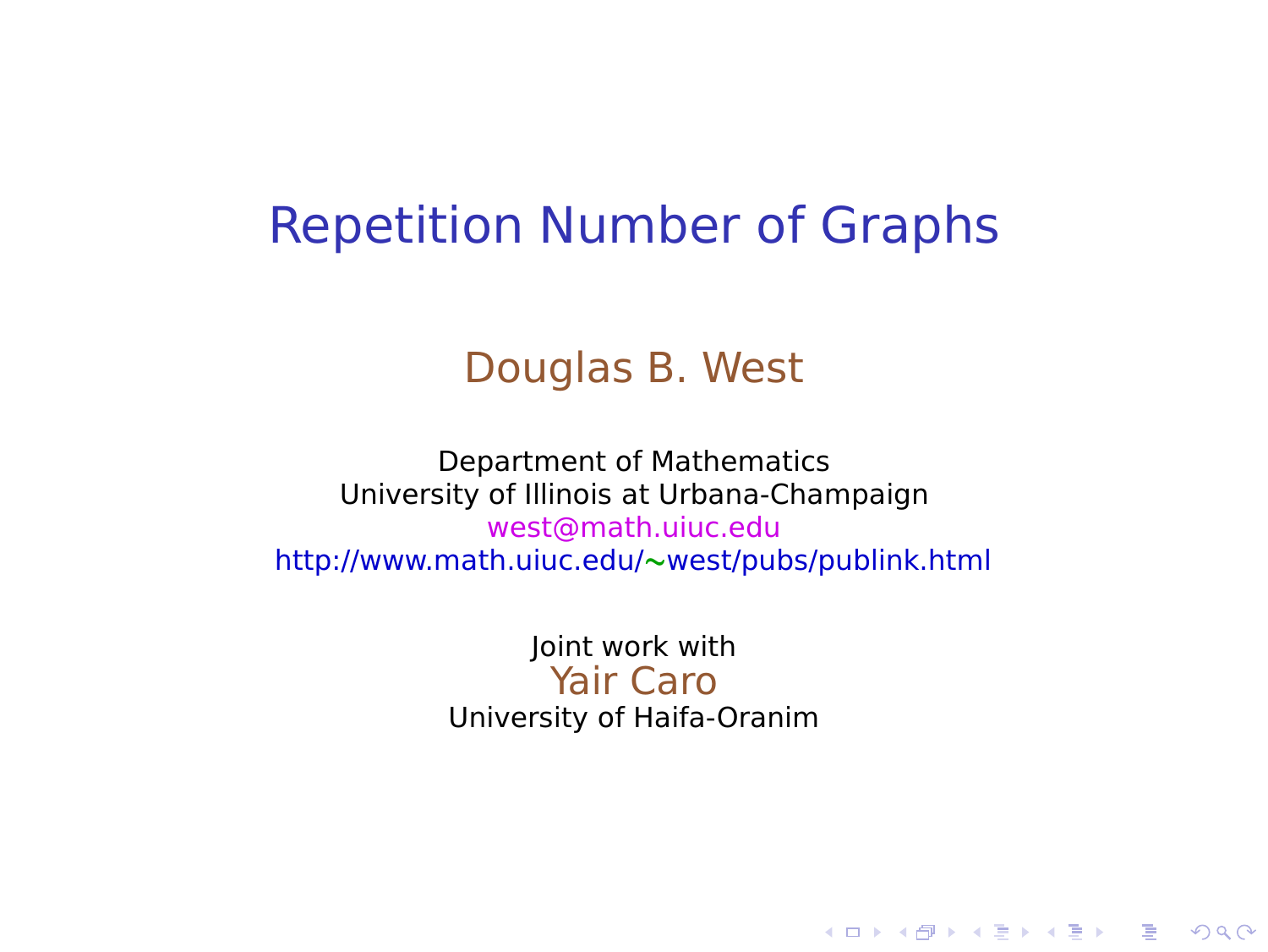# Repetition Number of Graphs

Douglas B. West

Department of Mathematics
University of Illinois at Urbana-Champaign
west@math.uiuc.edu
http://www.math.uiuc.edu/~west/pubs/publink.html

Joint work with
Yair Caro
University of Haifa-Oranim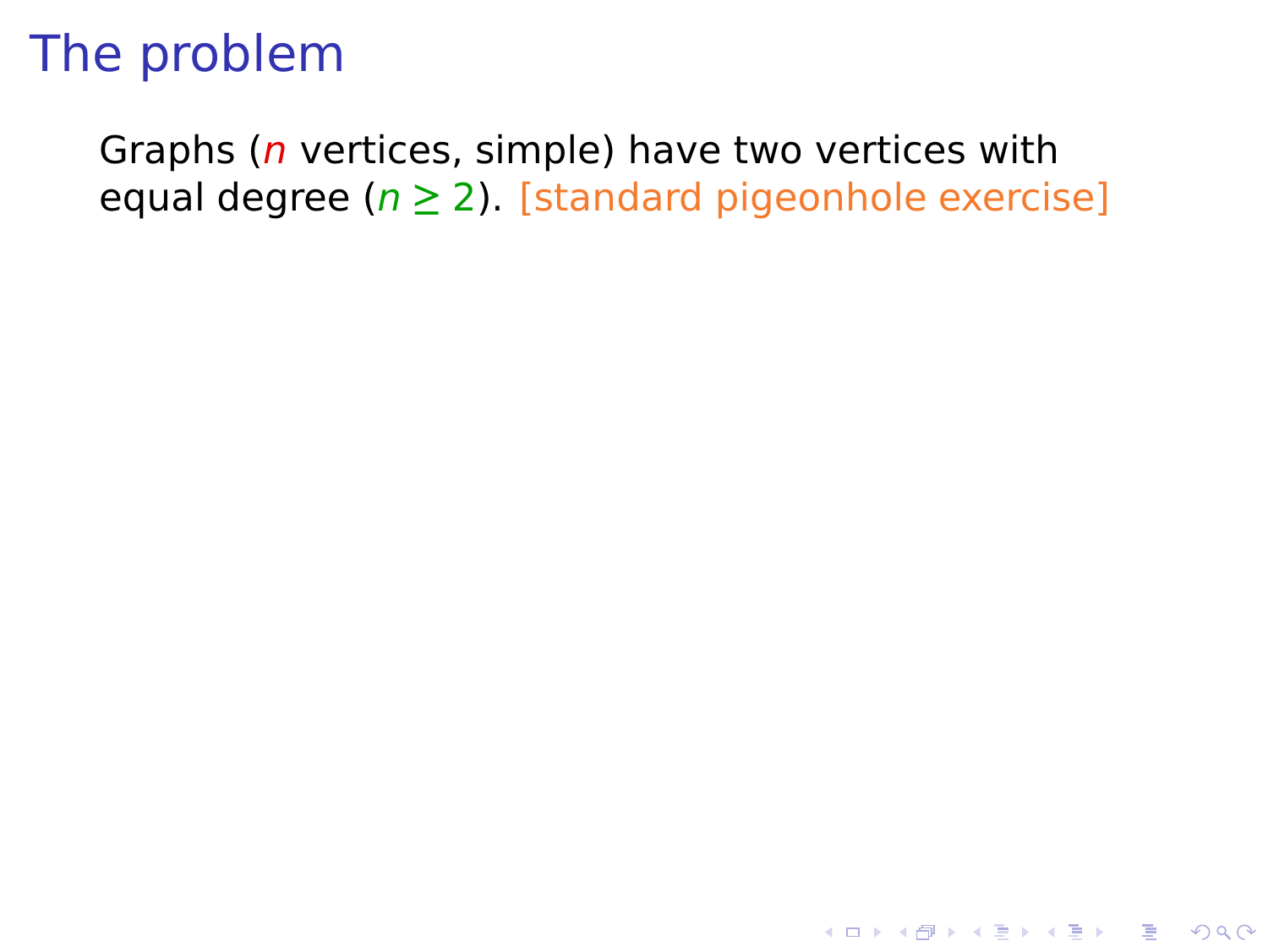# The problem

Graphs ($n$ vertices, simple) have two vertices with equal degree ($n \geq 2$). [standard pigeonhole exercise]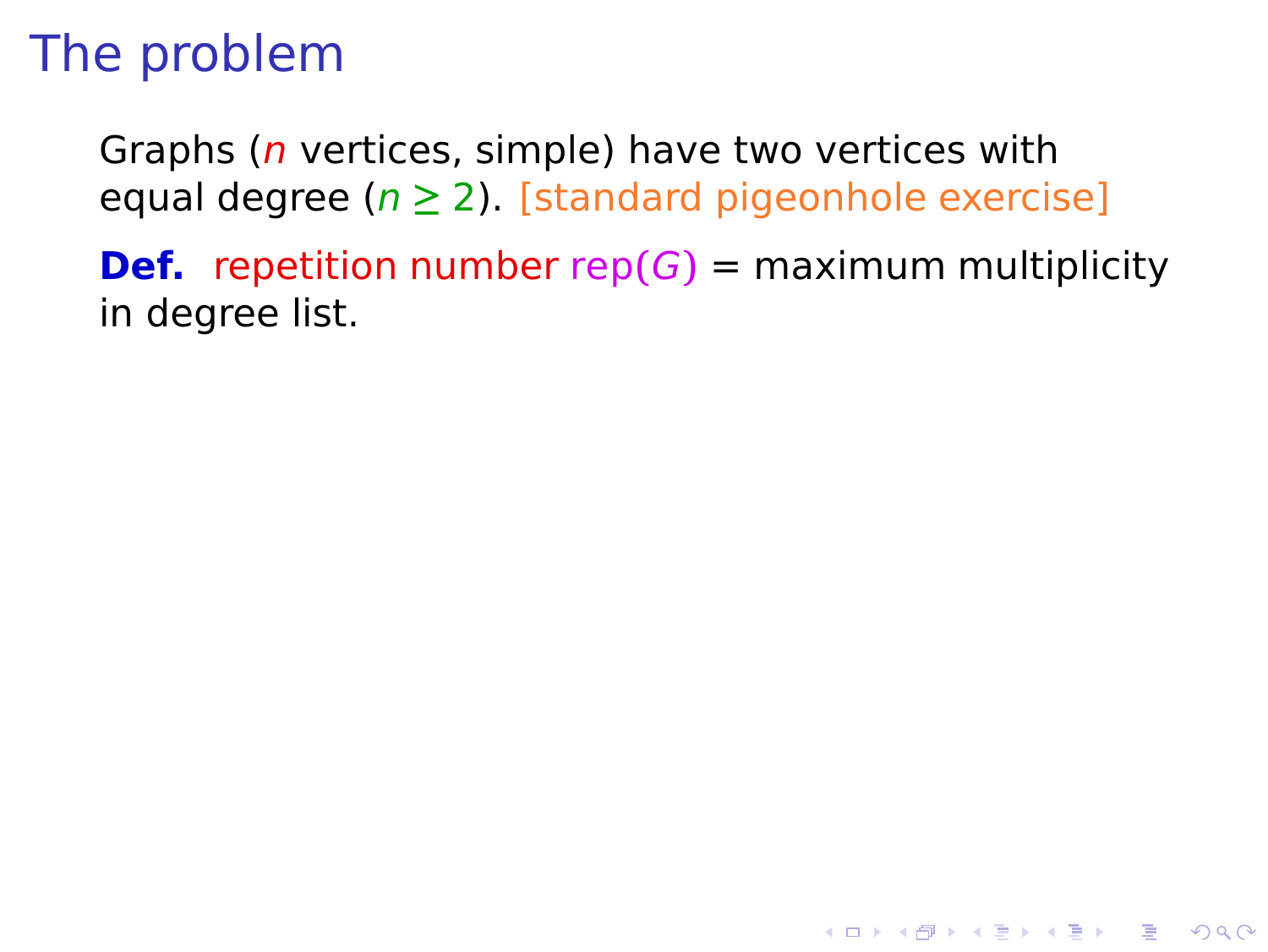# The problem

Graphs ($n$ vertices, simple) have two vertices with equal degree ($n \geq 2$). [standard pigeonhole exercise]

**Def.** repetition number $\text{rep}(G)$ = maximum multiplicity in degree list.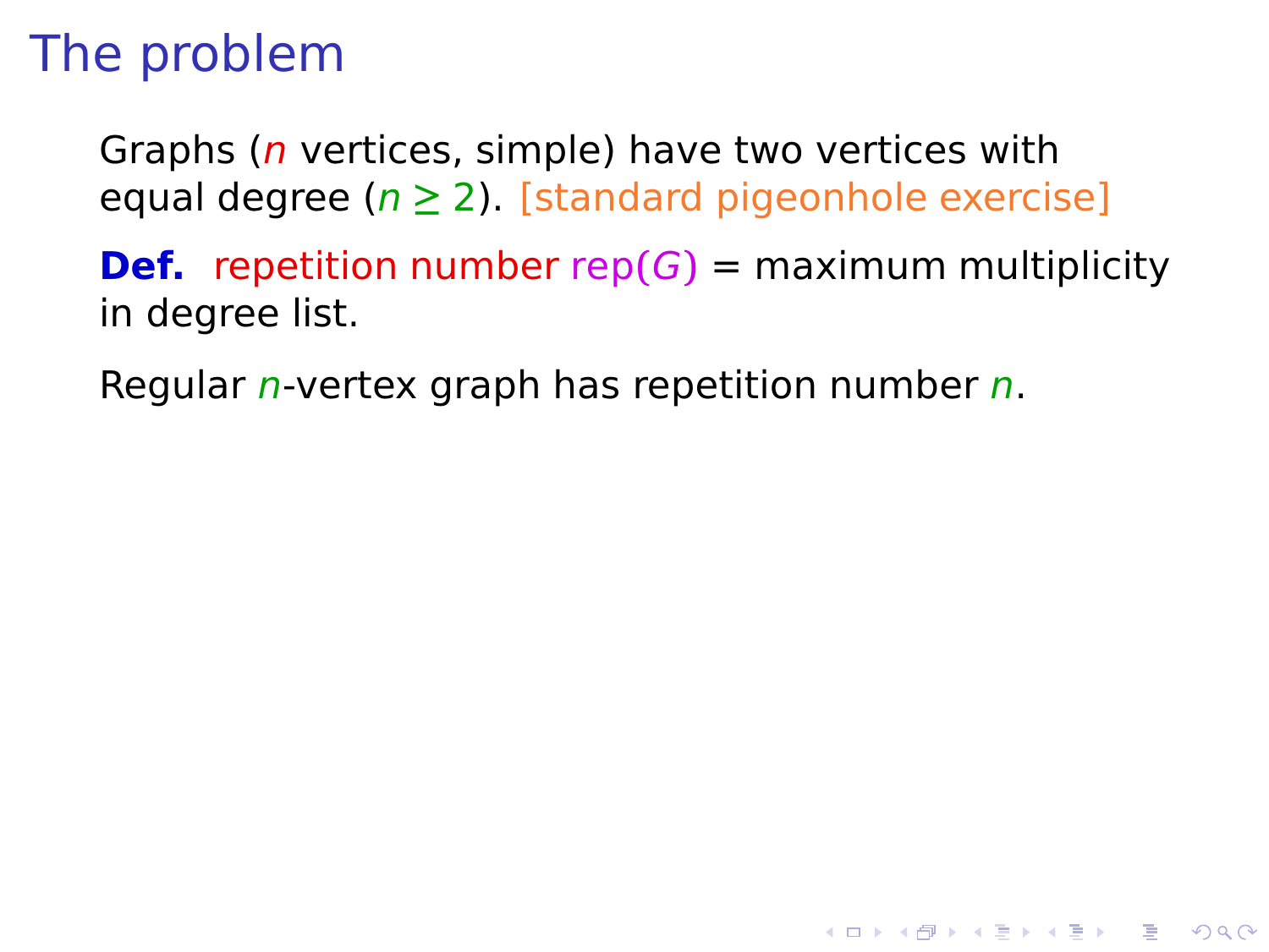# The problem

Graphs ($n$ vertices, simple) have two vertices with equal degree ($n \geq 2$). [standard pigeonhole exercise]

**Def.** repetition number $\mathrm{rep}(G)$ = maximum multiplicity in degree list.

Regular $n$-vertex graph has repetition number $n$.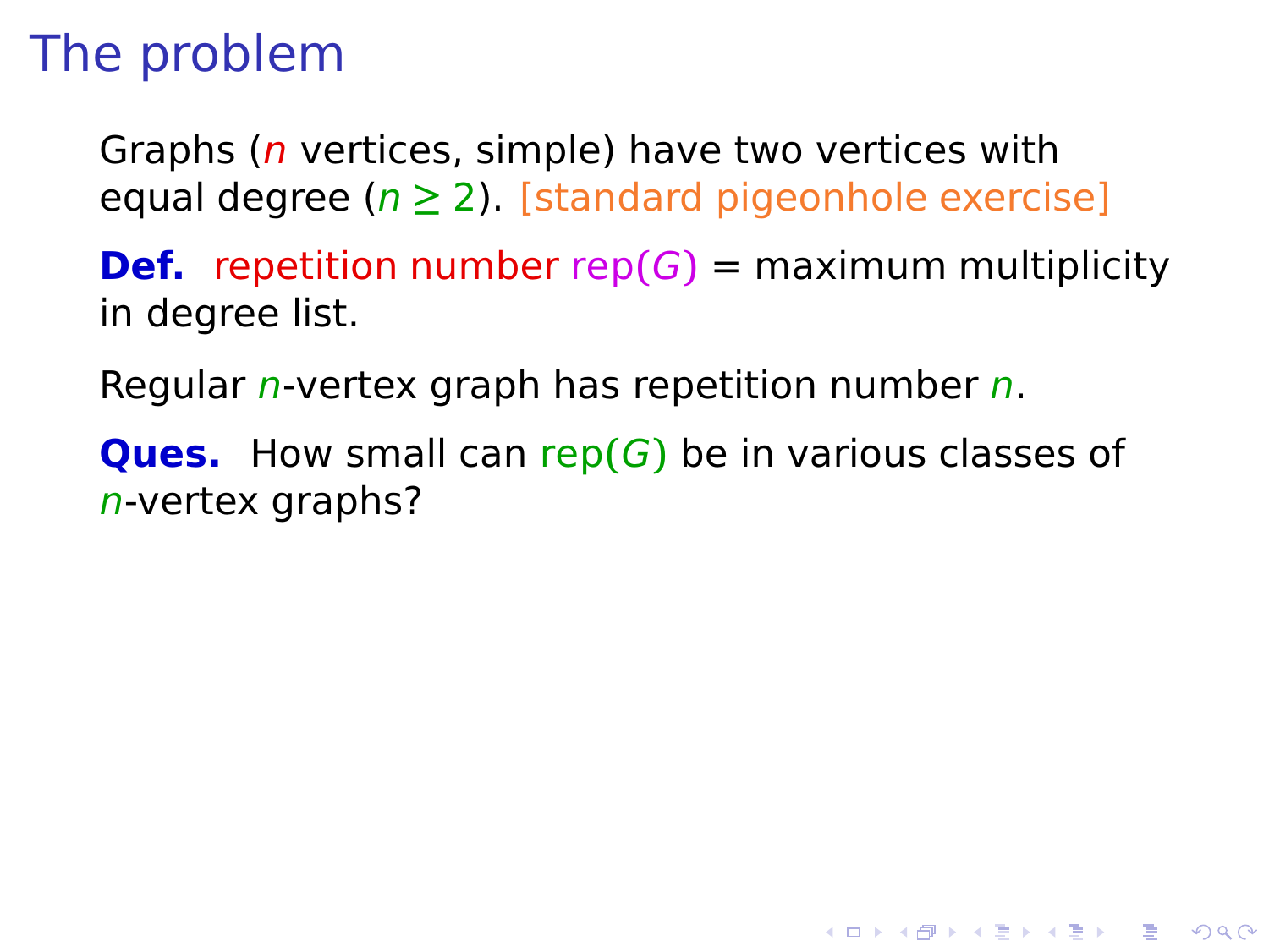# The problem

Graphs ($n$ vertices, simple) have two vertices with equal degree ($n \geq 2$). [standard pigeonhole exercise]

**Def.** repetition number $\text{rep}(G)$ = maximum multiplicity in degree list.

Regular $n$-vertex graph has repetition number $n$.

**Ques.** How small can $\text{rep}(G)$ be in various classes of $n$-vertex graphs?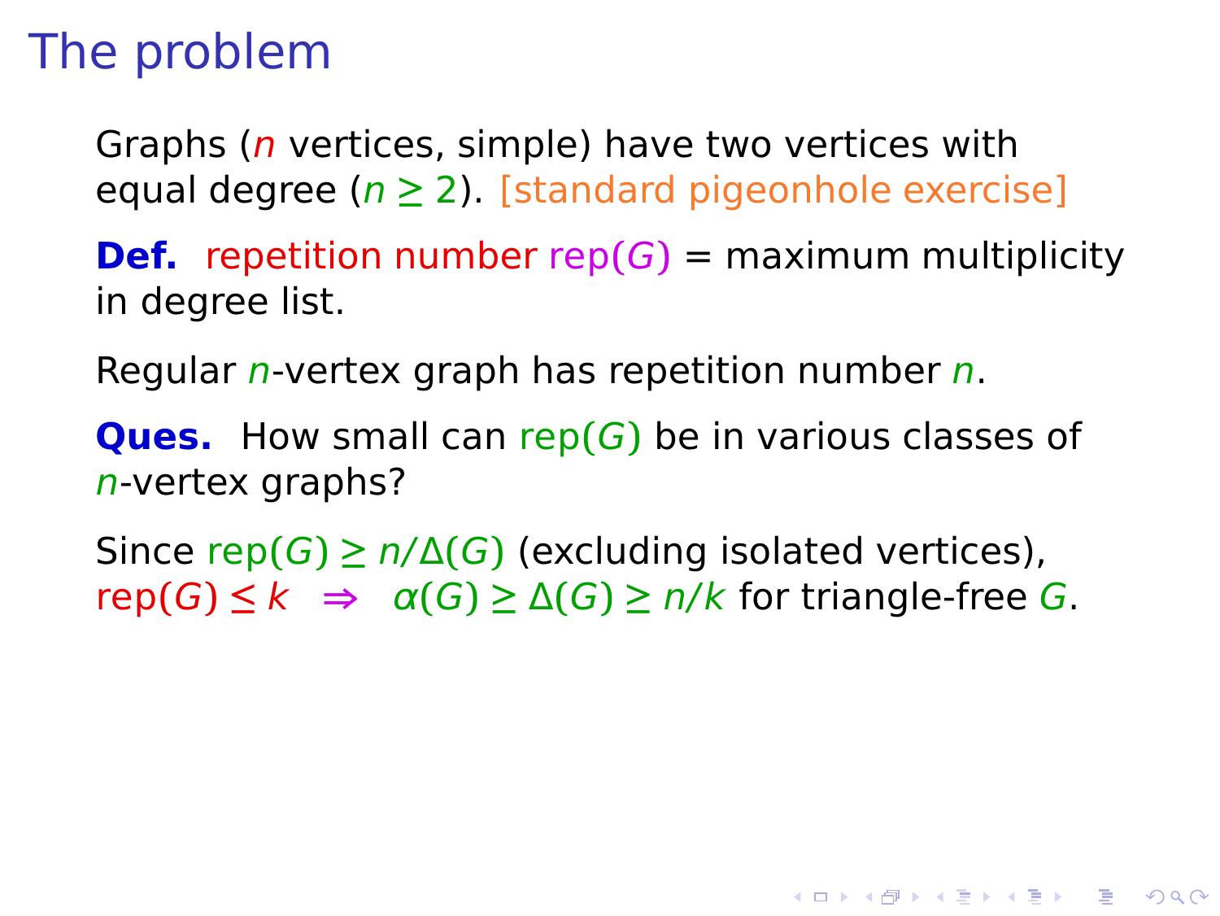# The problem

Graphs ($n$ vertices, simple) have two vertices with equal degree ($n \geq 2$). [standard pigeonhole exercise]

**Def.** repetition number $\text{rep}(G)$ = maximum multiplicity in degree list.

Regular $n$-vertex graph has repetition number $n$.

**Ques.** How small can $\text{rep}(G)$ be in various classes of $n$-vertex graphs?

Since $\text{rep}(G) \geq n/\Delta(G)$ (excluding isolated vertices), $\text{rep}(G) \leq k \;\; \Rightarrow \;\; \alpha(G) \geq \Delta(G) \geq n/k$ for triangle-free $G$.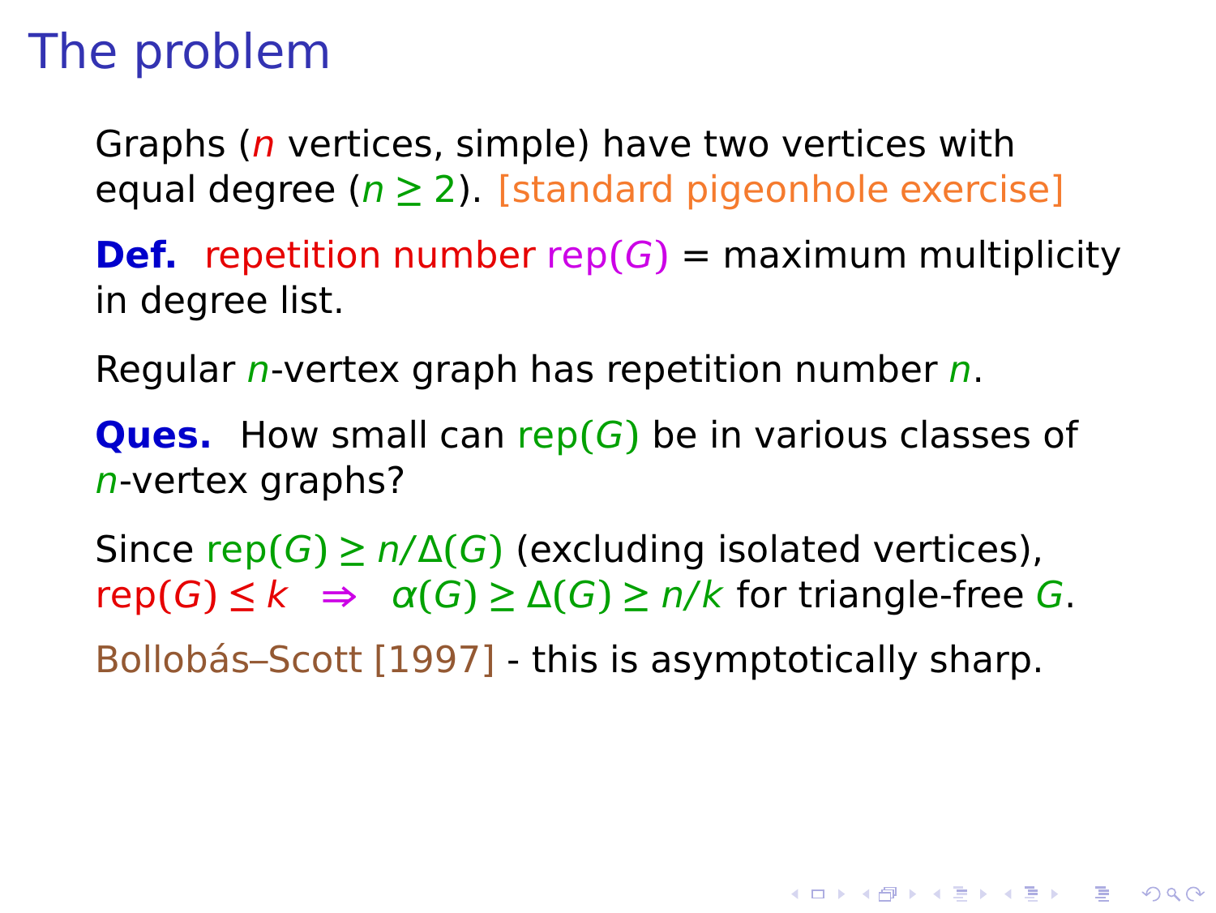# The problem

Graphs ($n$ vertices, simple) have two vertices with equal degree ($n \geq 2$). [standard pigeonhole exercise]

**Def.** repetition number $\mathrm{rep}(G)$ = maximum multiplicity in degree list.

Regular $n$-vertex graph has repetition number $n$.

**Ques.** How small can $\mathrm{rep}(G)$ be in various classes of $n$-vertex graphs?

Since $\mathrm{rep}(G) \geq n/\Delta(G)$ (excluding isolated vertices), $\mathrm{rep}(G) \leq k \;\; \Rightarrow \;\; \alpha(G) \geq \Delta(G) \geq n/k$ for triangle-free $G$.

Bollobás–Scott [1997] - this is asymptotically sharp.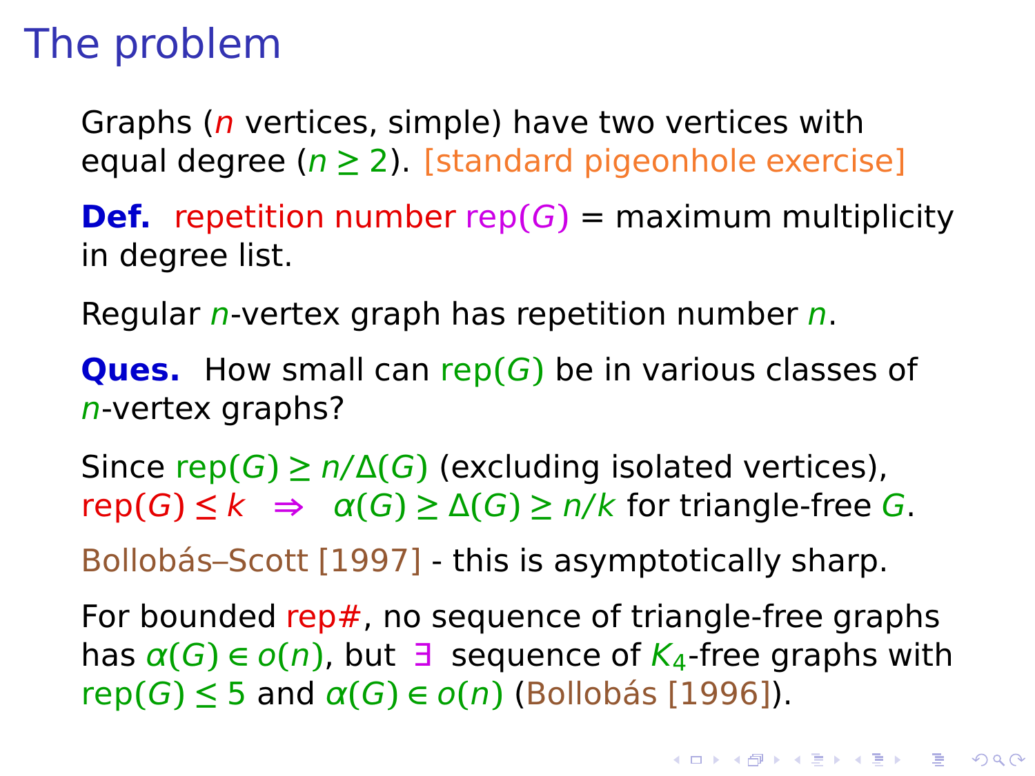# The problem

Graphs ($n$ vertices, simple) have two vertices with equal degree ($n \geq 2$). [standard pigeonhole exercise]

**Def.** repetition number $\mathrm{rep}(G)$ = maximum multiplicity in degree list.

Regular $n$-vertex graph has repetition number $n$.

**Ques.** How small can $\mathrm{rep}(G)$ be in various classes of $n$-vertex graphs?

Since $\mathrm{rep}(G) \geq n/\Delta(G)$ (excluding isolated vertices), $\mathrm{rep}(G) \leq k \;\Rightarrow\; \alpha(G) \geq \Delta(G) \geq n/k$ for triangle-free $G$.

Bollobás–Scott [1997] - this is asymptotically sharp.

For bounded rep#, no sequence of triangle-free graphs has $\alpha(G) \in o(n)$, but $\exists$ sequence of $K_4$-free graphs with $\mathrm{rep}(G) \leq 5$ and $\alpha(G) \in o(n)$ (Bollobás [1996]).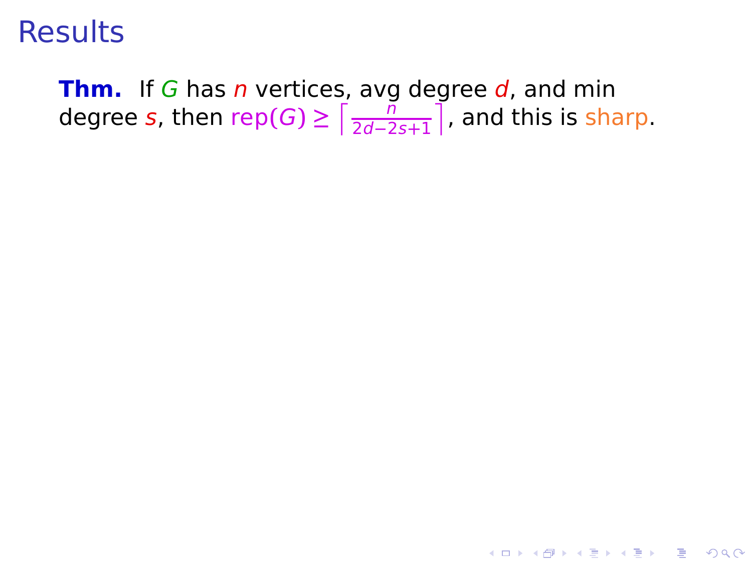# Results

**Thm.** If $G$ has $n$ vertices, avg degree $d$, and min degree $s$, then $\text{rep}(G) \geq \left\lceil \frac{n}{2d-2s+1} \right\rceil$, and this is sharp.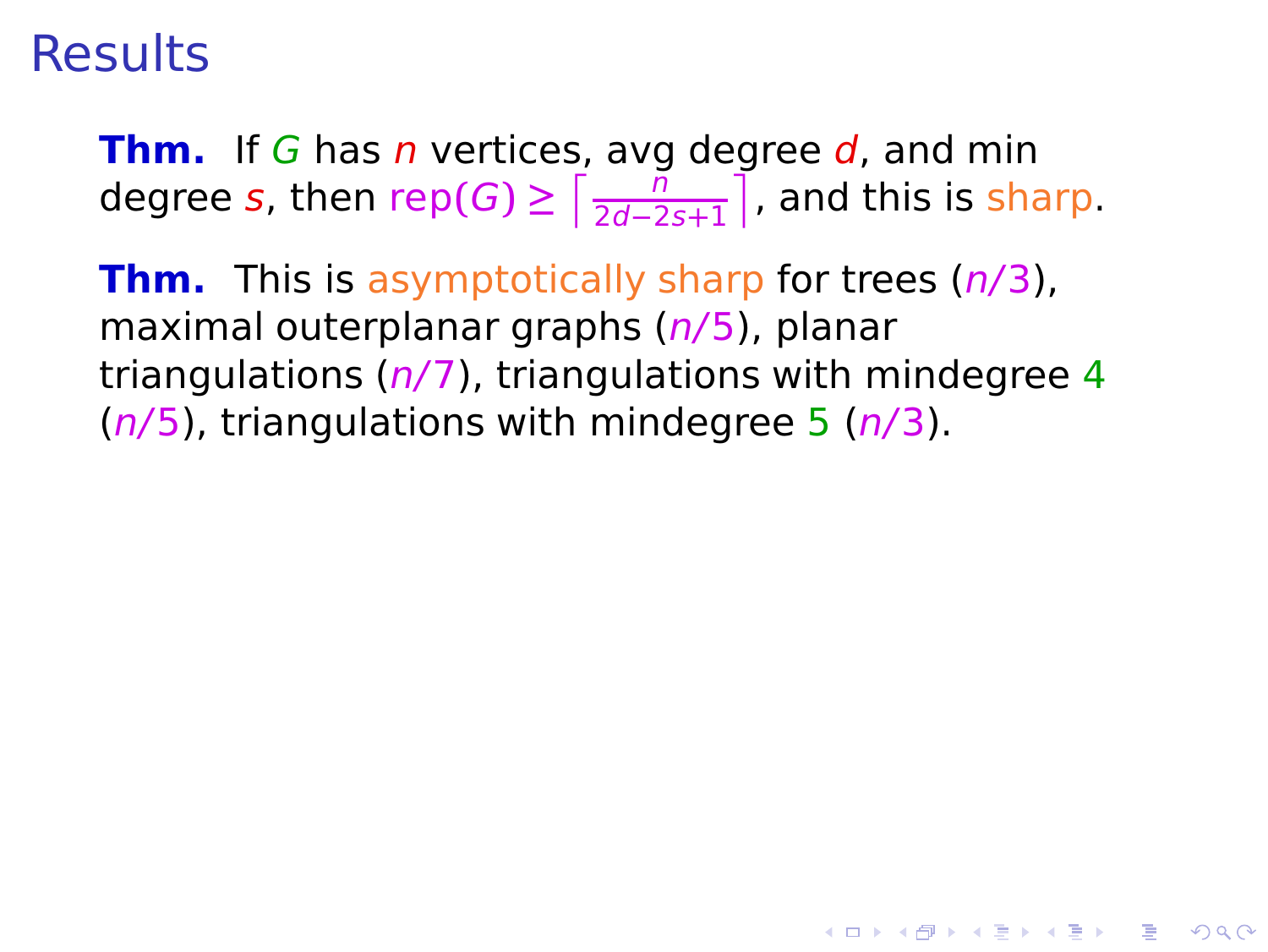# Results

**Thm.** If $G$ has $n$ vertices, avg degree $d$, and min degree $s$, then $\mathrm{rep}(G) \geq \left\lceil \frac{n}{2d-2s+1} \right\rceil$, and this is sharp.

**Thm.** This is asymptotically sharp for trees ($n/3$), maximal outerplanar graphs ($n/5$), planar triangulations ($n/7$), triangulations with mindegree 4 ($n/5$), triangulations with mindegree 5 ($n/3$).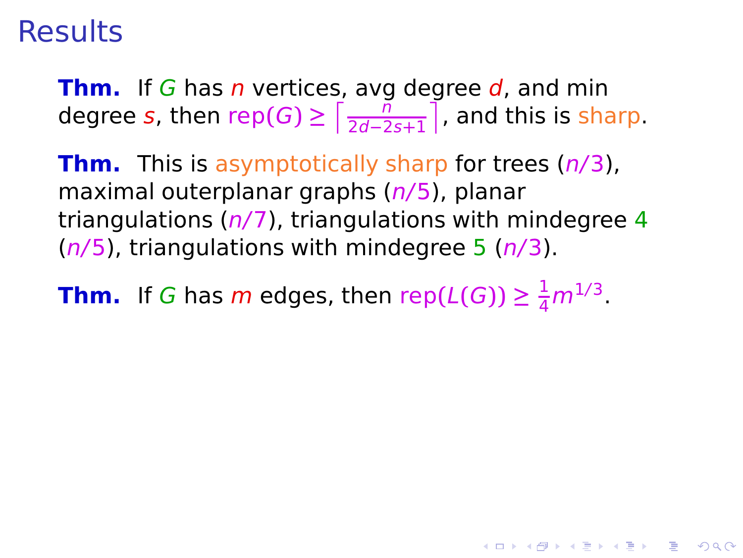# Results

**Thm.** If $G$ has $n$ vertices, avg degree $d$, and min degree $s$, then $\text{rep}(G) \geq \left\lceil \frac{n}{2d-2s+1} \right\rceil$, and this is sharp.

**Thm.** This is asymptotically sharp for trees ($n/3$), maximal outerplanar graphs ($n/5$), planar triangulations ($n/7$), triangulations with mindegree 4 ($n/5$), triangulations with mindegree 5 ($n/3$).

**Thm.** If $G$ has $m$ edges, then $\text{rep}(L(G)) \geq \frac{1}{4}m^{1/3}$.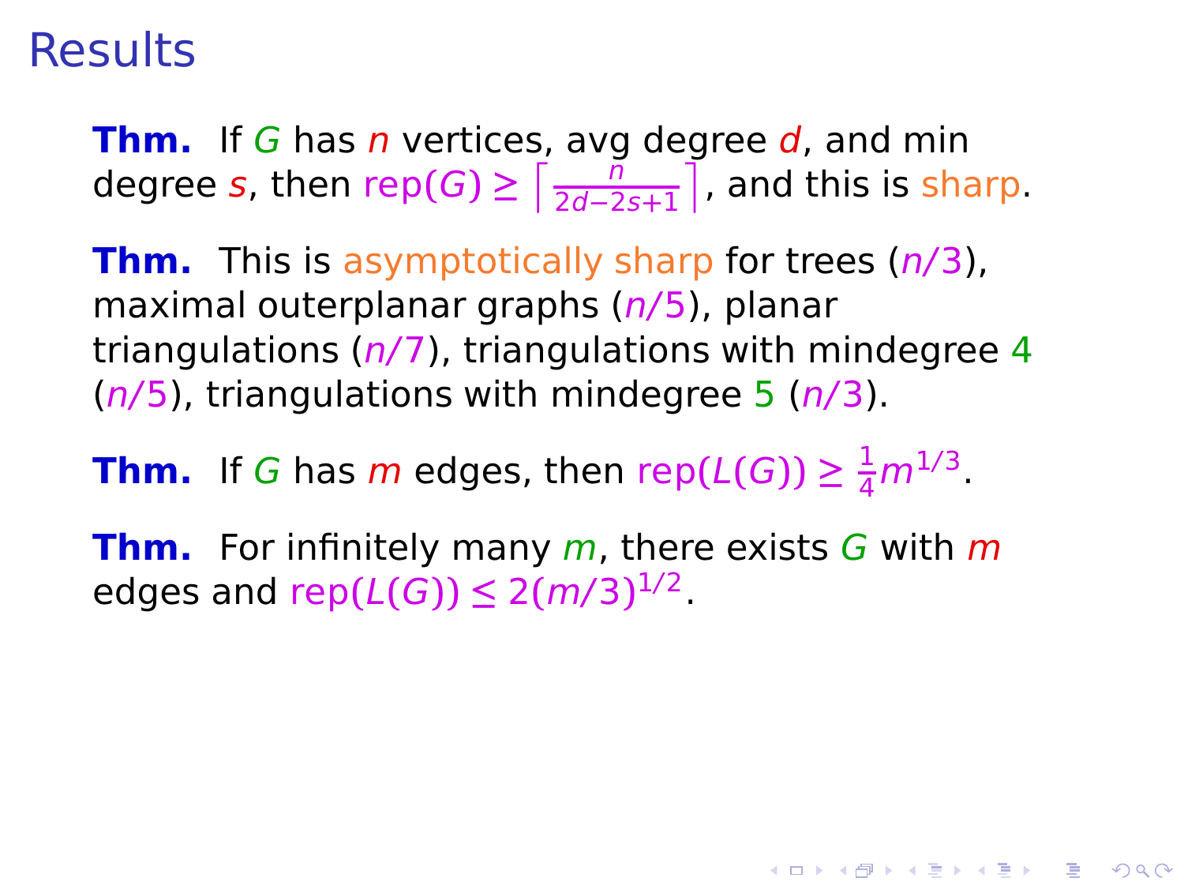# Results

**Thm.** If $G$ has $n$ vertices, avg degree $d$, and min degree $s$, then $\text{rep}(G) \geq \left\lceil \frac{n}{2d-2s+1} \right\rceil$, and this is sharp.

**Thm.** This is asymptotically sharp for trees ($n/3$), maximal outerplanar graphs ($n/5$), planar triangulations ($n/7$), triangulations with mindegree 4 ($n/5$), triangulations with mindegree 5 ($n/3$).

**Thm.** If $G$ has $m$ edges, then $\text{rep}(L(G)) \geq \frac{1}{4}m^{1/3}$.

**Thm.** For infinitely many $m$, there exists $G$ with $m$ edges and $\text{rep}(L(G)) \leq 2(m/3)^{1/2}$.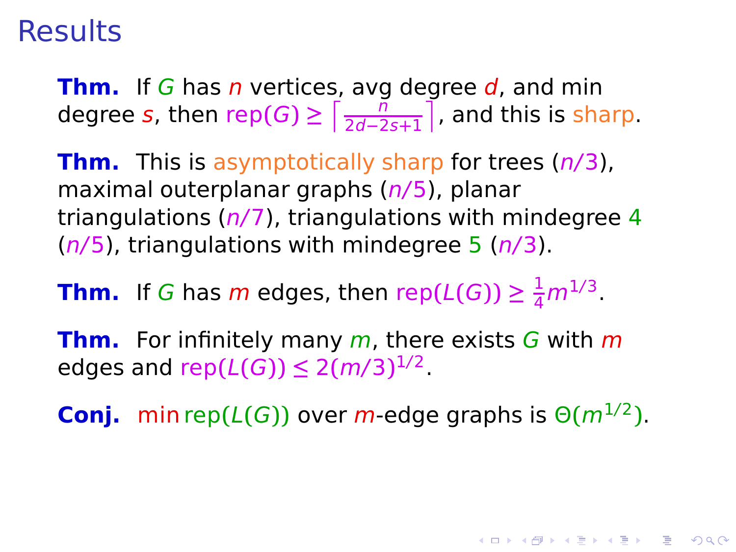# Results

**Thm.** If $G$ has $n$ vertices, avg degree $d$, and min degree $s$, then $\text{rep}(G) \geq \left\lceil \frac{n}{2d-2s+1} \right\rceil$, and this is sharp.

**Thm.** This is asymptotically sharp for trees ($n/3$), maximal outerplanar graphs ($n/5$), planar triangulations ($n/7$), triangulations with mindegree 4 ($n/5$), triangulations with mindegree 5 ($n/3$).

**Thm.** If $G$ has $m$ edges, then $\text{rep}(L(G)) \geq \frac{1}{4}m^{1/3}$.

**Thm.** For infinitely many $m$, there exists $G$ with $m$ edges and $\text{rep}(L(G)) \leq 2(m/3)^{1/2}$.

**Conj.** $\min \text{rep}(L(G))$ over $m$-edge graphs is $\Theta(m^{1/2})$.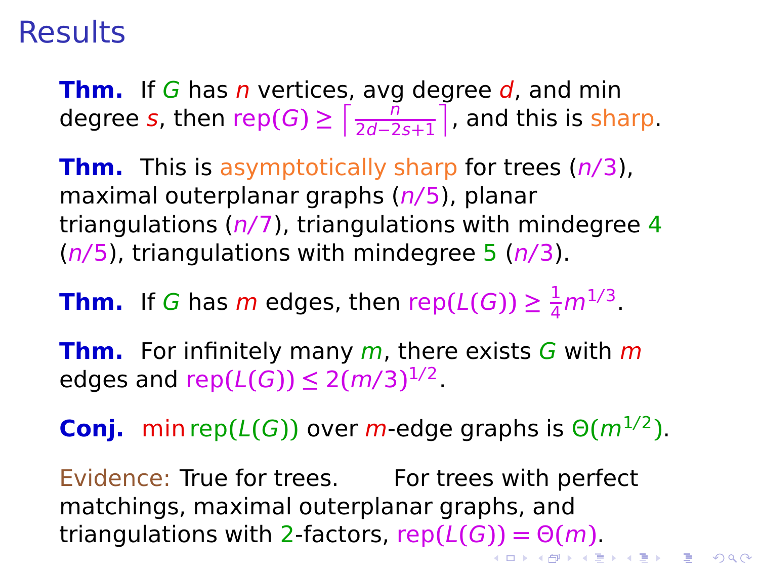# Results

**Thm.** If $G$ has $n$ vertices, avg degree $d$, and min degree $s$, then $\text{rep}(G) \geq \left\lceil \frac{n}{2d-2s+1} \right\rceil$, and this is sharp.

**Thm.** This is asymptotically sharp for trees ($n/3$), maximal outerplanar graphs ($n/5$), planar triangulations ($n/7$), triangulations with mindegree 4 ($n/5$), triangulations with mindegree 5 ($n/3$).

**Thm.** If $G$ has $m$ edges, then $\text{rep}(L(G)) \geq \frac{1}{4}m^{1/3}$.

**Thm.** For infinitely many $m$, there exists $G$ with $m$ edges and $\text{rep}(L(G)) \leq 2(m/3)^{1/2}$.

**Conj.** $\min \text{rep}(L(G))$ over $m$-edge graphs is $\Theta(m^{1/2})$.

Evidence: True for trees. For trees with perfect matchings, maximal outerplanar graphs, and triangulations with 2-factors, $\text{rep}(L(G)) = \Theta(m)$.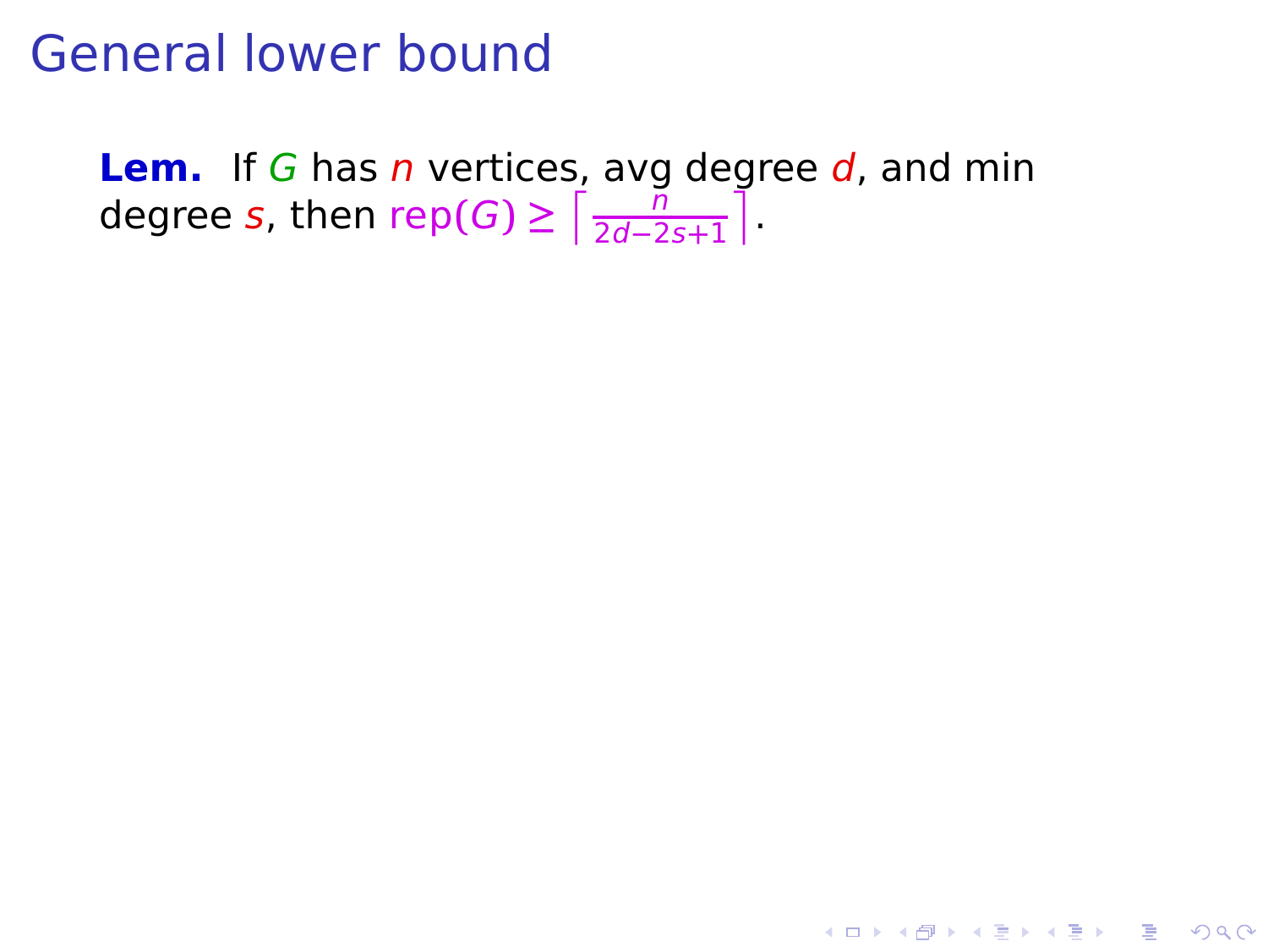# General lower bound

**Lem.** If $G$ has $n$ vertices, avg degree $d$, and min degree $s$, then $\text{rep}(G) \geq \left\lceil \frac{n}{2d-2s+1} \right\rceil$.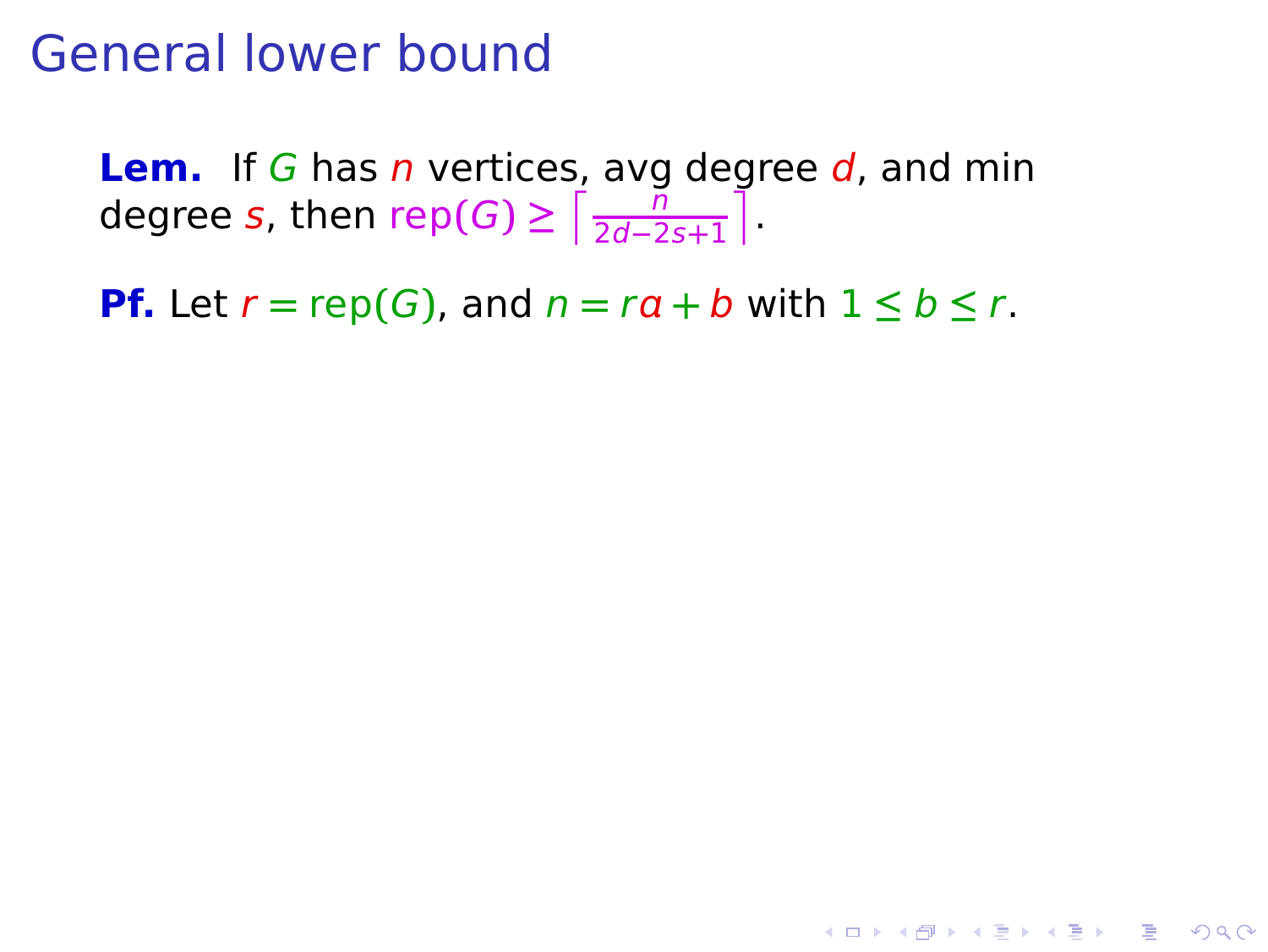# General lower bound

**Lem.** If $G$ has $n$ vertices, avg degree $d$, and min degree $s$, then $\text{rep}(G) \geq \left\lceil \frac{n}{2d-2s+1} \right\rceil$.

**Pf.** Let $r = \text{rep}(G)$, and $n = ra + b$ with $1 \leq b \leq r$.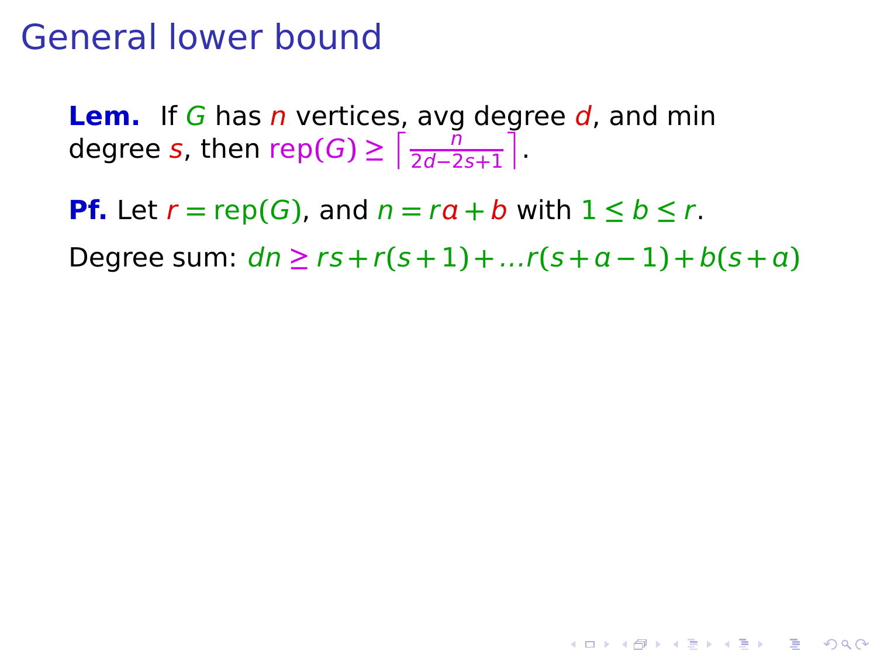# General lower bound

**Lem.** If $G$ has $n$ vertices, avg degree $d$, and min degree $s$, then $\text{rep}(G) \geq \left\lceil \frac{n}{2d-2s+1} \right\rceil$.

**Pf.** Let $r = \text{rep}(G)$, and $n = ra + b$ with $1 \leq b \leq r$.

Degree sum: $dn \geq rs + r(s+1) + \ldots r(s+a-1) + b(s+a)$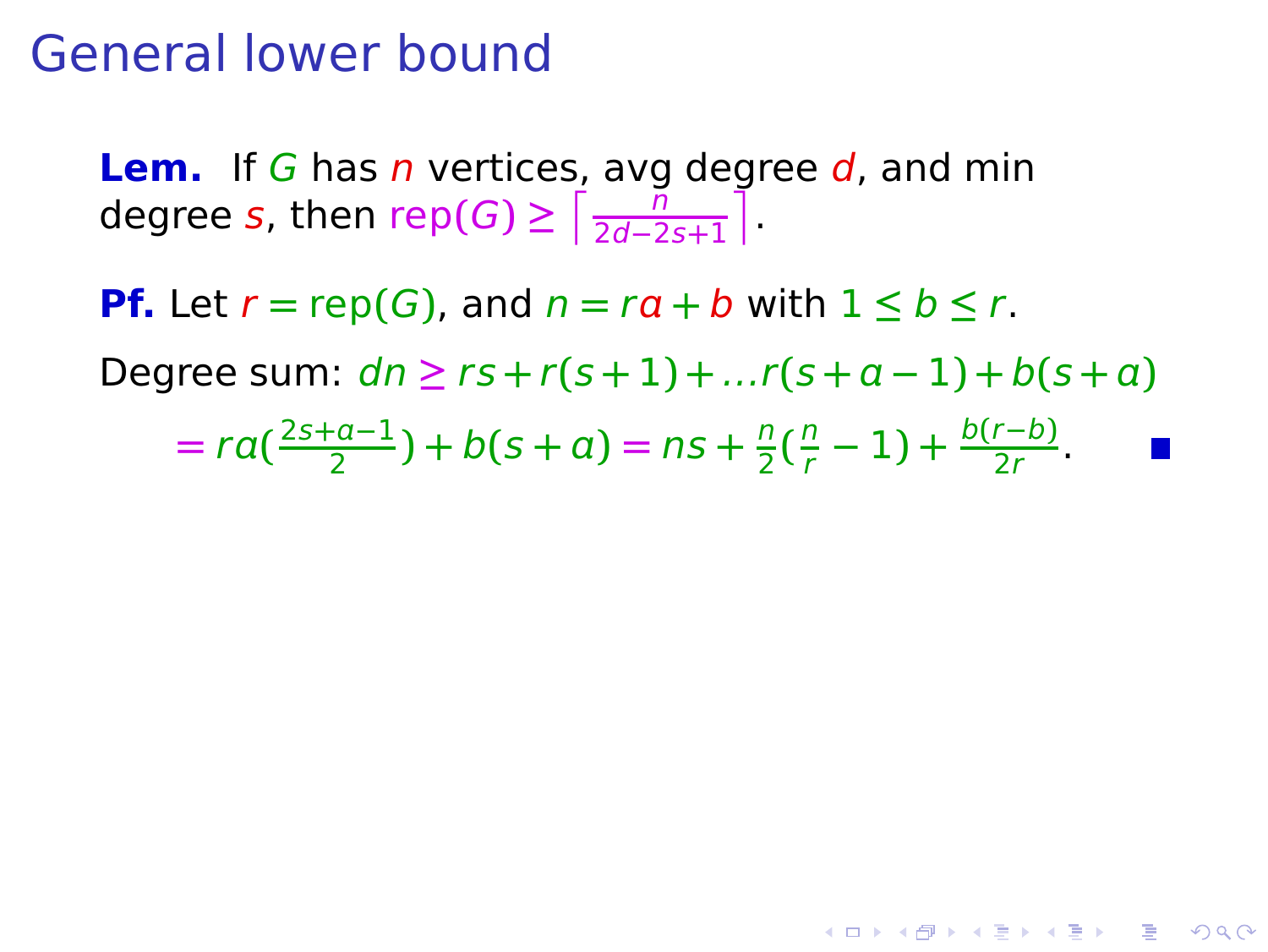# General lower bound

**Lem.** If $G$ has $n$ vertices, avg degree $d$, and min degree $s$, then $\text{rep}(G) \geq \left\lceil \frac{n}{2d-2s+1} \right\rceil$.

**Pf.** Let $r = \text{rep}(G)$, and $n = ra + b$ with $1 \leq b \leq r$.

Degree sum: $dn \geq rs + r(s+1) + \ldots r(s+a-1) + b(s+a)$

$$= ra(\tfrac{2s+a-1}{2}) + b(s+a) = ns + \tfrac{n}{2}(\tfrac{n}{r} - 1) + \tfrac{b(r-b)}{2r}.$$

■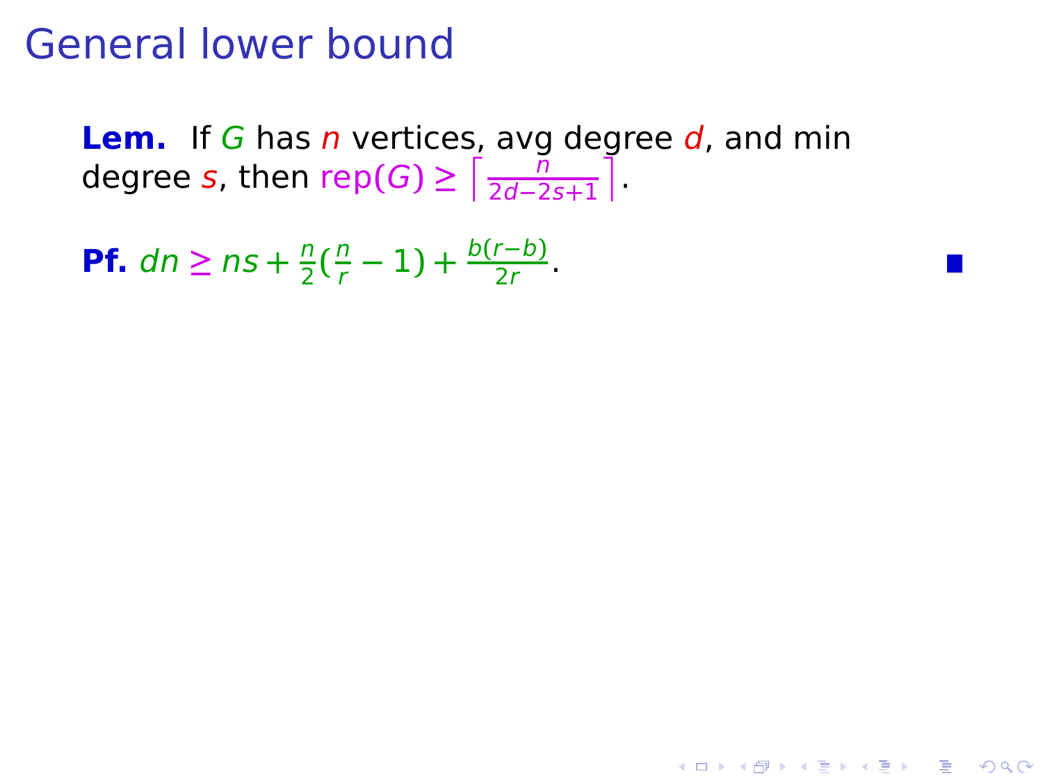# General lower bound

**Lem.** If $G$ has $n$ vertices, avg degree $d$, and min degree $s$, then $\mathrm{rep}(G) \geq \left\lceil \frac{n}{2d-2s+1} \right\rceil$.

**Pf.** $dn \geq ns + \frac{n}{2}(\frac{n}{r} - 1) + \frac{b(r-b)}{2r}$. ∎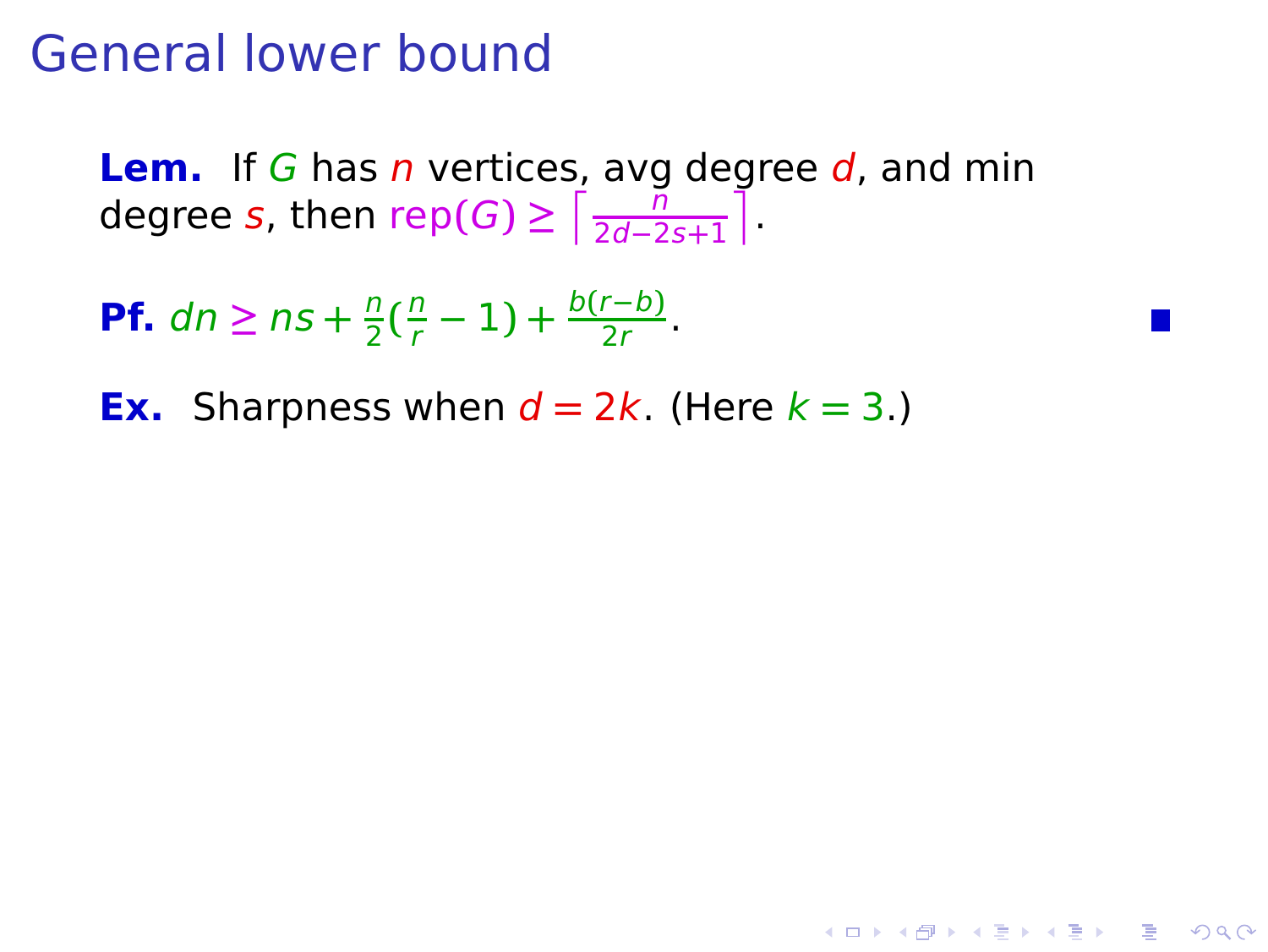# General lower bound

**Lem.** If $G$ has $n$ vertices, avg degree $d$, and min degree $s$, then $\text{rep}(G) \geq \left\lceil \frac{n}{2d-2s+1} \right\rceil$.

**Pf.** $dn \geq ns + \frac{n}{2}(\frac{n}{r} - 1) + \frac{b(r-b)}{2r}$. ∎

**Ex.** Sharpness when $d = 2k$. (Here $k = 3$.)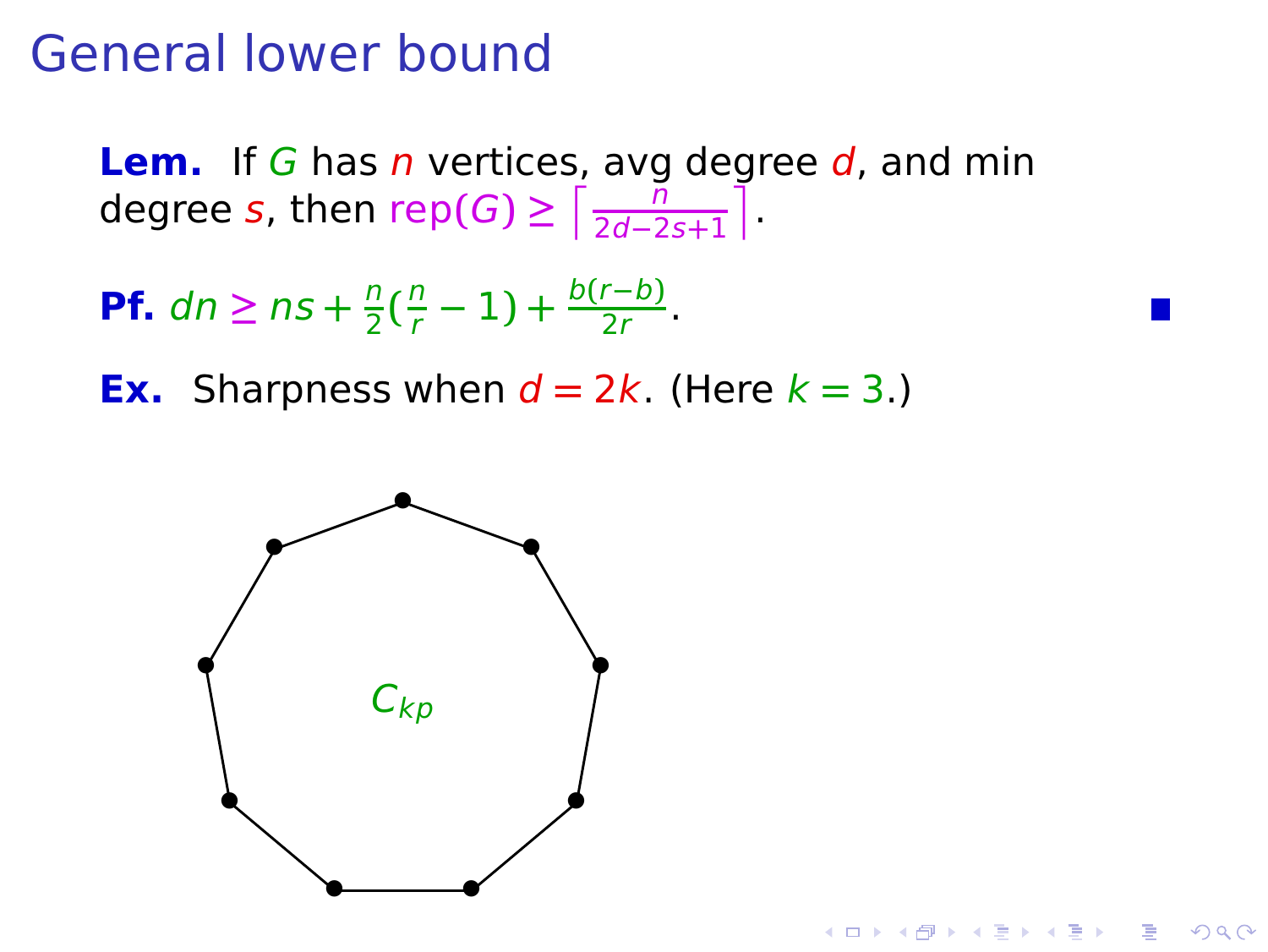# General lower bound

**Lem.** If $G$ has $n$ vertices, avg degree $d$, and min degree $s$, then $\text{rep}(G) \geq \left\lceil \frac{n}{2d-2s+1} \right\rceil$.

**Pf.** $dn \geq ns + \frac{n}{2}(\frac{n}{r} - 1) + \frac{b(r-b)}{2r}$. ∎

**Ex.** Sharpness when $d = 2k$. (Here $k = 3$.)

$C_{kp}$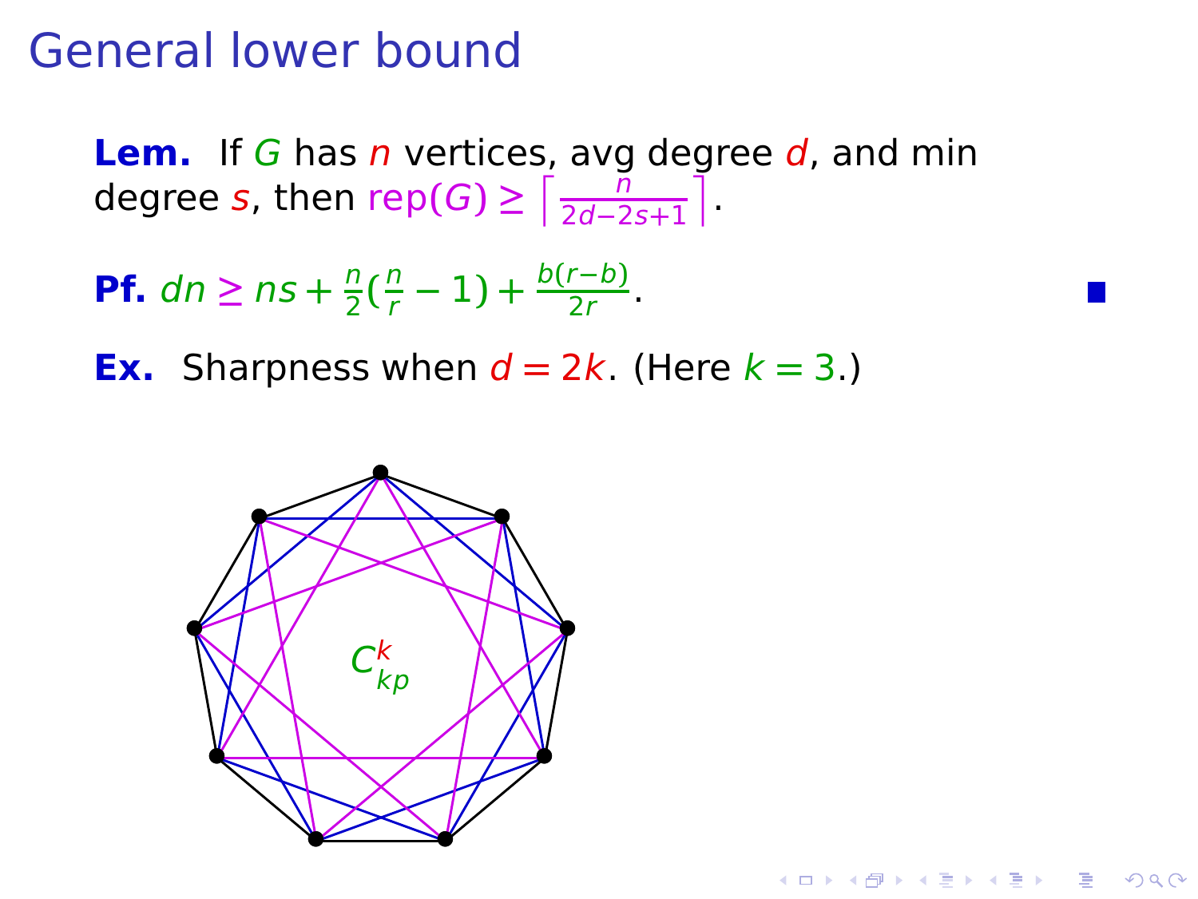# General lower bound

**Lem.** If $G$ has $n$ vertices, avg degree $d$, and min degree $s$, then $\text{rep}(G) \geq \left\lceil \frac{n}{2d-2s+1} \right\rceil$.

**Pf.** $dn \geq ns + \frac{n}{2}(\frac{n}{r} - 1) + \frac{b(r-b)}{2r}$. ∎

**Ex.** Sharpness when $d = 2k$. (Here $k = 3$.)

$C_{kp}^{k}$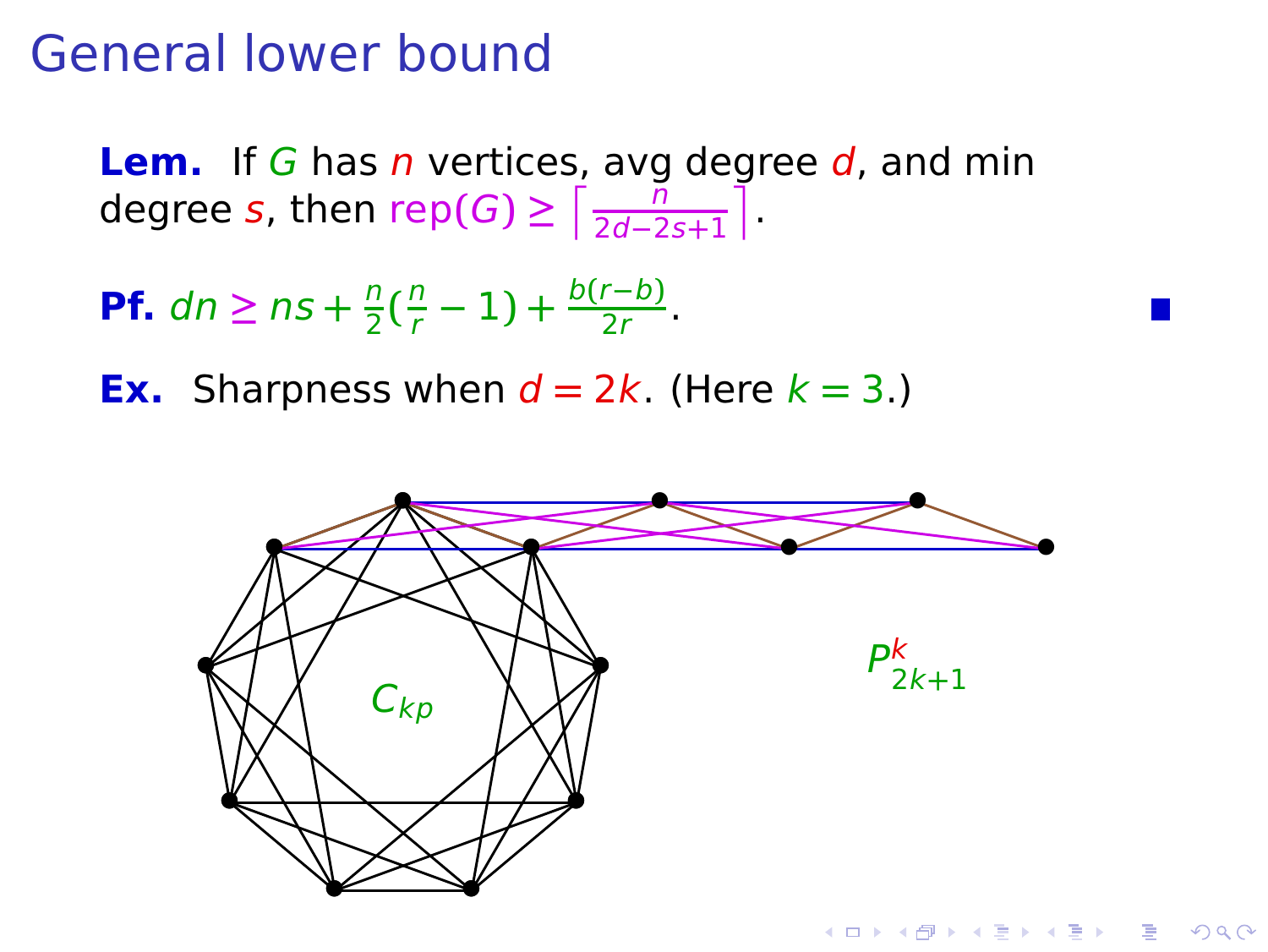# General lower bound

**Lem.** If $G$ has $n$ vertices, avg degree $d$, and min degree $s$, then $\text{rep}(G) \geq \left\lceil \frac{n}{2d-2s+1} \right\rceil$.

**Pf.** $dn \geq ns + \frac{n}{2}(\frac{n}{r} - 1) + \frac{b(r-b)}{2r}$. ■

**Ex.** Sharpness when $d = 2k$. (Here $k = 3$.)

$C_{kp}$

$P_{2k+1}^{k}$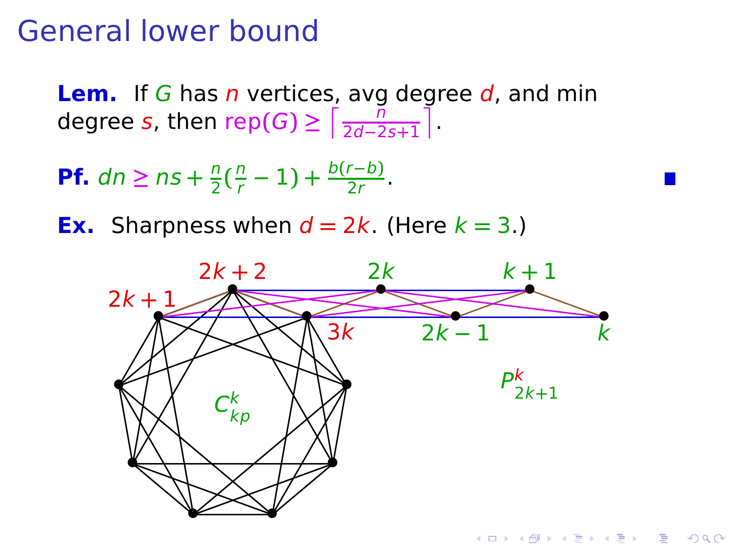# General lower bound

**Lem.** If $G$ has $n$ vertices, avg degree $d$, and min degree $s$, then $\text{rep}(G) \geq \left\lceil \frac{n}{2d-2s+1} \right\rceil$.

**Pf.** $dn \geq ns + \frac{n}{2}(\frac{n}{r} - 1) + \frac{b(r-b)}{2r}$. ■

**Ex.** Sharpness when $d = 2k$. (Here $k = 3$.)

$2k+2$ $2k$ $k+1$

$2k+1$ $3k$ $2k-1$ $k$

$C_{kp}^{k}$ $P_{2k+1}^{k}$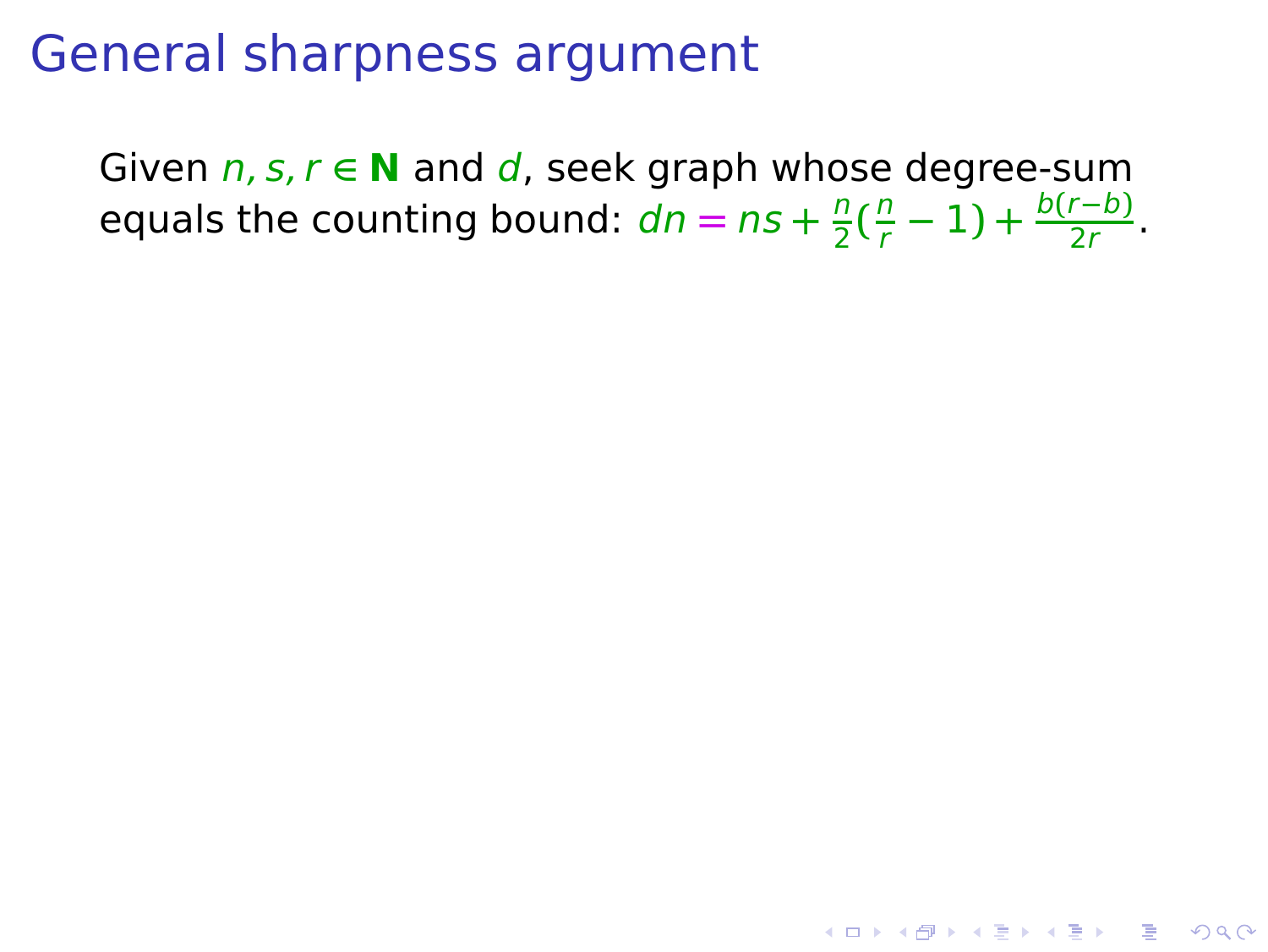# General sharpness argument

Given $n, s, r \in \mathbf{N}$ and $d$, seek graph whose degree-sum equals the counting bound: $dn = ns + \frac{n}{2}(\frac{n}{r} - 1) + \frac{b(r-b)}{2r}$.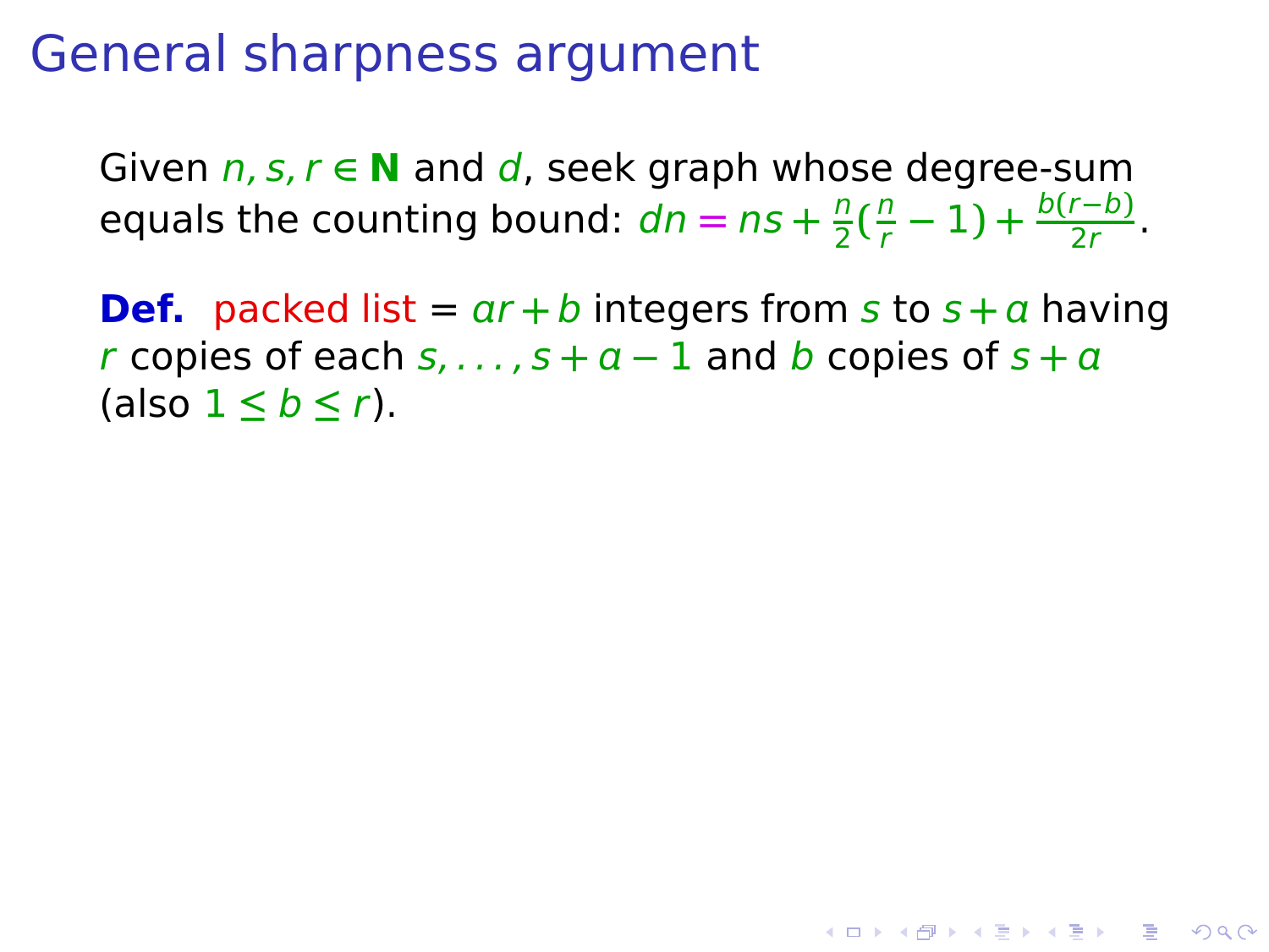# General sharpness argument

Given $n, s, r \in \mathbf{N}$ and $d$, seek graph whose degree-sum equals the counting bound: $dn = ns + \frac{n}{2}(\frac{n}{r} - 1) + \frac{b(r-b)}{2r}$.

**Def.** packed list = $ar + b$ integers from $s$ to $s + a$ having $r$ copies of each $s, \ldots, s + a - 1$ and $b$ copies of $s + a$ (also $1 \leq b \leq r$).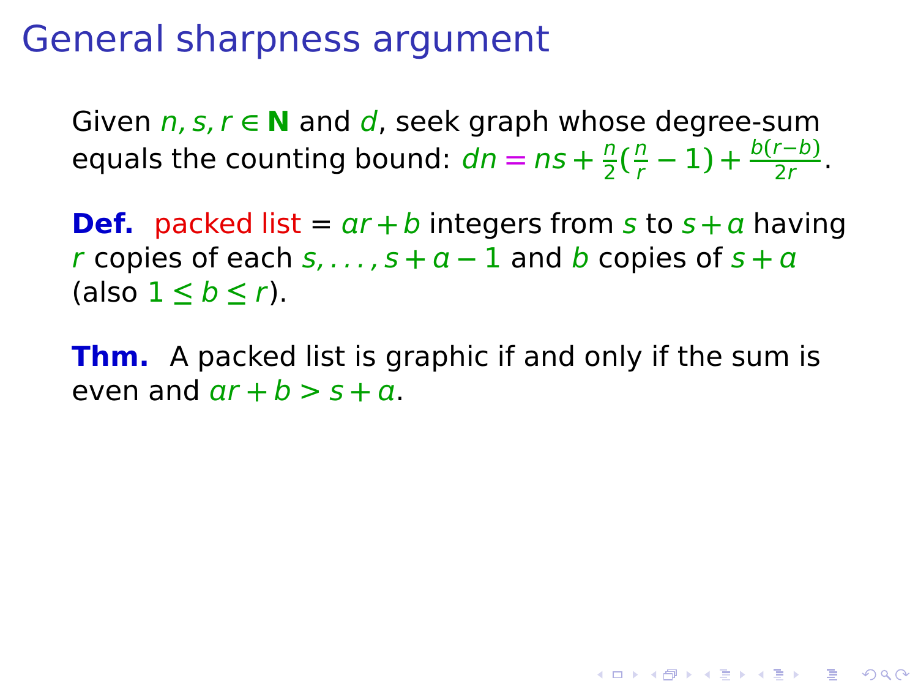# General sharpness argument

Given $n, s, r \in \mathbf{N}$ and $d$, seek graph whose degree-sum equals the counting bound: $dn = ns + \frac{n}{2}(\frac{n}{r} - 1) + \frac{b(r-b)}{2r}$.

**Def.** packed list = $ar + b$ integers from $s$ to $s + a$ having $r$ copies of each $s, \ldots, s + a - 1$ and $b$ copies of $s + a$ (also $1 \le b \le r$).

**Thm.** A packed list is graphic if and only if the sum is even and $ar + b > s + a$.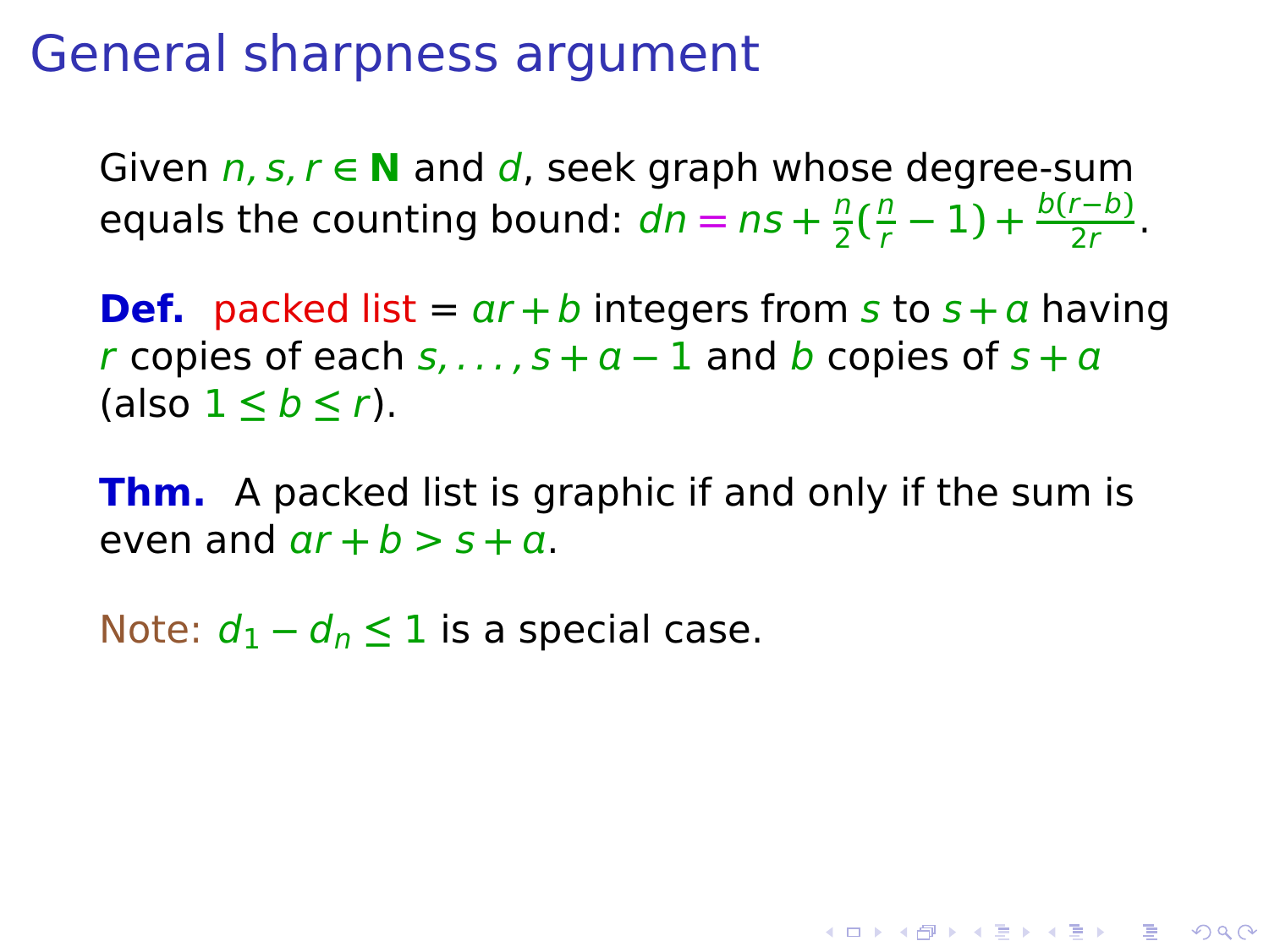# General sharpness argument

Given $n, s, r \in \mathbf{N}$ and $d$, seek graph whose degree-sum equals the counting bound: $dn = ns + \frac{n}{2}(\frac{n}{r} - 1) + \frac{b(r-b)}{2r}$.

**Def.** packed list = $ar + b$ integers from $s$ to $s + a$ having $r$ copies of each $s, \ldots, s + a - 1$ and $b$ copies of $s + a$ (also $1 \leq b \leq r$).

**Thm.** A packed list is graphic if and only if the sum is even and $ar + b > s + a$.

Note: $d_1 - d_n \leq 1$ is a special case.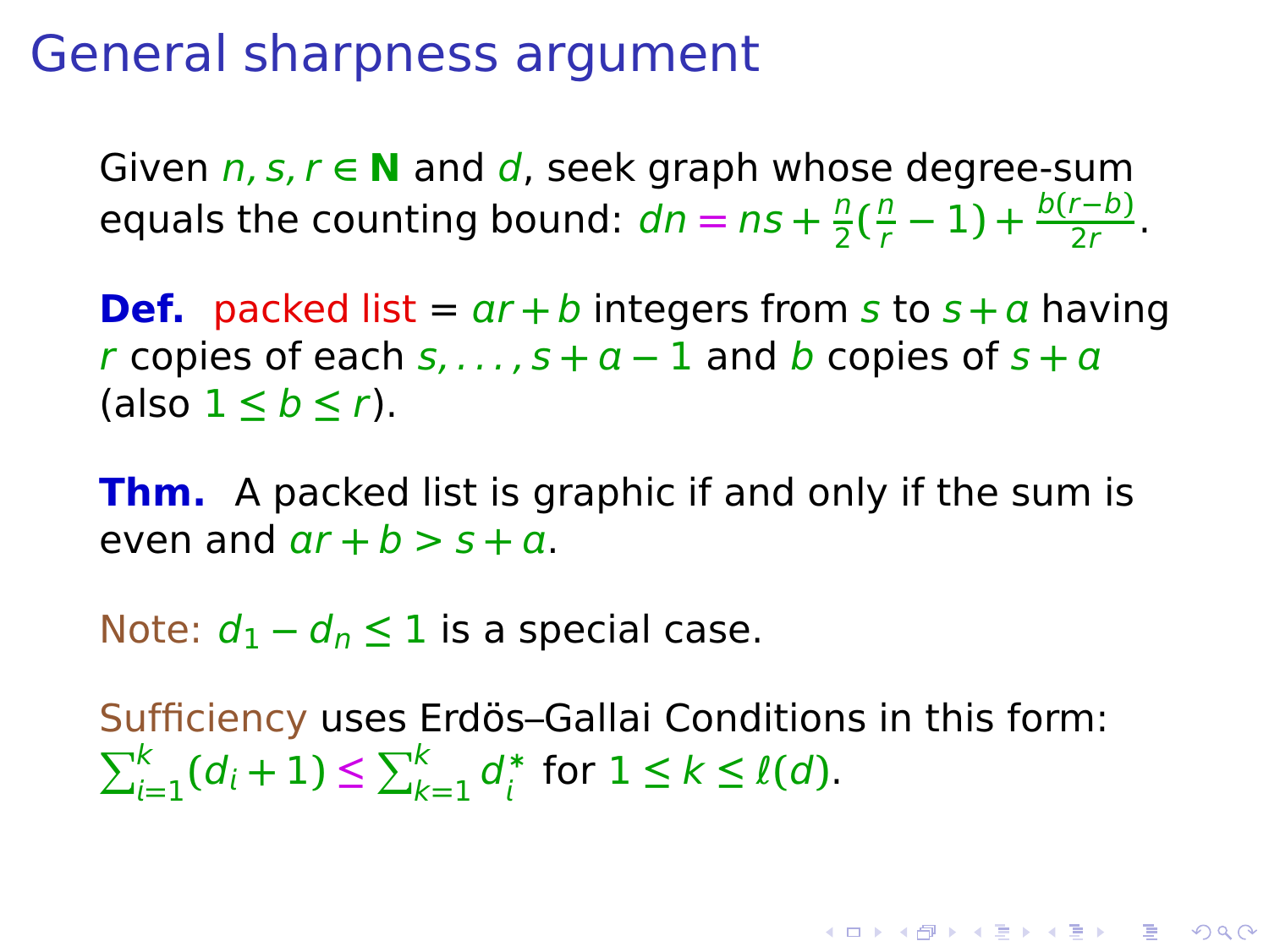# General sharpness argument

Given $n, s, r \in \mathbf{N}$ and $d$, seek graph whose degree-sum equals the counting bound: $dn = ns + \frac{n}{2}(\frac{n}{r} - 1) + \frac{b(r-b)}{2r}$.

**Def.** packed list = $ar + b$ integers from $s$ to $s + a$ having $r$ copies of each $s, \ldots, s + a - 1$ and $b$ copies of $s + a$ (also $1 \le b \le r$).

**Thm.** A packed list is graphic if and only if the sum is even and $ar + b > s + a$.

Note: $d_1 - d_n \le 1$ is a special case.

Sufficiency uses Erdös–Gallai Conditions in this form:
$\sum_{i=1}^{k}(d_i + 1) \le \sum_{k=1}^{k} d_i^*$ for $1 \le k \le \ell(d)$.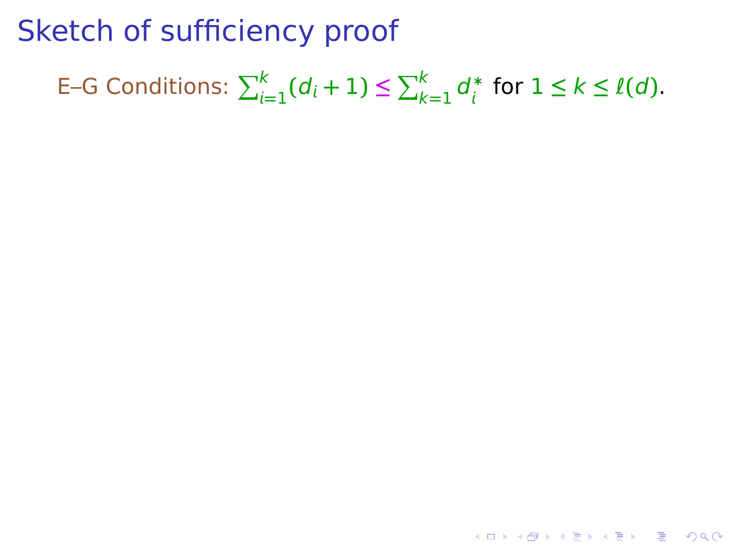# Sketch of sufficiency proof

E–G Conditions: $\sum_{i=1}^{k}(d_i + 1) \leq \sum_{k=1}^{k} d_i^*$ for $1 \leq k \leq \ell(d)$.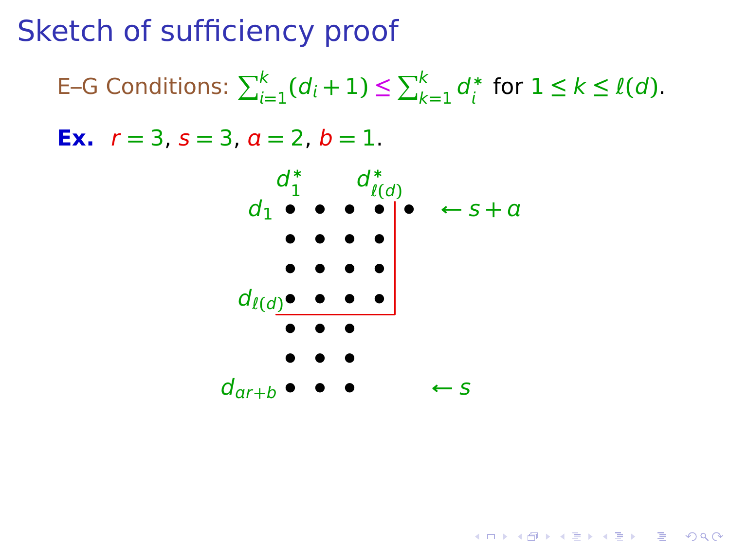# Sketch of sufficiency proof

E–G Conditions: $\sum_{i=1}^{k}(d_i + 1) \leq \sum_{k=1}^{k} d_i^*$ for $1 \leq k \leq \ell(d)$.

**Ex.** $r = 3$, $s = 3$, $a = 2$, $b = 1$.

```
            d*_1       d*_ℓ(d)
d_1         ●   ●   ●   ● | ●     ← s + a
            ●   ●   ●   ● |
            ●   ●   ●   ● |
d_ℓ(d)      ●   ●   ●   ● |
           ---------------+
            ●   ●   ●
            ●   ●   ●
d_ar+b      ●   ●   ●             ← s
```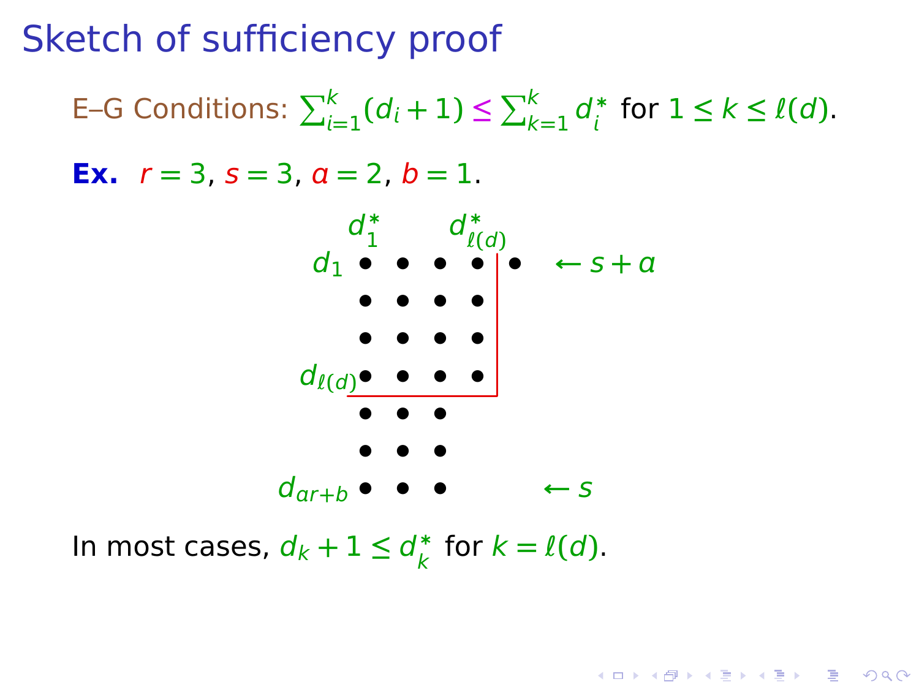# Sketch of sufficiency proof

E–G Conditions: $\sum_{i=1}^{k}(d_i + 1) \leq \sum_{k=1}^{k} d_i^*$ for $1 \leq k \leq \ell(d)$.

**Ex.** $r = 3$, $s = 3$, $a = 2$, $b = 1$.

$$
\begin{array}{r|ccccc|l}
 & d_1^* & & & d_{\ell(d)}^* & & \\
d_1 & \bullet & \bullet & \bullet & \bullet & \bullet & \leftarrow s + a \\
 & \bullet & \bullet & \bullet & \bullet & & \\
 & \bullet & \bullet & \bullet & \bullet & & \\
d_{\ell(d)} & \bullet & \bullet & \bullet & \bullet & & \\
 & \bullet & \bullet & \bullet & & & \\
 & \bullet & \bullet & \bullet & & & \\
d_{ar+b} & \bullet & \bullet & \bullet & & & \leftarrow s
\end{array}
$$

In most cases, $d_k + 1 \leq d_k^*$ for $k = \ell(d)$.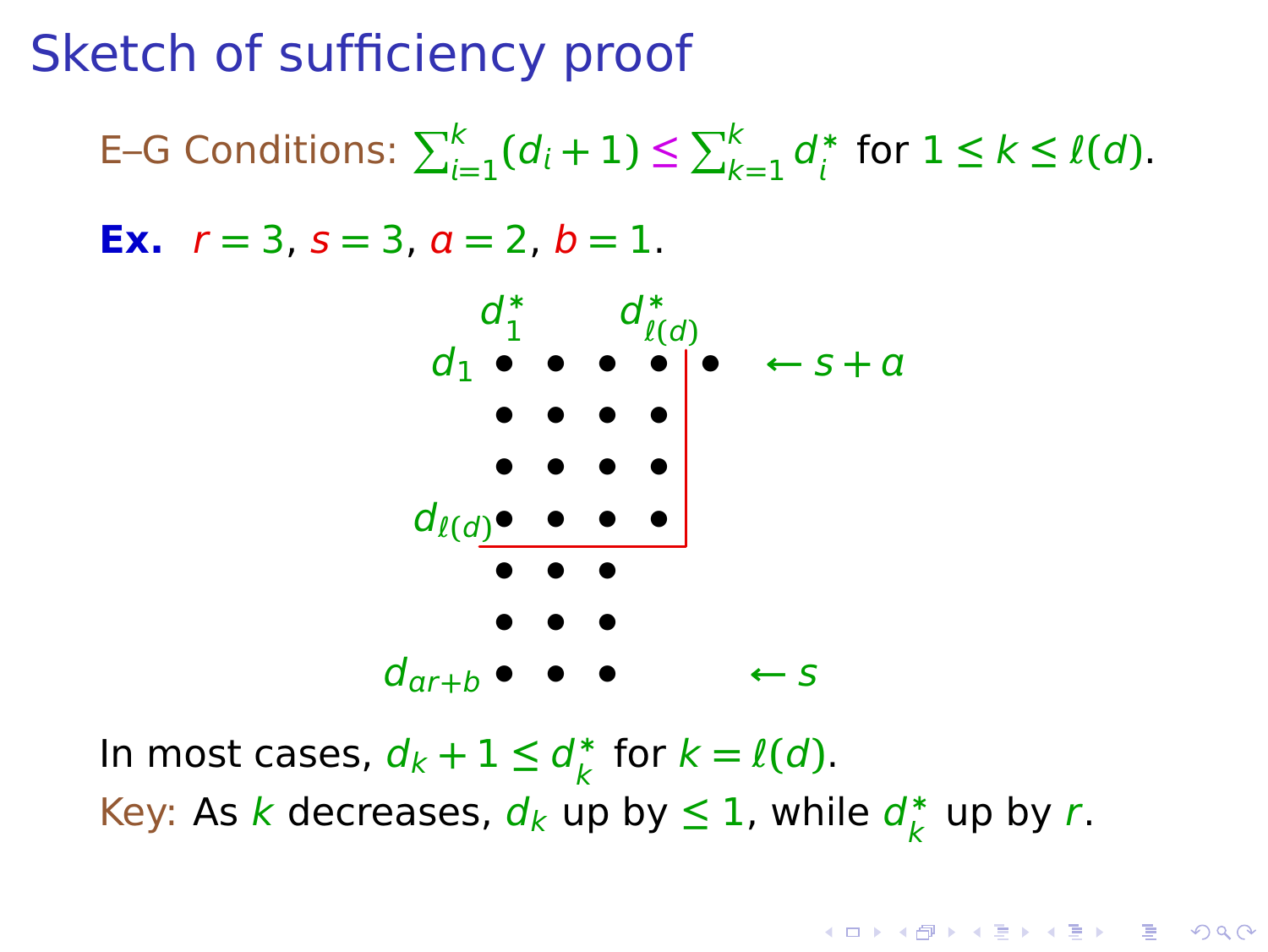# Sketch of sufficiency proof

E–G Conditions: $\sum_{i=1}^{k}(d_i+1) \leq \sum_{k=1}^{k} d_i^*$ for $1 \leq k \leq \ell(d)$.

**Ex.** $r=3$, $s=3$, $a=2$, $b=1$.

$d_1^*$ $\quad$ $d_{\ell(d)}^*$

$d_1$ ● ● ● ● ● $\leftarrow s+a$

● ● ● ●

● ● ● ●

$d_{\ell(d)}$ ● ● ● ●

● ● ●

● ● ●

$d_{ar+b}$ ● ● ● $\leftarrow s$

In most cases, $d_k+1 \leq d_k^*$ for $k=\ell(d)$.

Key: As $k$ decreases, $d_k$ up by $\leq 1$, while $d_k^*$ up by $r$.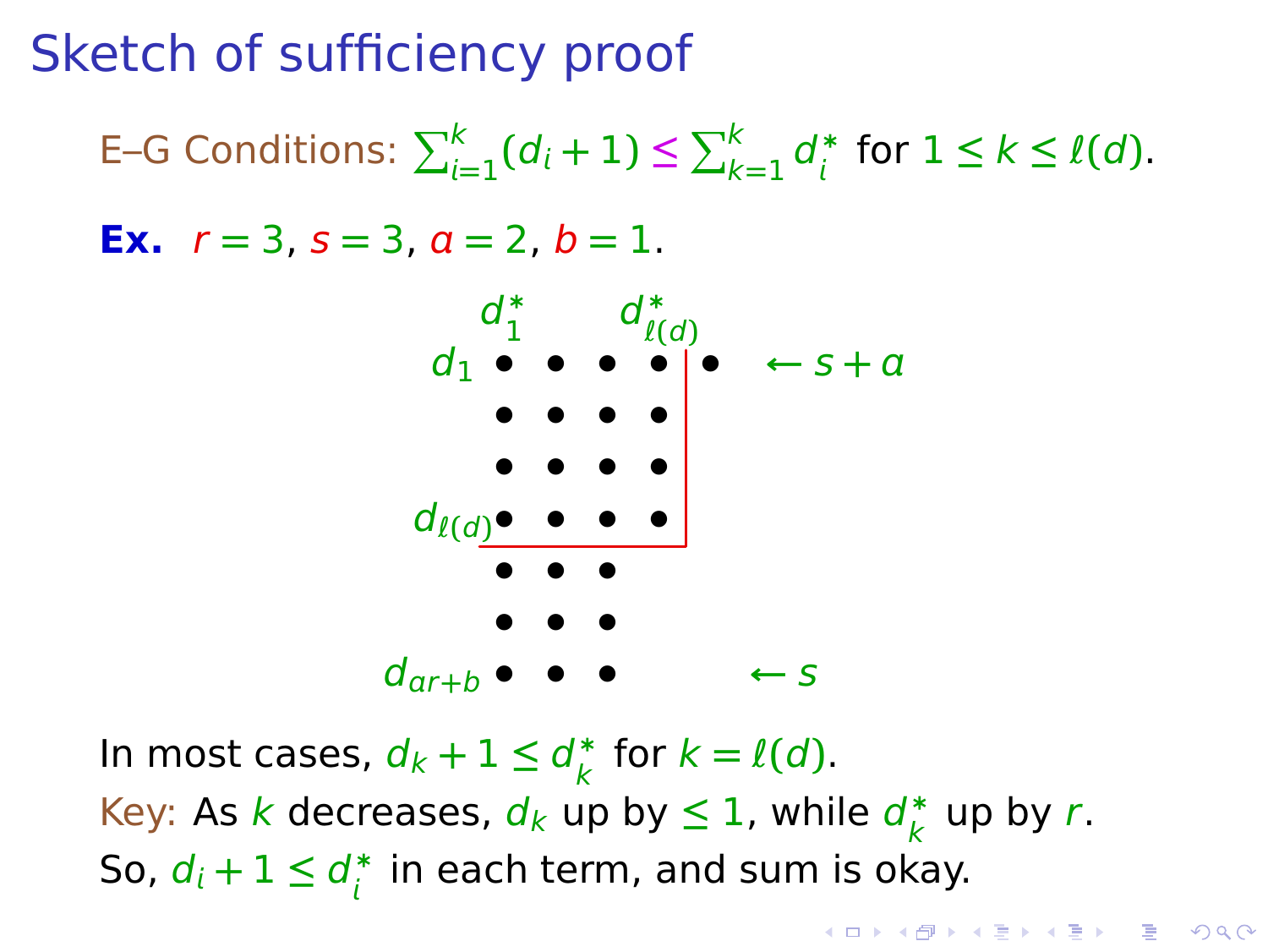# Sketch of sufficiency proof

E–G Conditions: $\sum_{i=1}^{k}(d_i+1) \leq \sum_{k=1}^{k} d_i^*$ for $1 \leq k \leq \ell(d)$.

**Ex.** $r=3$, $s=3$, $a=2$, $b=1$.

$d_1^*$ $\quad$ $d_{\ell(d)}^*$

$d_1$ • • • • • $\leftarrow s+a$

• • • •

• • • •

$d_{\ell(d)}$ • • • •

• • •

• • •

$d_{ar+b}$ • • • $\leftarrow s$

In most cases, $d_k + 1 \leq d_k^*$ for $k = \ell(d)$.

Key: As $k$ decreases, $d_k$ up by $\leq 1$, while $d_k^*$ up by $r$.

So, $d_i + 1 \leq d_i^*$ in each term, and sum is okay.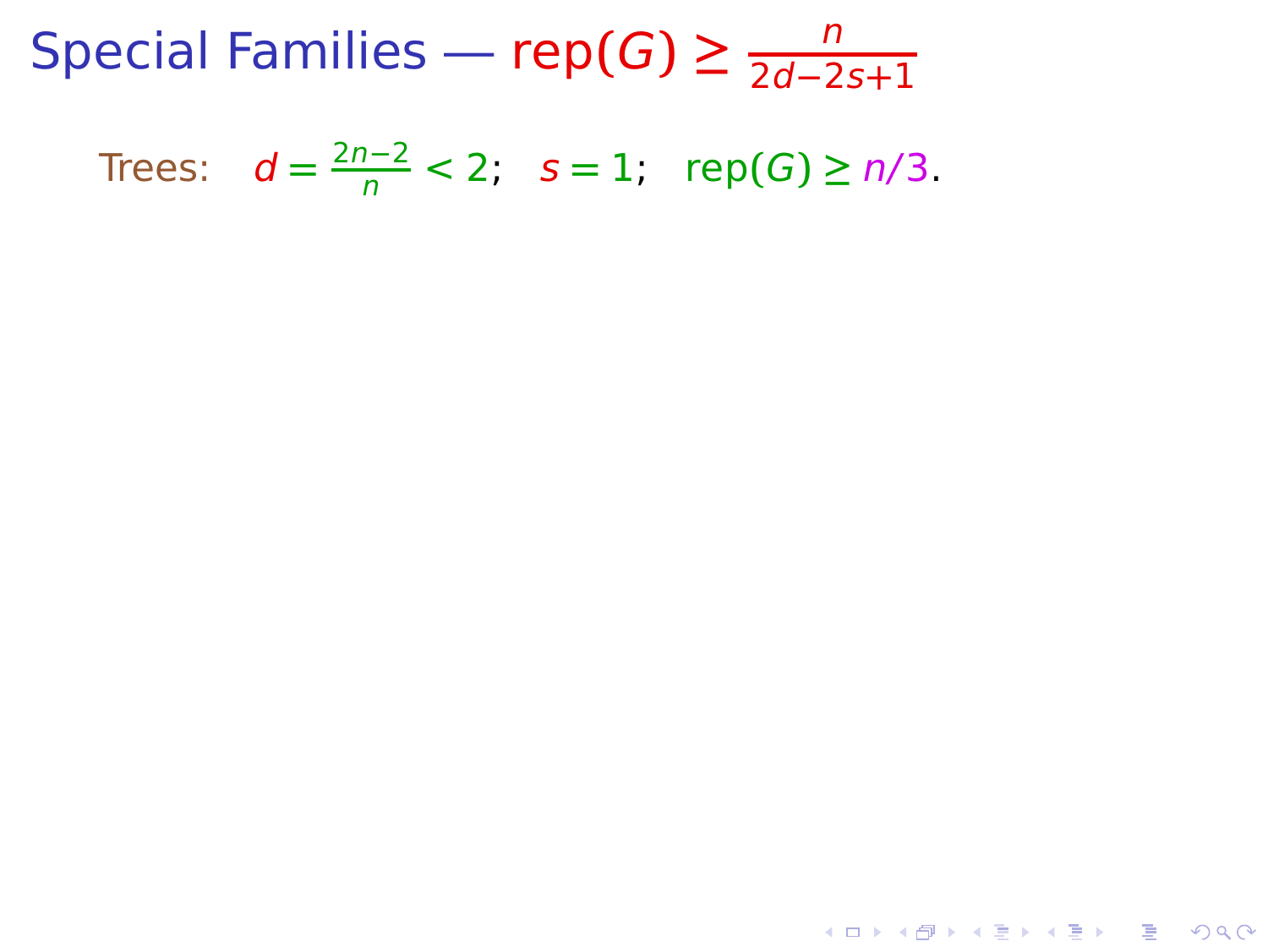# Special Families — $\mathrm{rep}(G) \geq \frac{n}{2d-2s+1}$

Trees: $d = \frac{2n-2}{n} < 2$; $s = 1$; $\mathrm{rep}(G) \geq n/3$.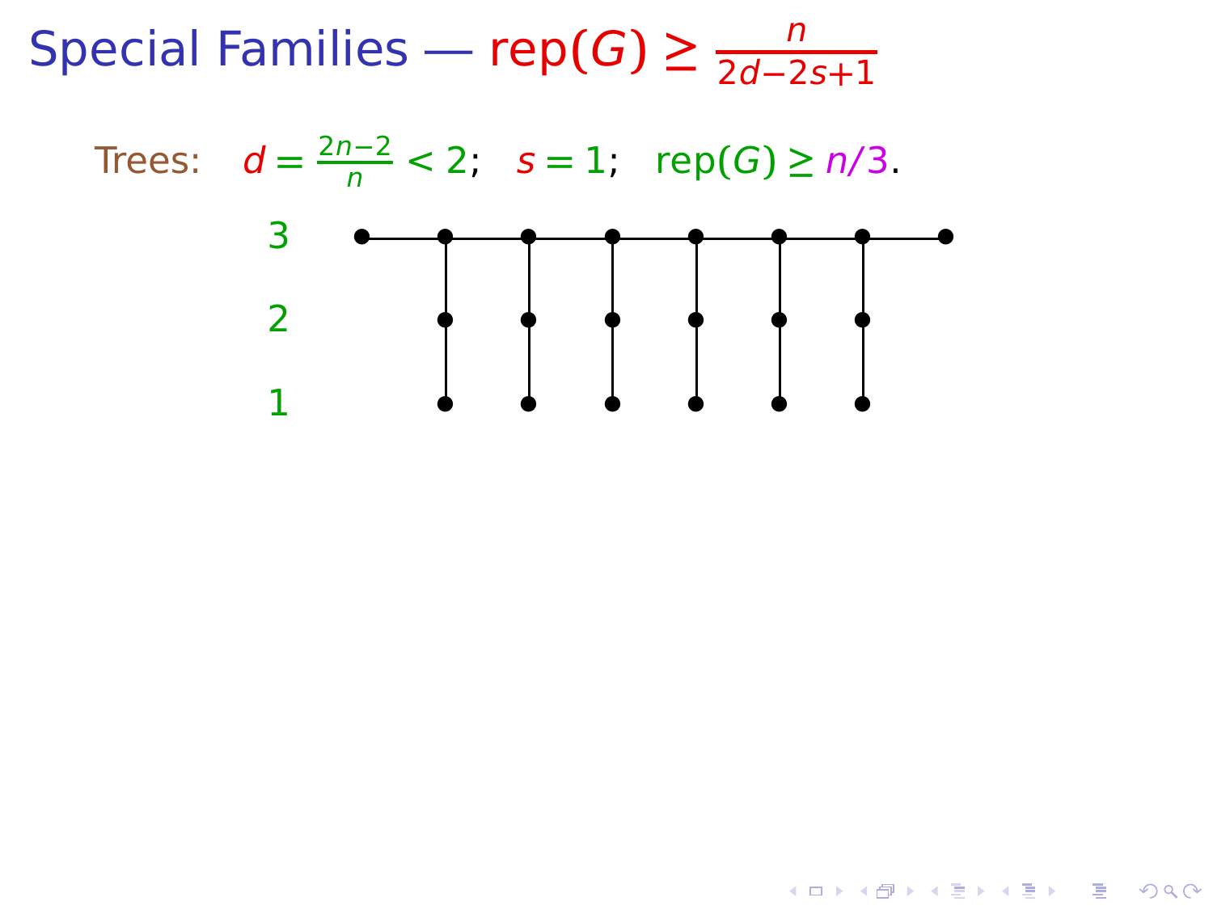# Special Families — $\text{rep}(G) \geq \frac{n}{2d-2s+1}$

Trees: $d = \frac{2n-2}{n} < 2$; $s = 1$; $\text{rep}(G) \geq n/3$.

3

2

1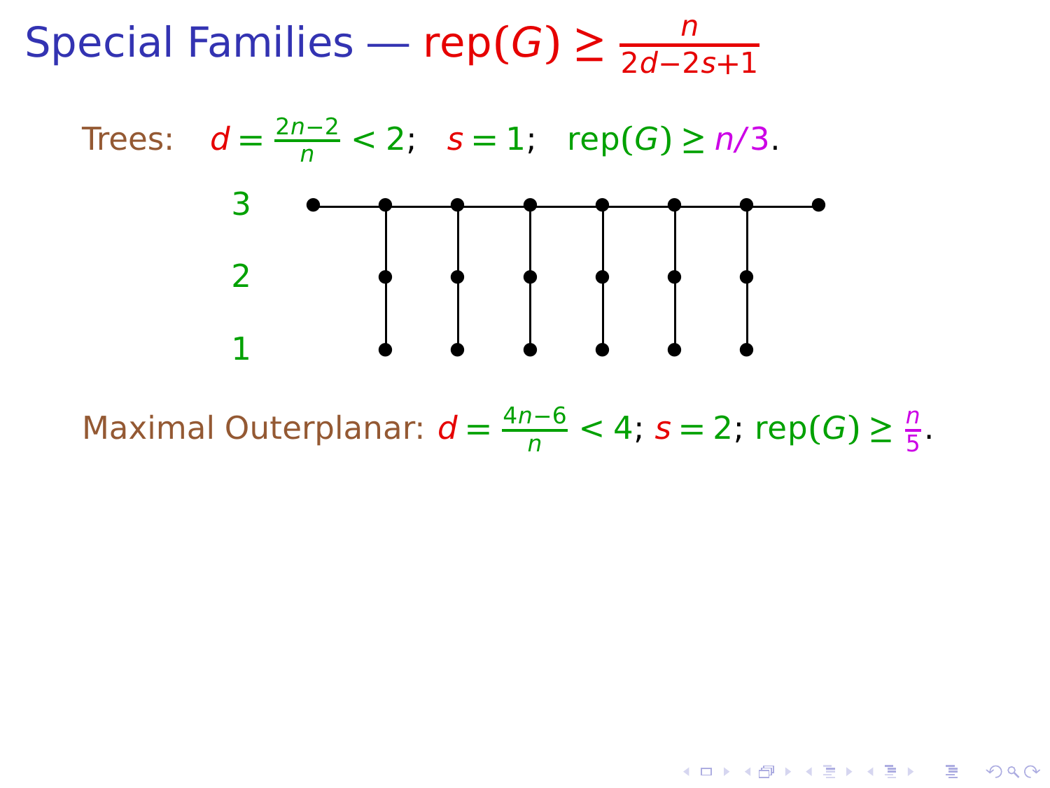# Special Families — $\text{rep}(G) \geq \frac{n}{2d-2s+1}$

Trees: $d = \frac{2n-2}{n} < 2$; $s = 1$; $\text{rep}(G) \geq n/3$.

3

2

1

Maximal Outerplanar: $d = \frac{4n-6}{n} < 4$; $s = 2$; $\text{rep}(G) \geq \frac{n}{5}$.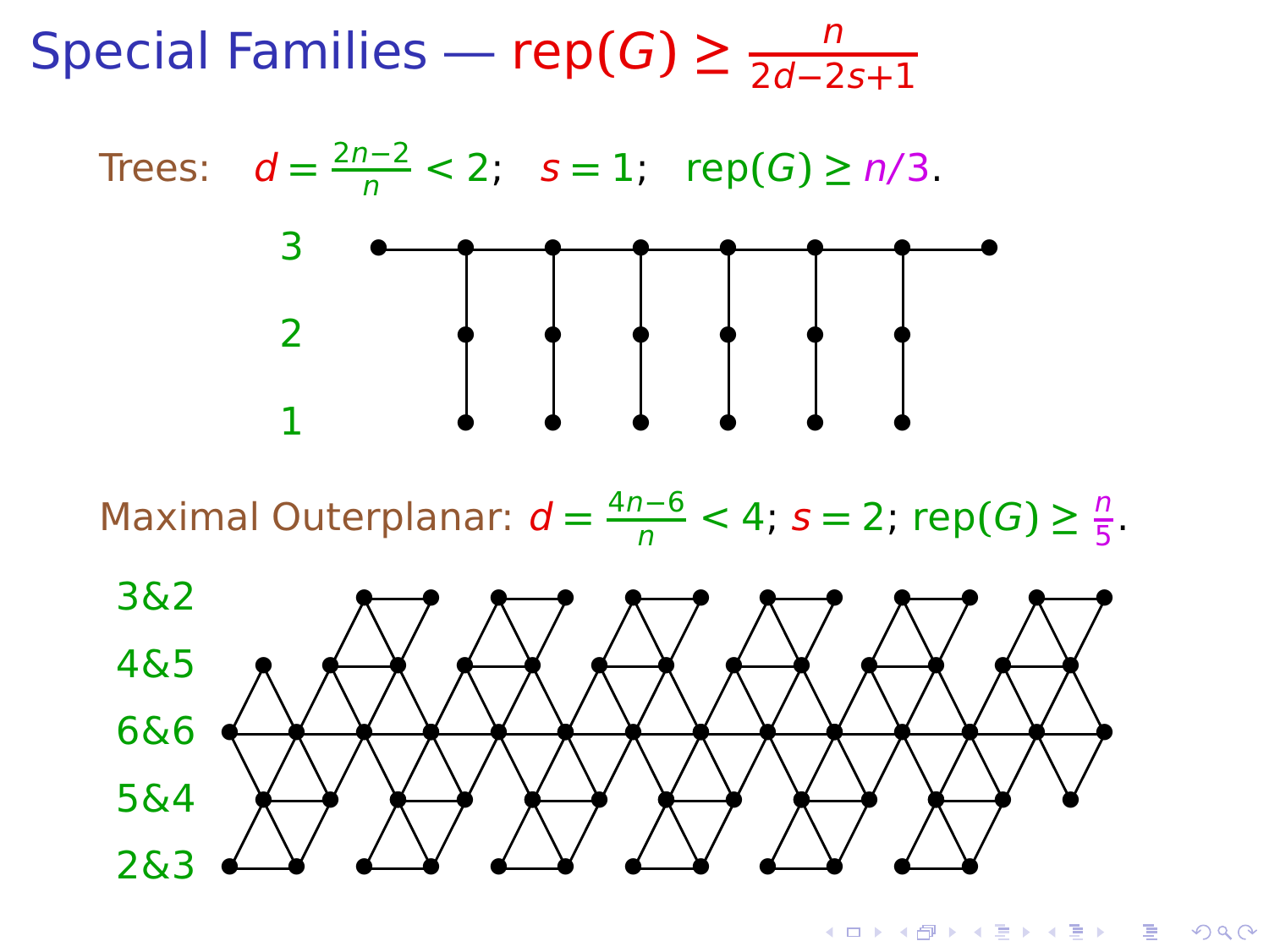# Special Families — $\text{rep}(G) \geq \frac{n}{2d-2s+1}$

**Trees:** $d = \frac{2n-2}{n} < 2$; $s = 1$; $\text{rep}(G) \geq n/3$.

3

2

1

**Maximal Outerplanar:** $d = \frac{4n-6}{n} < 4$; $s = 2$; $\text{rep}(G) \geq \frac{n}{5}$.

3&2

4&5

6&6

5&4

2&3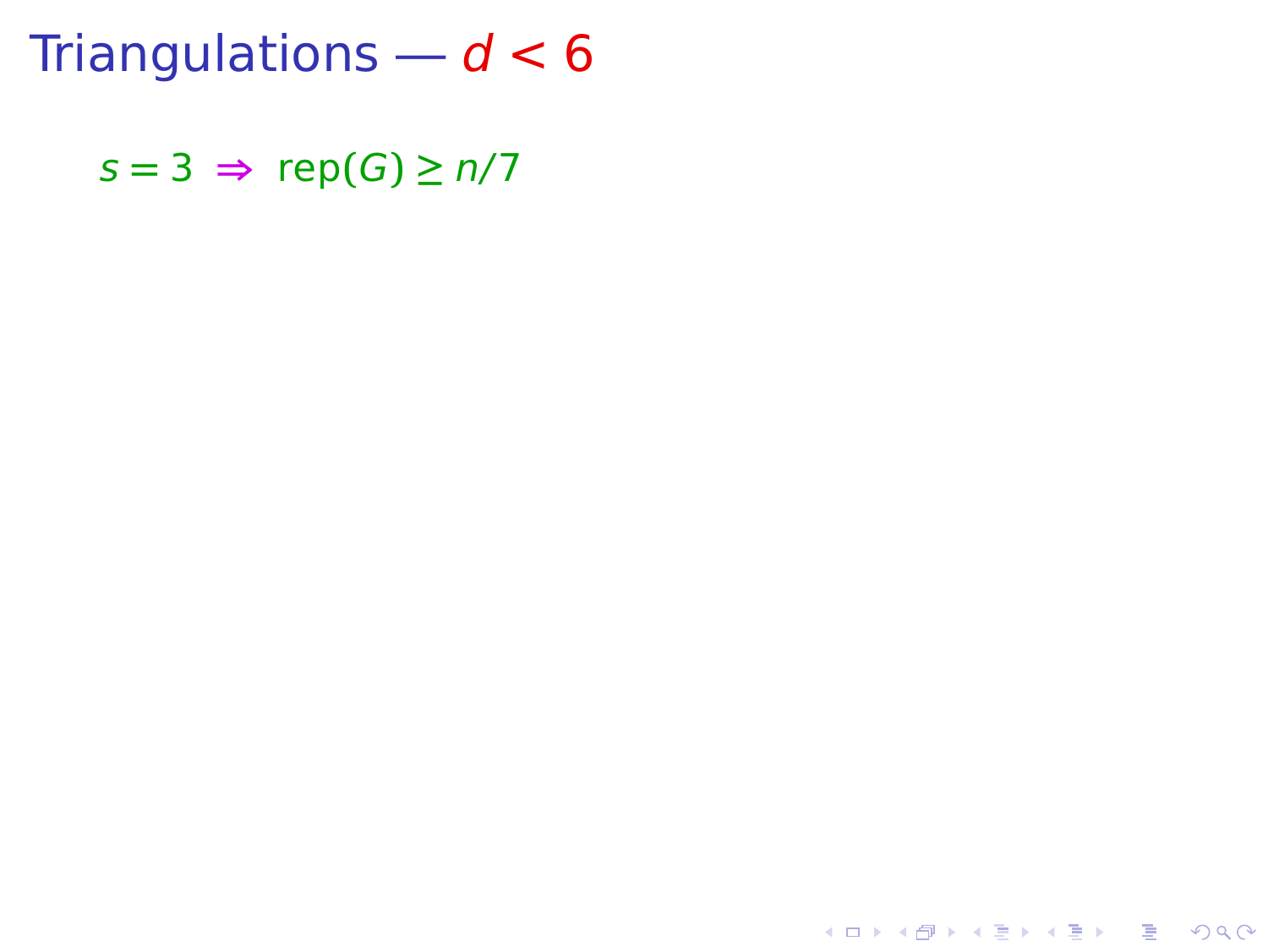# Triangulations — $d < 6$

$s = 3 \Rightarrow \text{rep}(G) \geq n/7$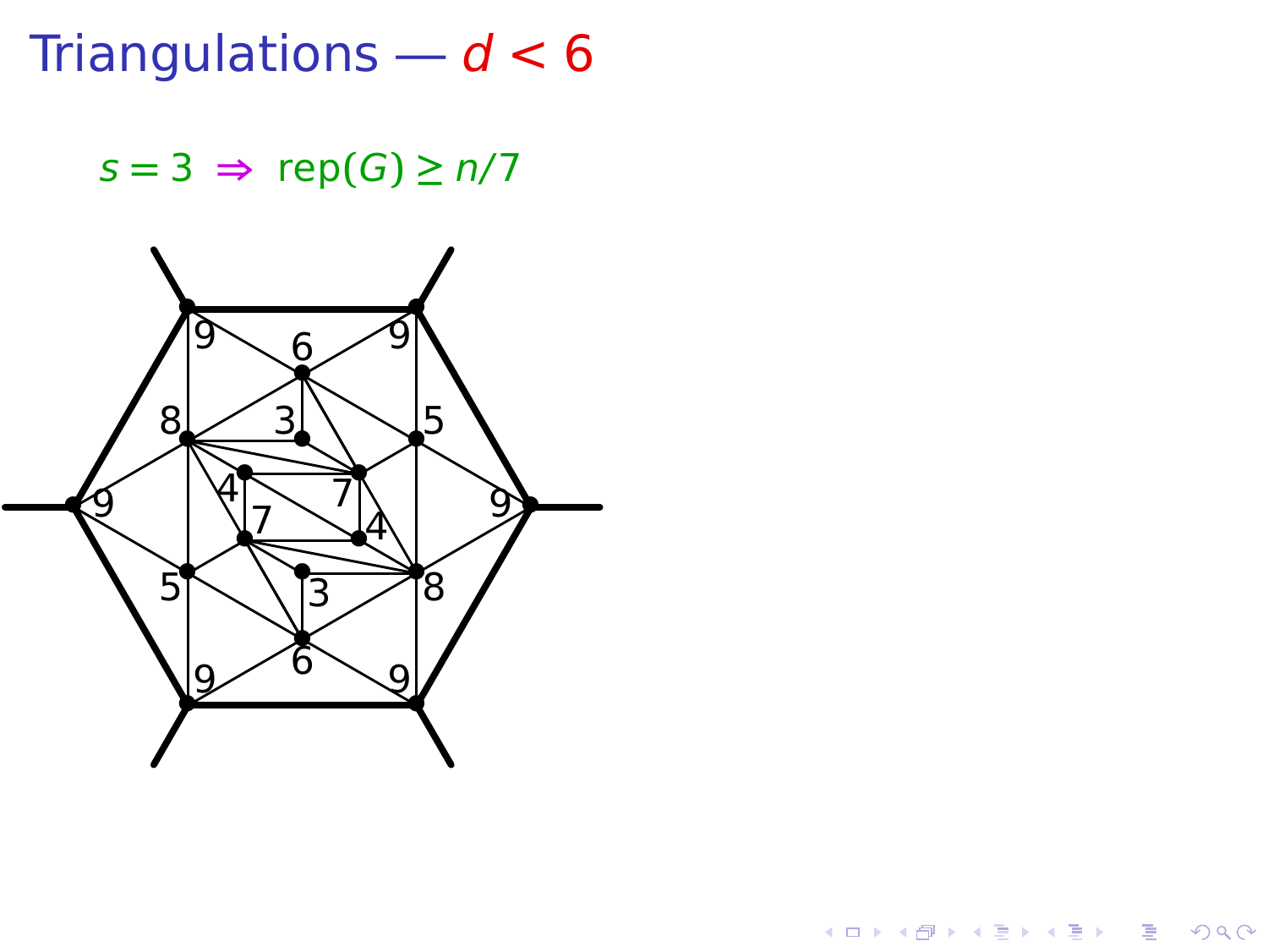# Triangulations — $d < 6$

$s = 3 \Rightarrow \text{rep}(G) \geq n/7$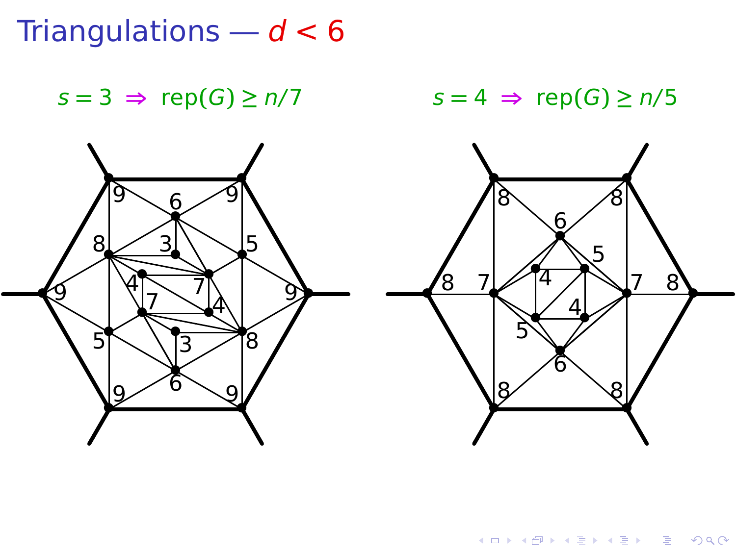# Triangulations — $d < 6$

$s = 3 \Rightarrow \text{rep}(G) \geq n/7$

$s = 4 \Rightarrow \text{rep}(G) \geq n/5$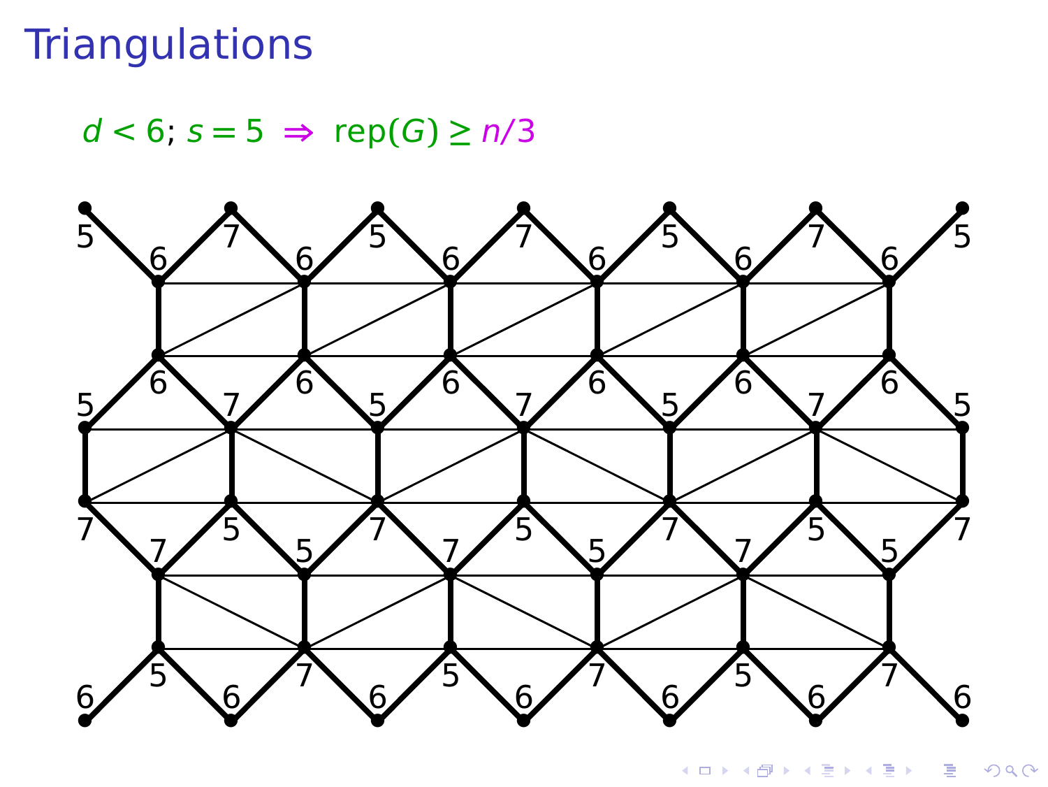# Triangulations

$d < 6$; $s = 5 \Rightarrow \text{rep}(G) \geq n/3$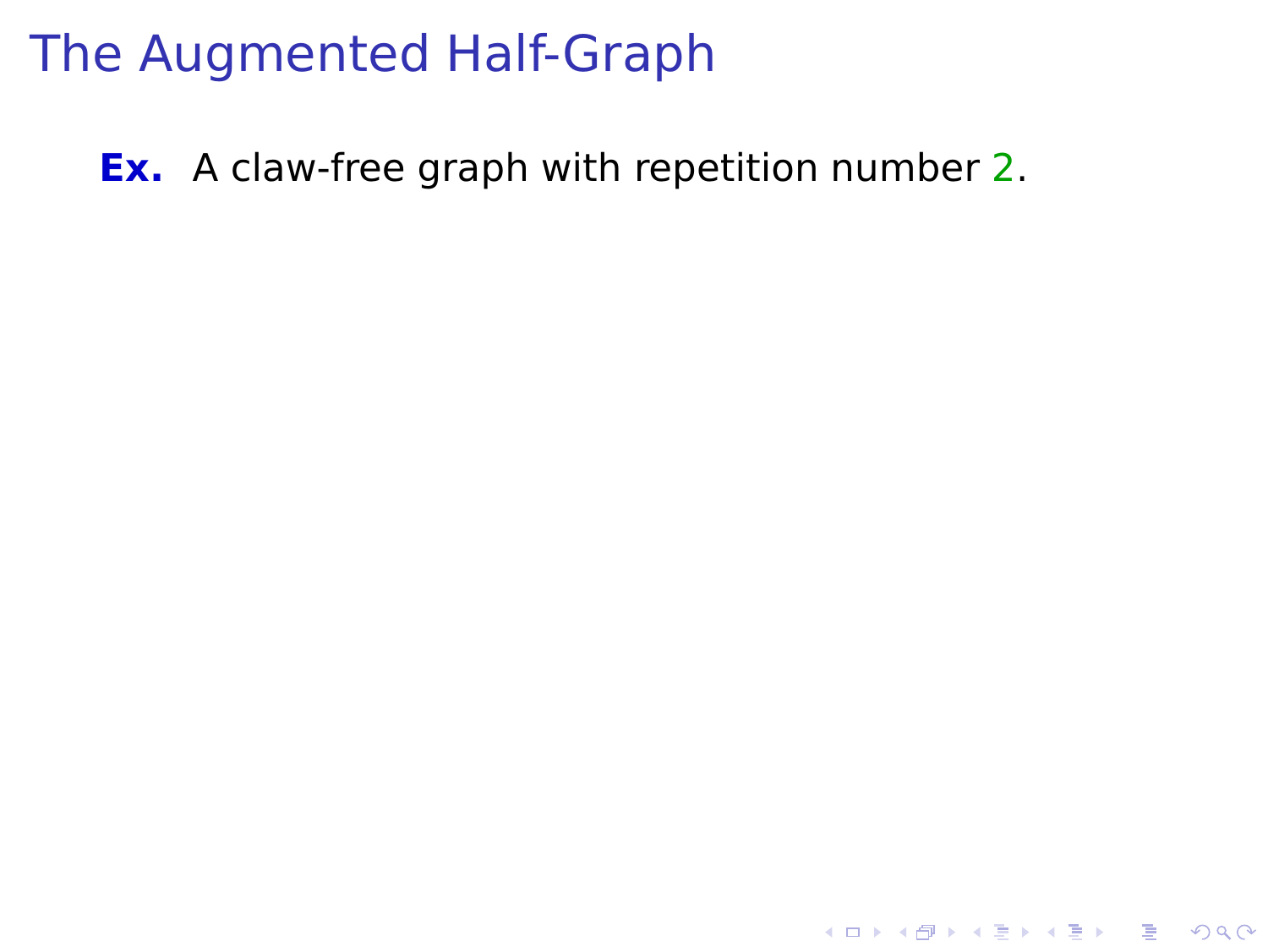# The Augmented Half-Graph

**Ex.** A claw-free graph with repetition number 2.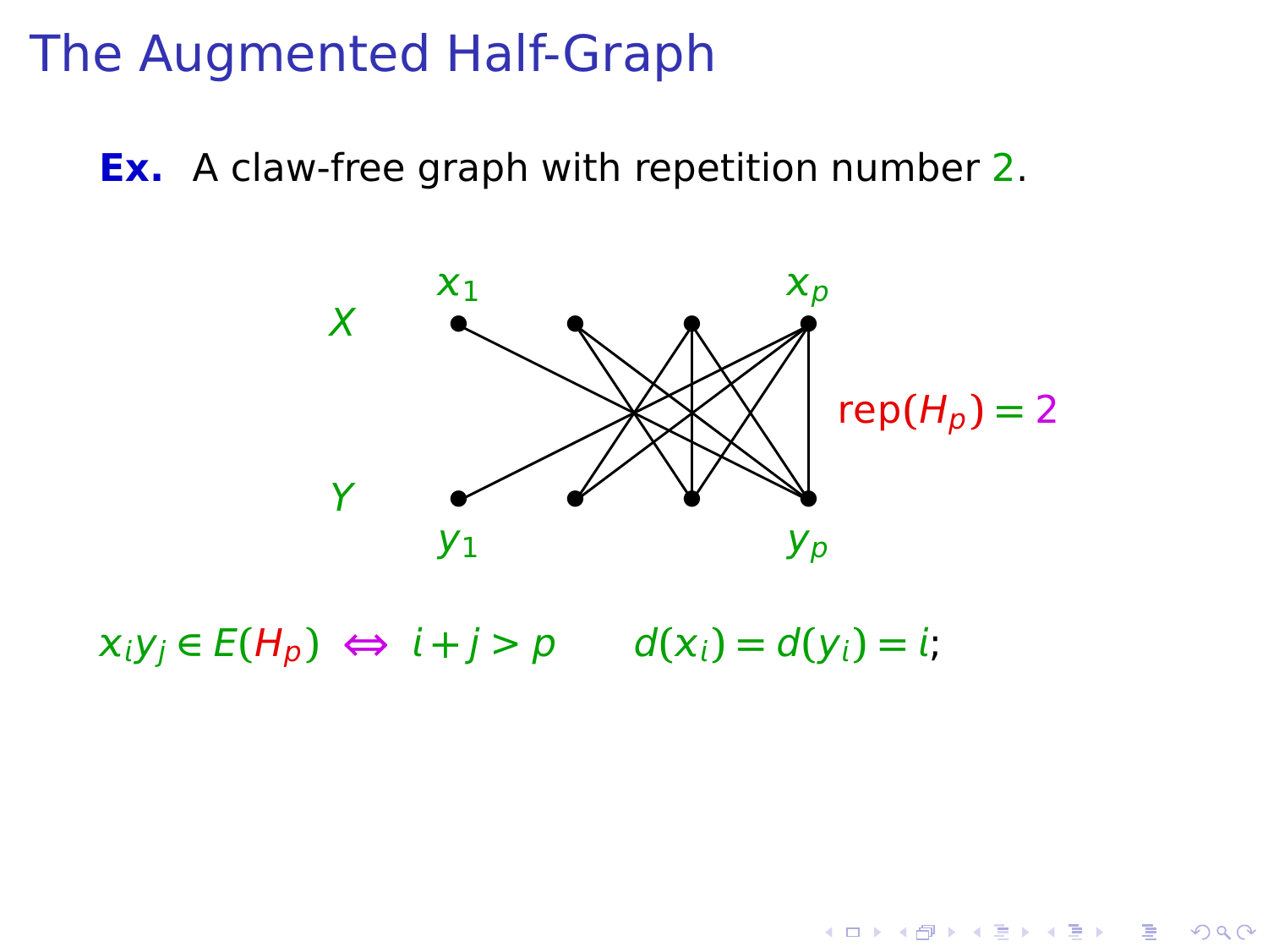# The Augmented Half-Graph

**Ex.** A claw-free graph with repetition number 2.

$X$ $x_1$ $x_p$

$Y$ $y_1$ $y_p$

$\mathrm{rep}(H_p) = 2$

$x_i y_j \in E(H_p) \iff i + j > p \qquad d(x_i) = d(y_i) = i;$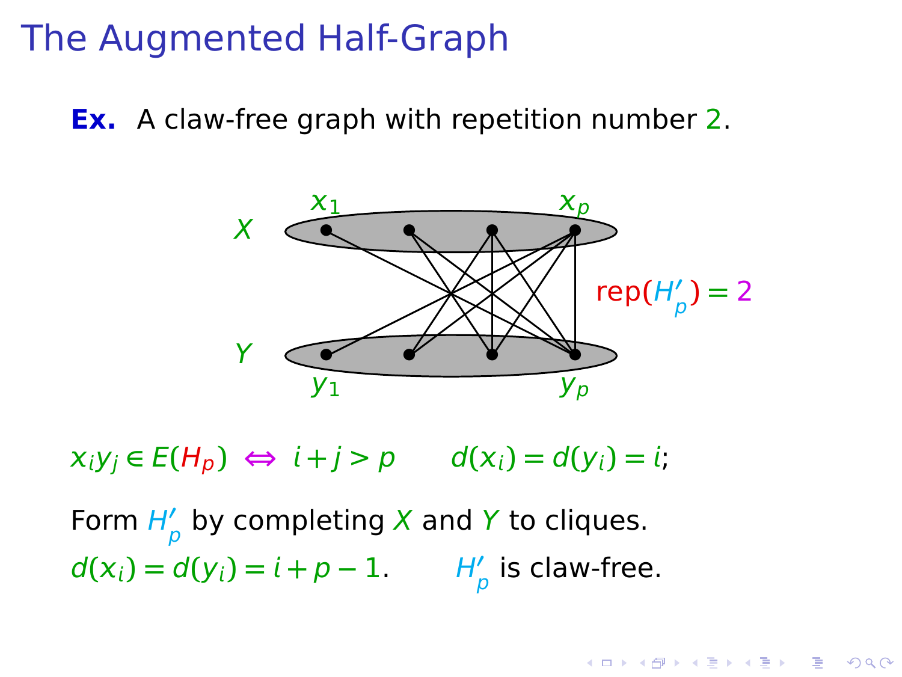# The Augmented Half-Graph

**Ex.** A claw-free graph with repetition number 2.

$X$ $x_1$ $x_p$

$Y$ $y_1$ $y_p$

$\text{rep}(H'_p) = 2$

$x_i y_j \in E(H_p) \iff i + j > p \qquad d(x_i) = d(y_i) = i$;

Form $H'_p$ by completing $X$ and $Y$ to cliques.

$d(x_i) = d(y_i) = i + p - 1$. $\qquad H'_p$ is claw-free.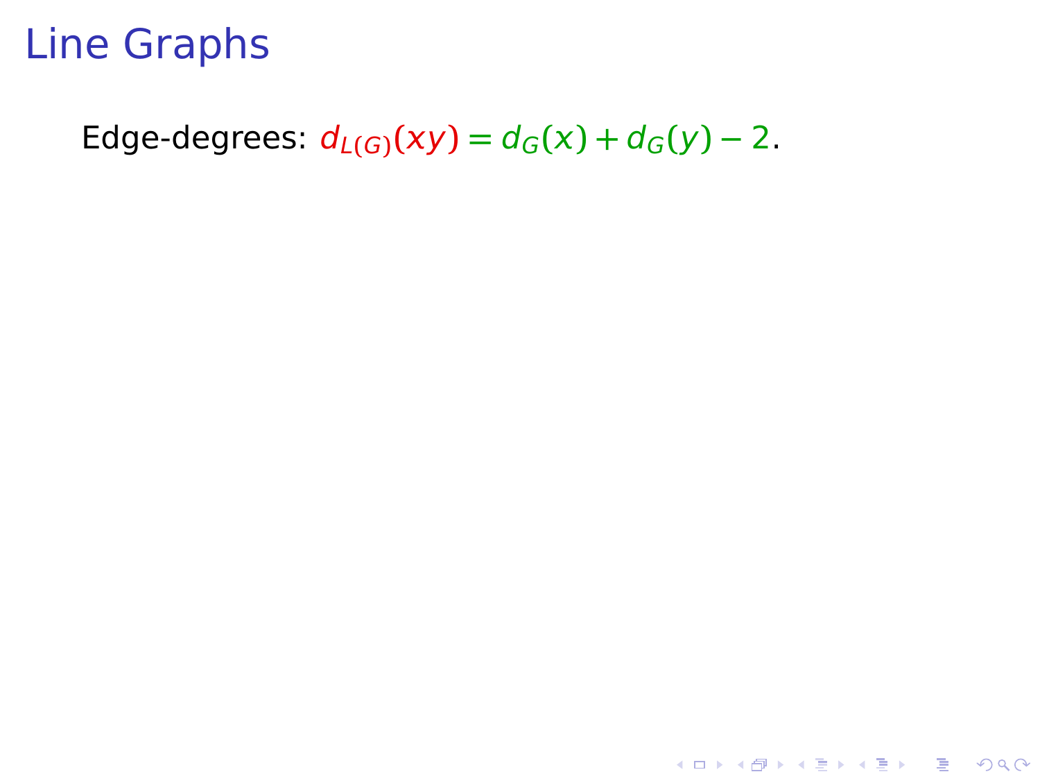# Line Graphs

Edge-degrees: $d_{L(G)}(xy) = d_G(x) + d_G(y) - 2$.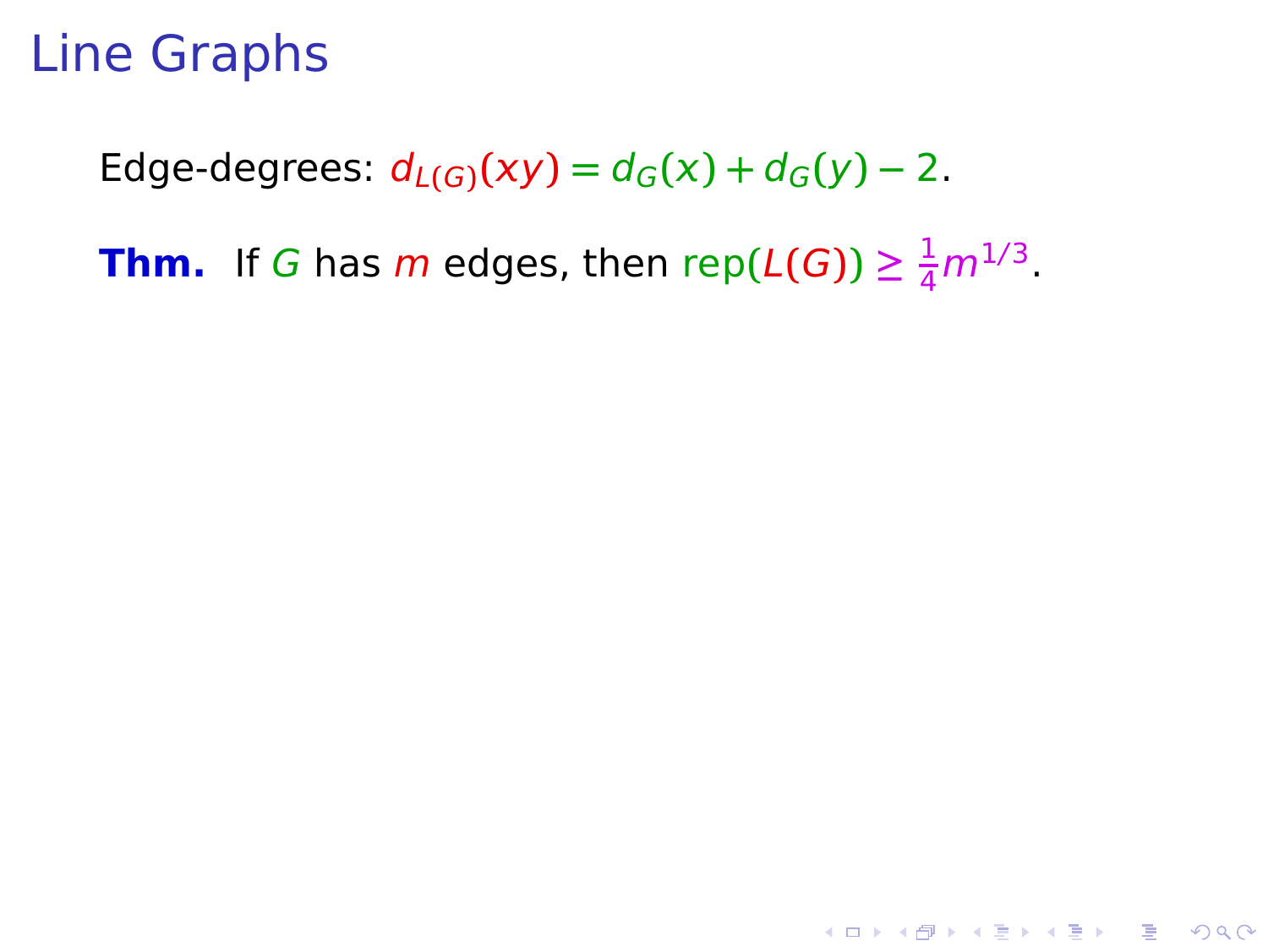# Line Graphs

Edge-degrees: $d_{L(G)}(xy) = d_G(x) + d_G(y) - 2$.

**Thm.** If $G$ has $m$ edges, then $\text{rep}(L(G)) \geq \frac{1}{4}m^{1/3}$.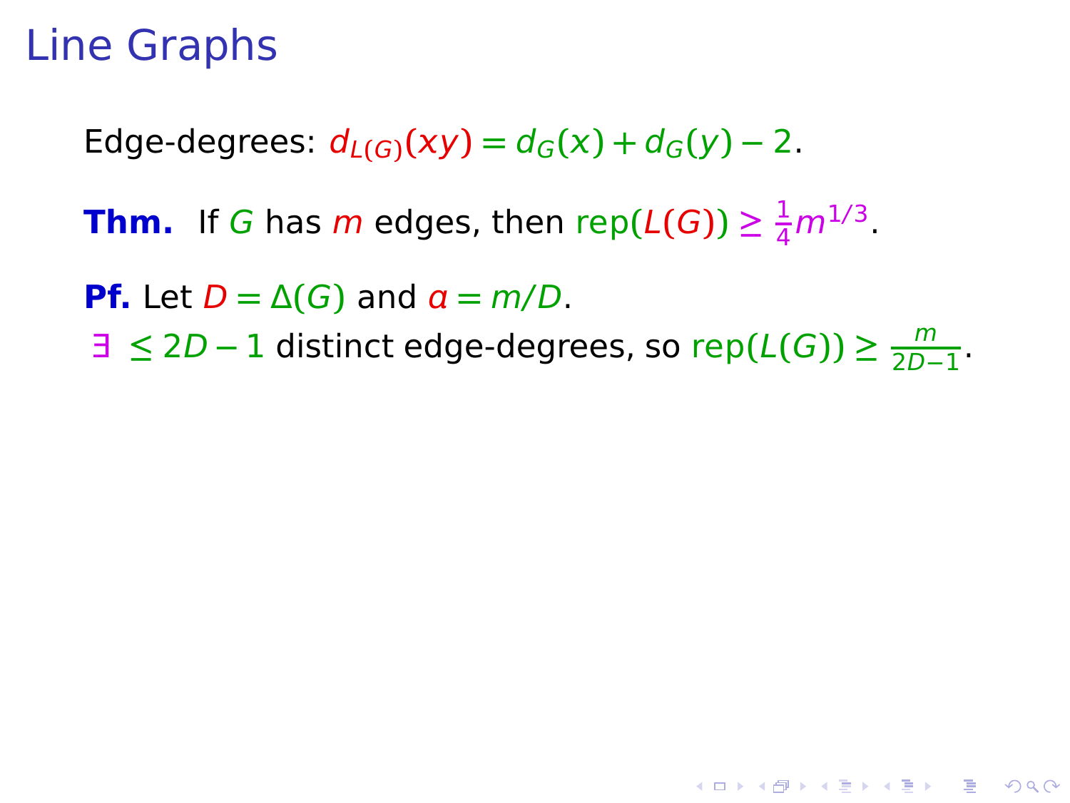# Line Graphs

Edge-degrees: $d_{L(G)}(xy) = d_G(x) + d_G(y) - 2$.

**Thm.** If $G$ has $m$ edges, then $\text{rep}(L(G)) \geq \frac{1}{4}m^{1/3}$.

**Pf.** Let $D = \Delta(G)$ and $a = m/D$.
$\exists \leq 2D - 1$ distinct edge-degrees, so $\text{rep}(L(G)) \geq \frac{m}{2D-1}$.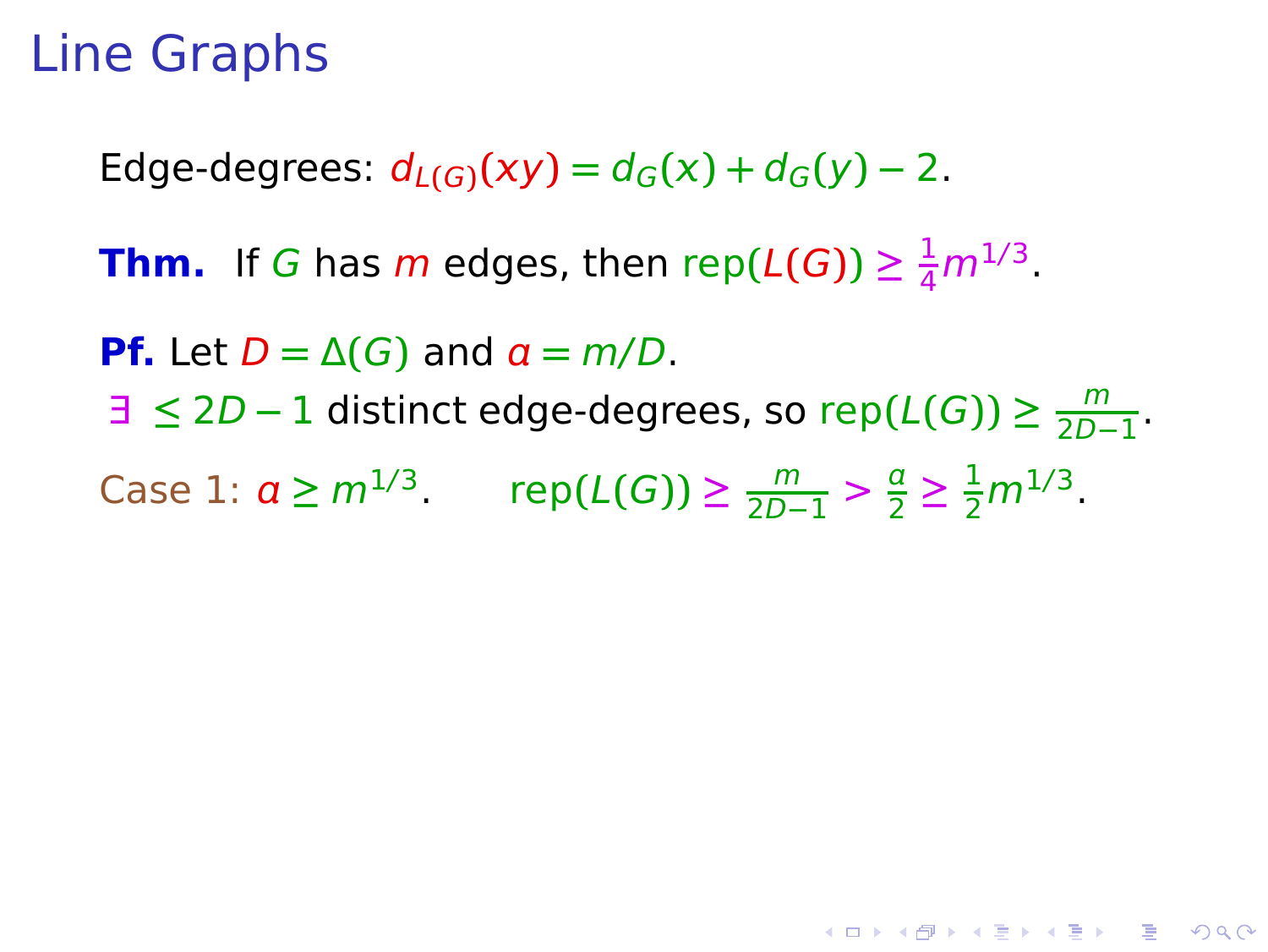# Line Graphs

Edge-degrees: $d_{L(G)}(xy) = d_G(x) + d_G(y) - 2$.

**Thm.** If $G$ has $m$ edges, then $\text{rep}(L(G)) \geq \frac{1}{4}m^{1/3}$.

**Pf.** Let $D = \Delta(G)$ and $a = m/D$.

$\exists \leq 2D - 1$ distinct edge-degrees, so $\text{rep}(L(G)) \geq \frac{m}{2D-1}$.

Case 1: $a \geq m^{1/3}$. $\quad \text{rep}(L(G)) \geq \frac{m}{2D-1} > \frac{a}{2} \geq \frac{1}{2}m^{1/3}$.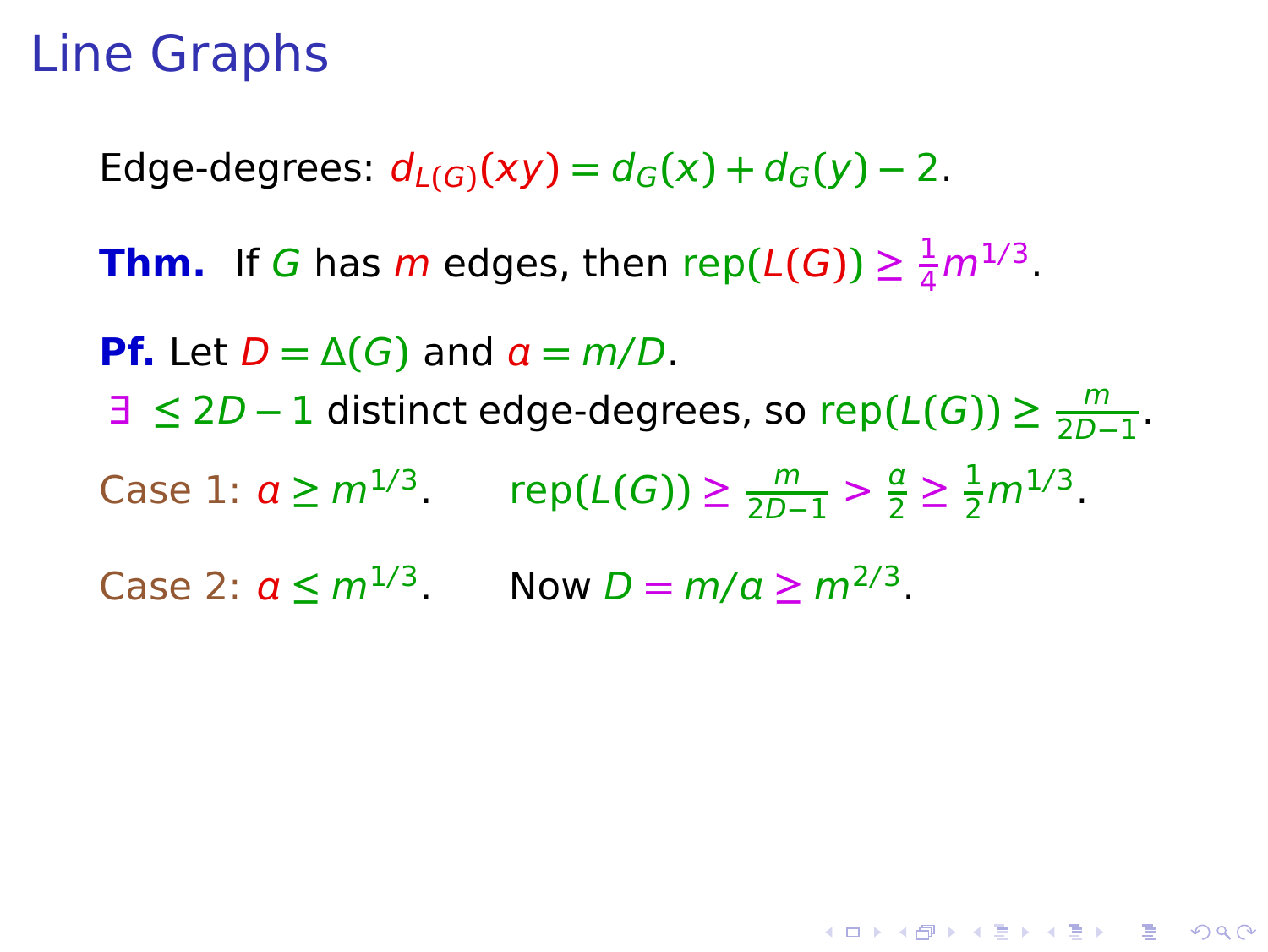# Line Graphs

Edge-degrees: $d_{L(G)}(xy) = d_G(x) + d_G(y) - 2$.

**Thm.** If $G$ has $m$ edges, then $\text{rep}(L(G)) \geq \frac{1}{4}m^{1/3}$.

**Pf.** Let $D = \Delta(G)$ and $a = m/D$.
$\exists \leq 2D - 1$ distinct edge-degrees, so $\text{rep}(L(G)) \geq \frac{m}{2D-1}$.

Case 1: $a \geq m^{1/3}$. $\quad \text{rep}(L(G)) \geq \frac{m}{2D-1} > \frac{a}{2} \geq \frac{1}{2}m^{1/3}$.

Case 2: $a \leq m^{1/3}$. $\quad$ Now $D = m/a \geq m^{2/3}$.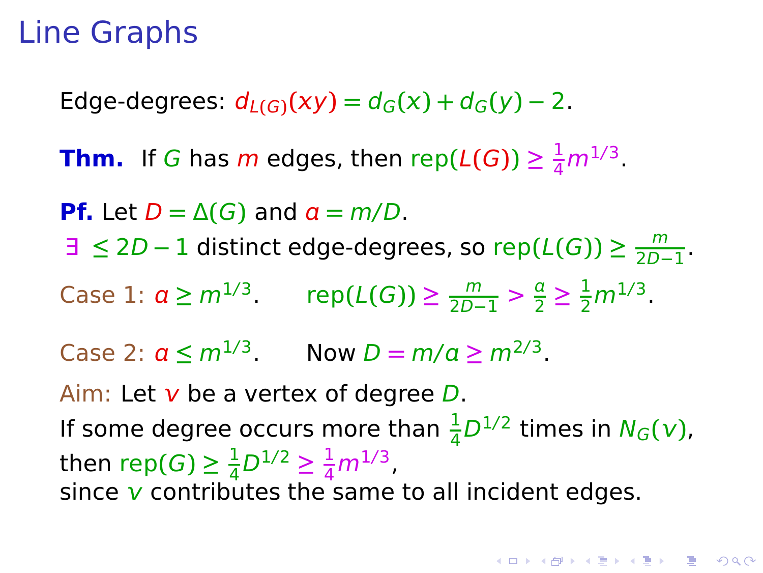# Line Graphs

Edge-degrees: $d_{L(G)}(xy) = d_G(x) + d_G(y) - 2$.

**Thm.** If $G$ has $m$ edges, then $\text{rep}(L(G)) \ge \frac{1}{4}m^{1/3}$.

**Pf.** Let $D = \Delta(G)$ and $a = m/D$.

$\exists \le 2D - 1$ distinct edge-degrees, so $\text{rep}(L(G)) \ge \frac{m}{2D-1}$.

Case 1: $a \ge m^{1/3}$. $\quad \text{rep}(L(G)) \ge \frac{m}{2D-1} > \frac{a}{2} \ge \frac{1}{2}m^{1/3}$.

Case 2: $a \le m^{1/3}$. $\quad$ Now $D = m/a \ge m^{2/3}$.

Aim: Let $v$ be a vertex of degree $D$.
If some degree occurs more than $\frac{1}{4}D^{1/2}$ times in $N_G(v)$,
then $\text{rep}(G) \ge \frac{1}{4}D^{1/2} \ge \frac{1}{4}m^{1/3}$,
since $v$ contributes the same to all incident edges.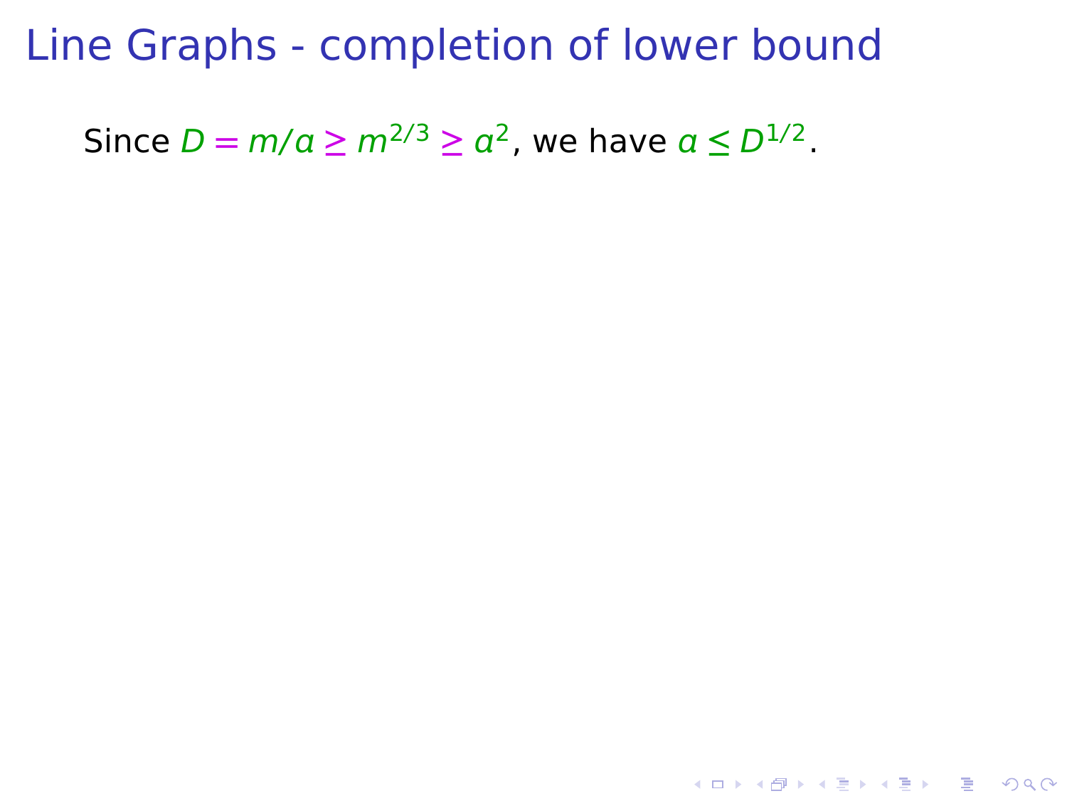# Line Graphs - completion of lower bound

Since $D = m/a \geq m^{2/3} \geq a^2$, we have $a \leq D^{1/2}$.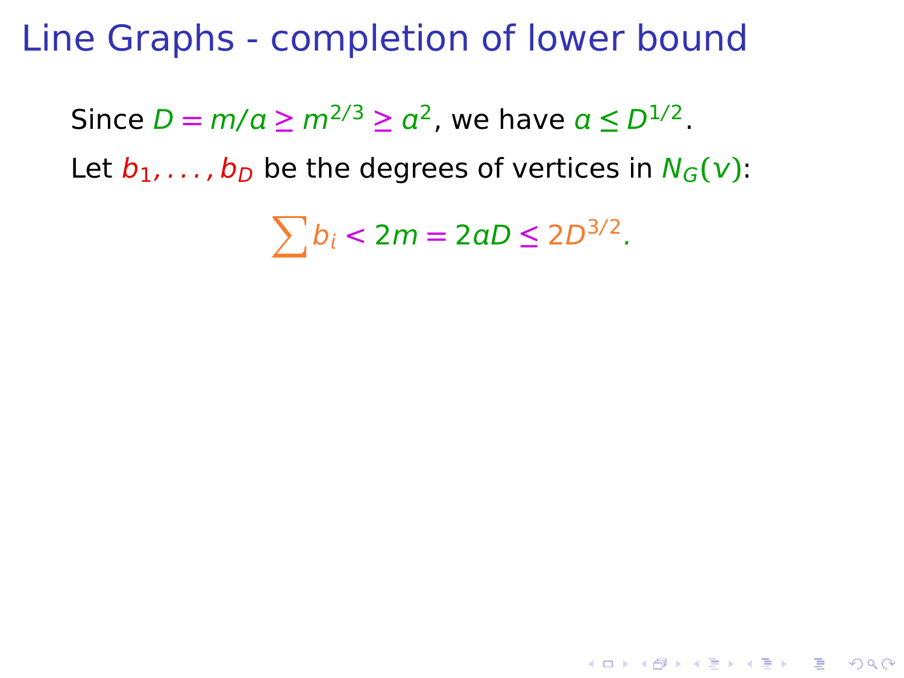# Line Graphs - completion of lower bound

Since $D = m/a \geq m^{2/3} \geq a^2$, we have $a \leq D^{1/2}$.

Let $b_1, \ldots, b_D$ be the degrees of vertices in $N_G(v)$:

$$\sum b_i < 2m = 2aD \leq 2D^{3/2}.$$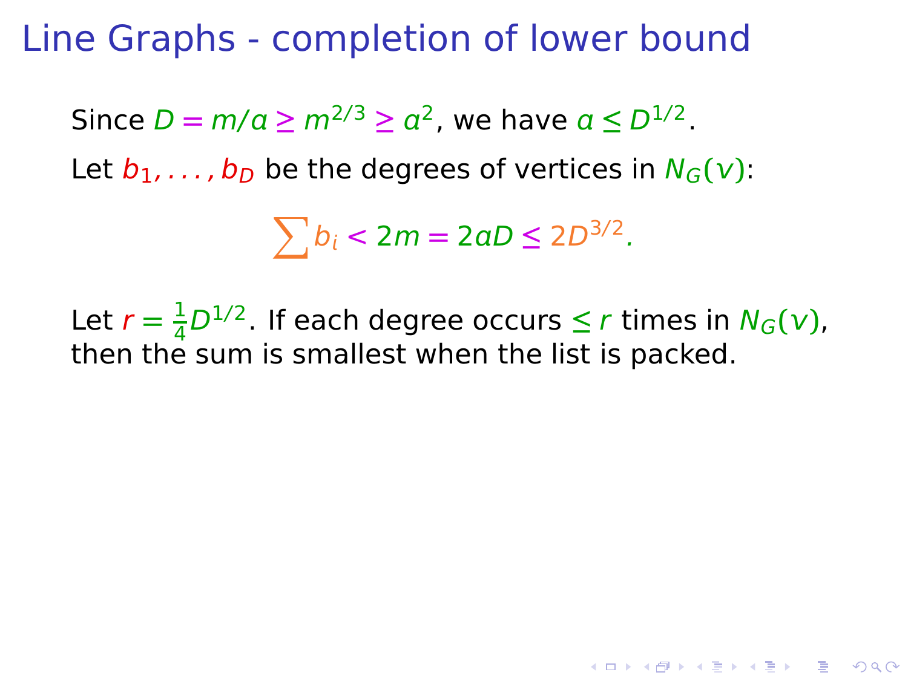# Line Graphs - completion of lower bound

Since $D = m/a \geq m^{2/3} \geq a^2$, we have $a \leq D^{1/2}$.

Let $b_1, \ldots, b_D$ be the degrees of vertices in $N_G(v)$:

$$\sum b_i < 2m = 2aD \leq 2D^{3/2}.$$

Let $r = \frac{1}{4}D^{1/2}$. If each degree occurs $\leq r$ times in $N_G(v)$, then the sum is smallest when the list is packed.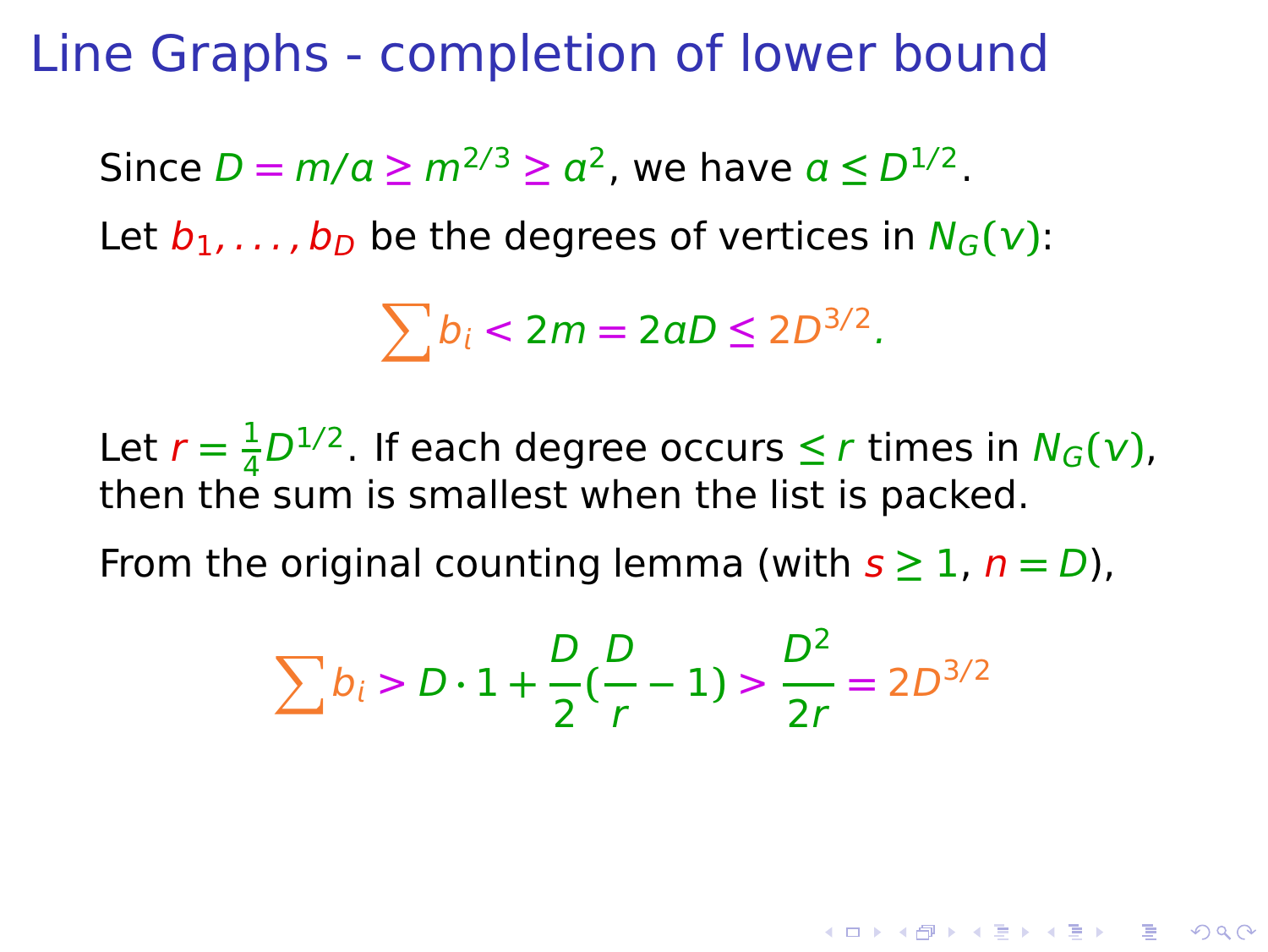# Line Graphs - completion of lower bound

Since $D = m/a \geq m^{2/3} \geq a^2$, we have $a \leq D^{1/2}$.

Let $b_1, \ldots, b_D$ be the degrees of vertices in $N_G(v)$:

$$\sum b_i < 2m = 2aD \leq 2D^{3/2}.$$

Let $r = \frac{1}{4}D^{1/2}$. If each degree occurs $\leq r$ times in $N_G(v)$, then the sum is smallest when the list is packed.

From the original counting lemma (with $s \geq 1$, $n = D$),

$$\sum b_i > D \cdot 1 + \frac{D}{2}(\frac{D}{r} - 1) > \frac{D^2}{2r} = 2D^{3/2}$$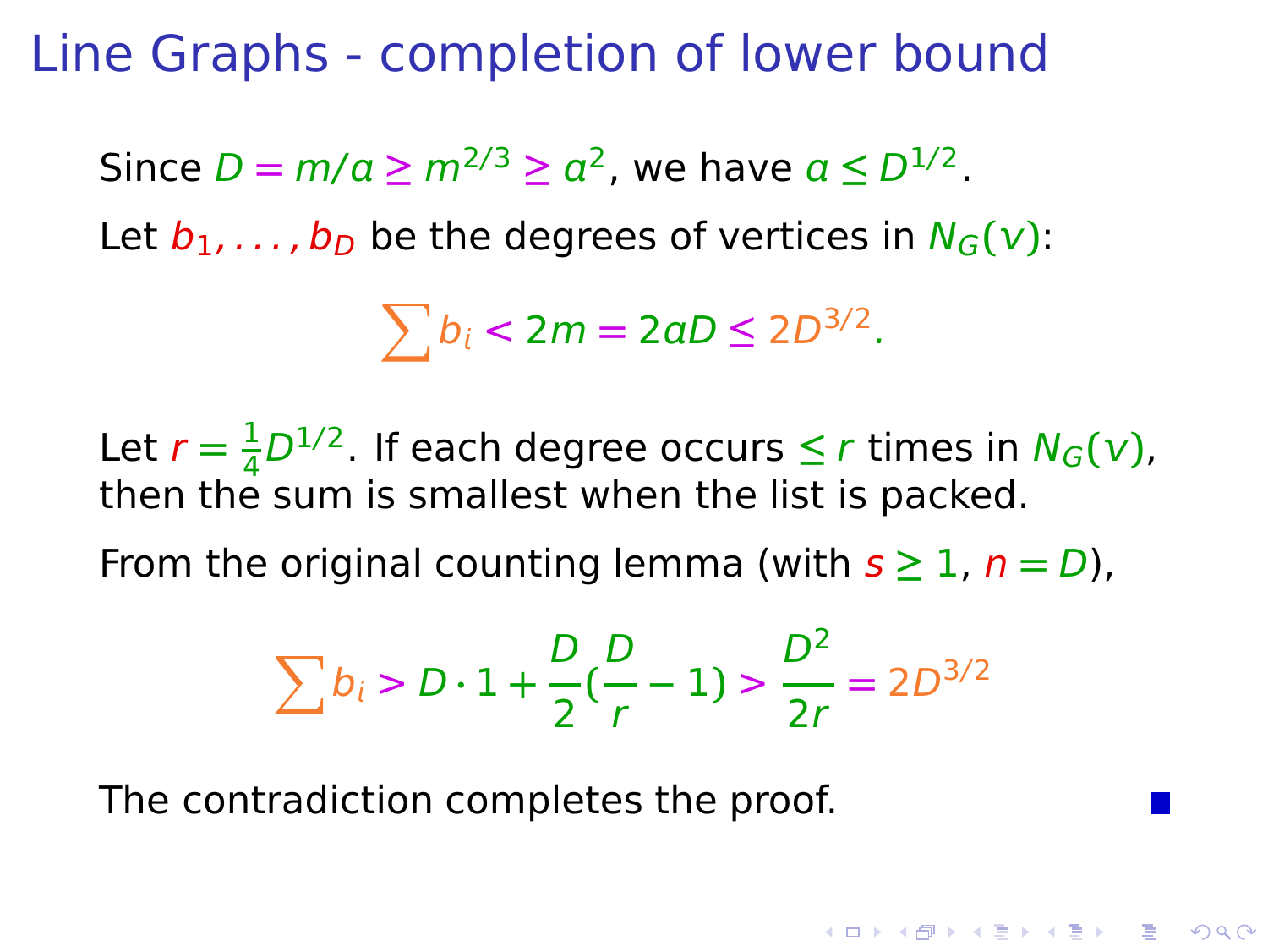# Line Graphs - completion of lower bound

Since $D = m/a \geq m^{2/3} \geq a^2$, we have $a \leq D^{1/2}$.

Let $b_1, \ldots, b_D$ be the degrees of vertices in $N_G(v)$:

$$\sum b_i < 2m = 2aD \leq 2D^{3/2}.$$

Let $r = \frac{1}{4}D^{1/2}$. If each degree occurs $\leq r$ times in $N_G(v)$, then the sum is smallest when the list is packed.

From the original counting lemma (with $s \geq 1$, $n = D$),

$$\sum b_i > D \cdot 1 + \frac{D}{2}(\frac{D}{r} - 1) > \frac{D^2}{2r} = 2D^{3/2}$$

The contradiction completes the proof. ∎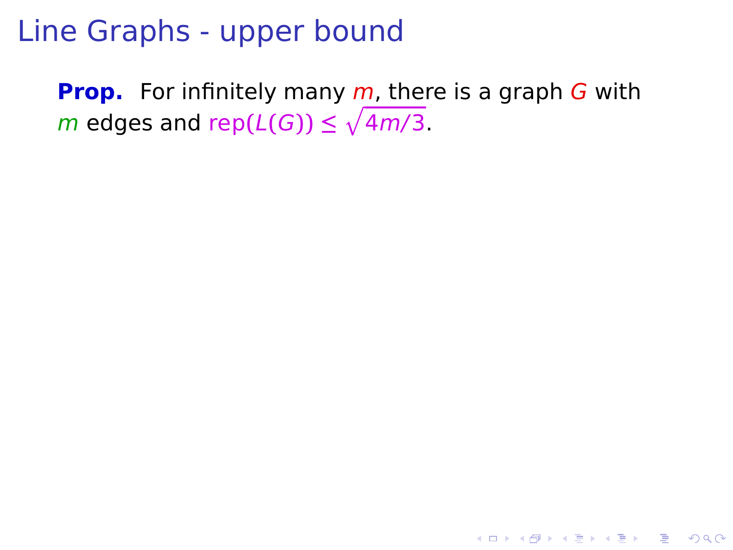# Line Graphs - upper bound

**Prop.** For infinitely many $m$, there is a graph $G$ with $m$ edges and $\text{rep}(L(G)) \leq \sqrt{4m/3}$.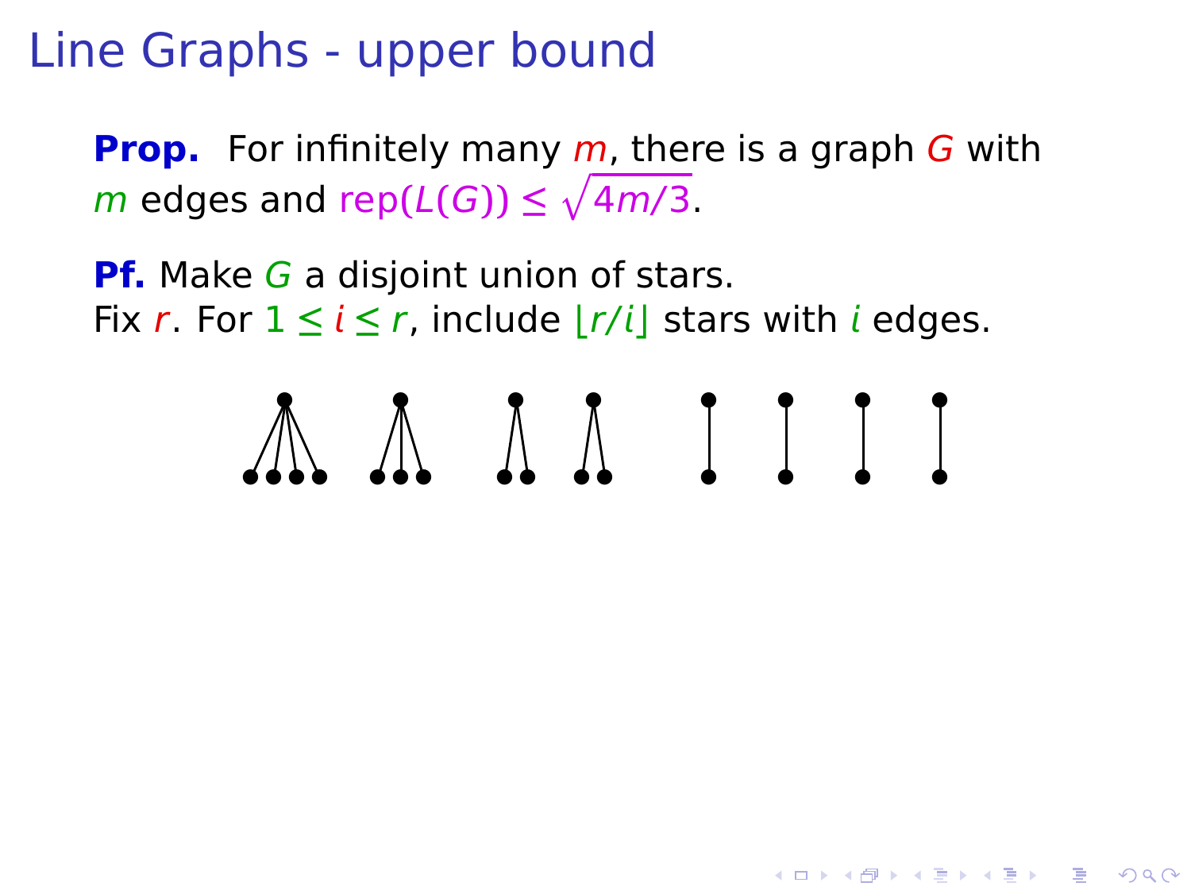# Line Graphs - upper bound

**Prop.** For infinitely many $m$, there is a graph $G$ with $m$ edges and $\text{rep}(L(G)) \leq \sqrt{4m/3}$.

**Pf.** Make $G$ a disjoint union of stars.
Fix $r$. For $1 \leq i \leq r$, include $\lfloor r/i \rfloor$ stars with $i$ edges.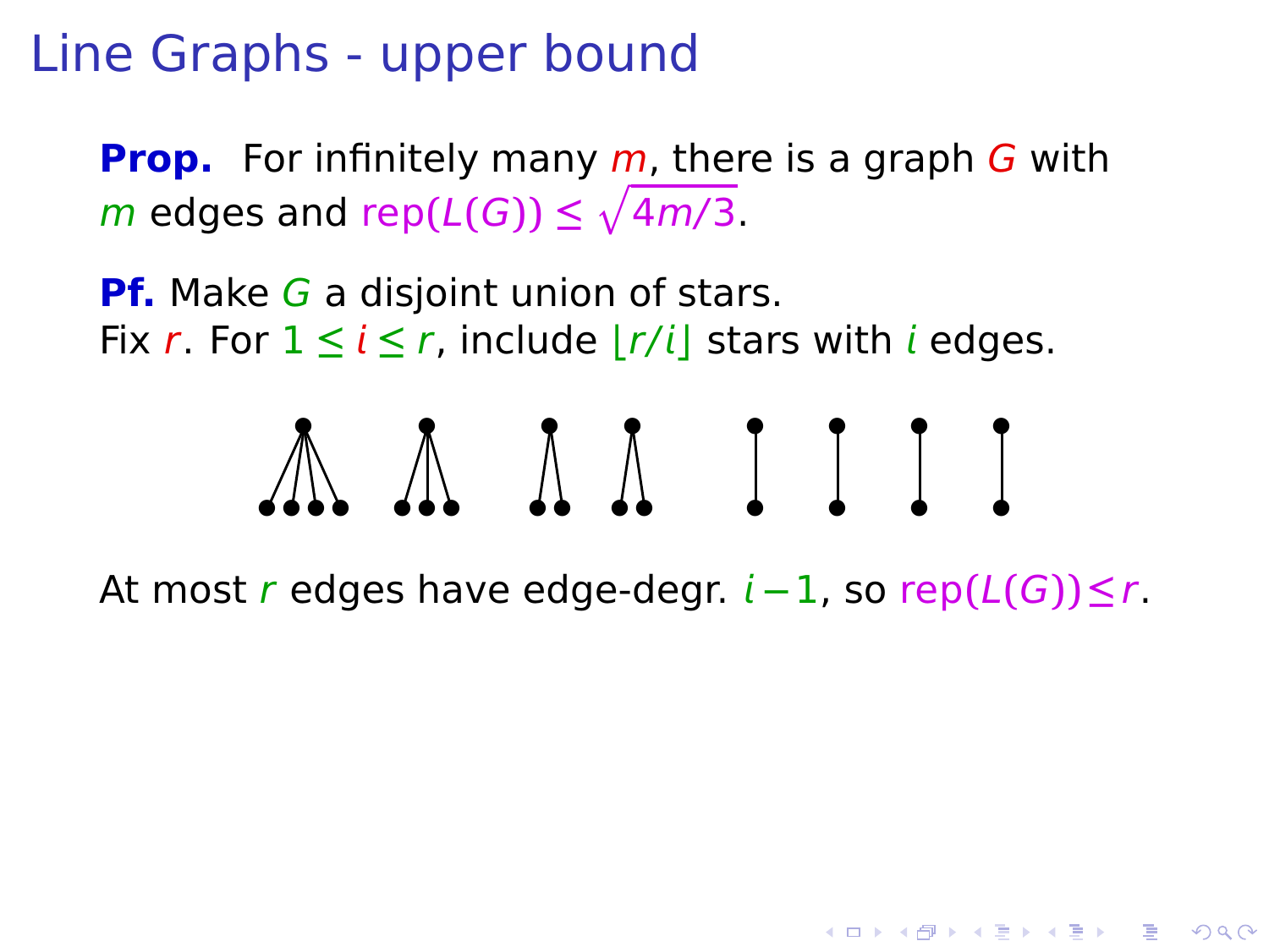# Line Graphs - upper bound

**Prop.** For infinitely many $m$, there is a graph $G$ with $m$ edges and $\text{rep}(L(G)) \leq \sqrt{4m/3}$.

**Pf.** Make $G$ a disjoint union of stars.
Fix $r$. For $1 \leq i \leq r$, include $\lfloor r/i \rfloor$ stars with $i$ edges.

At most $r$ edges have edge-degr. $i-1$, so $\text{rep}(L(G)) \leq r$.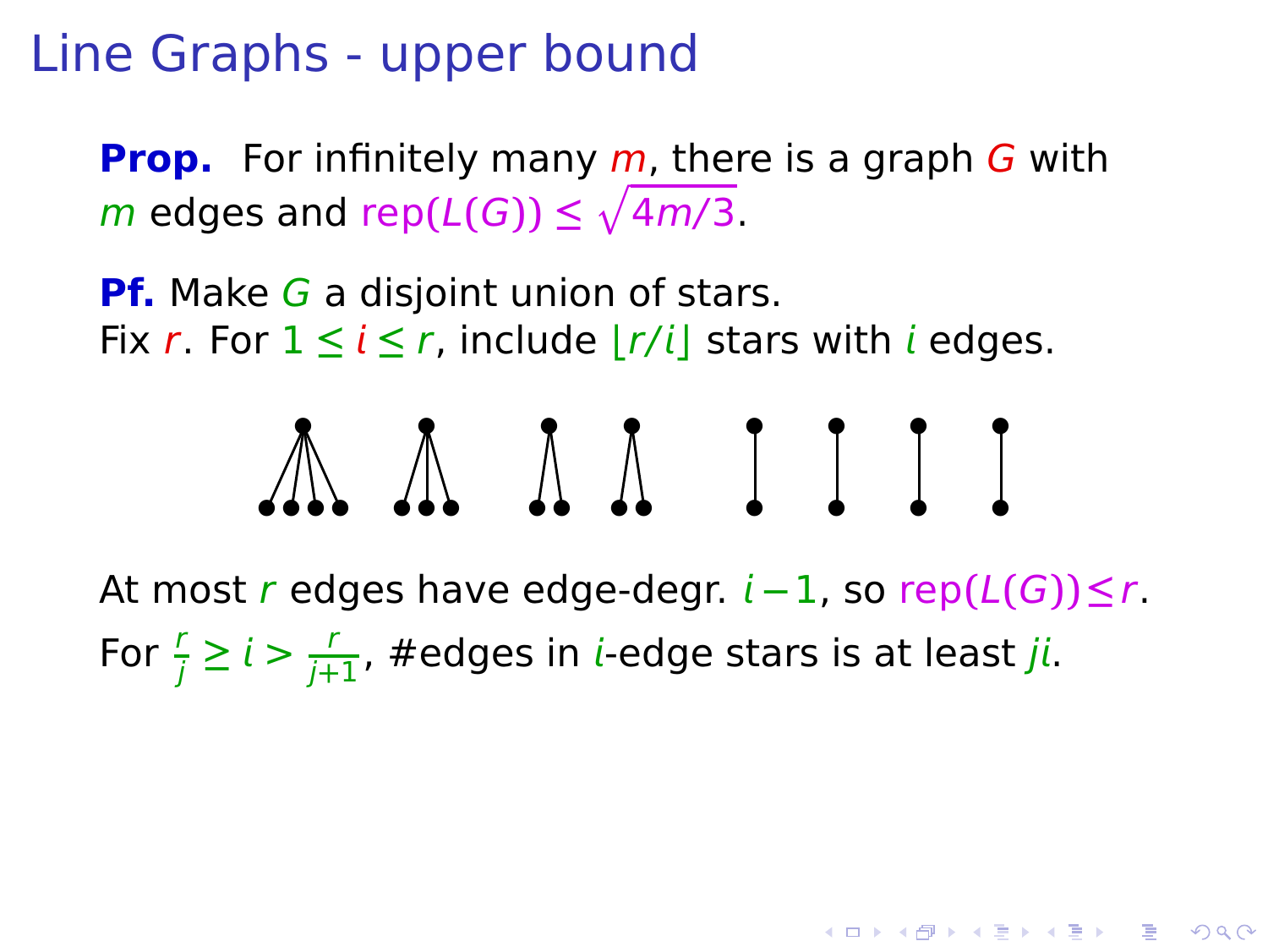# Line Graphs - upper bound

**Prop.** For infinitely many $m$, there is a graph $G$ with $m$ edges and $\text{rep}(L(G)) \leq \sqrt{4m/3}$.

**Pf.** Make $G$ a disjoint union of stars.
Fix $r$. For $1 \leq i \leq r$, include $\lfloor r/i \rfloor$ stars with $i$ edges.

At most $r$ edges have edge-degr. $i-1$, so $\text{rep}(L(G)) \leq r$.

For $\frac{r}{j} \geq i > \frac{r}{j+1}$, #edges in $i$-edge stars is at least $ji$.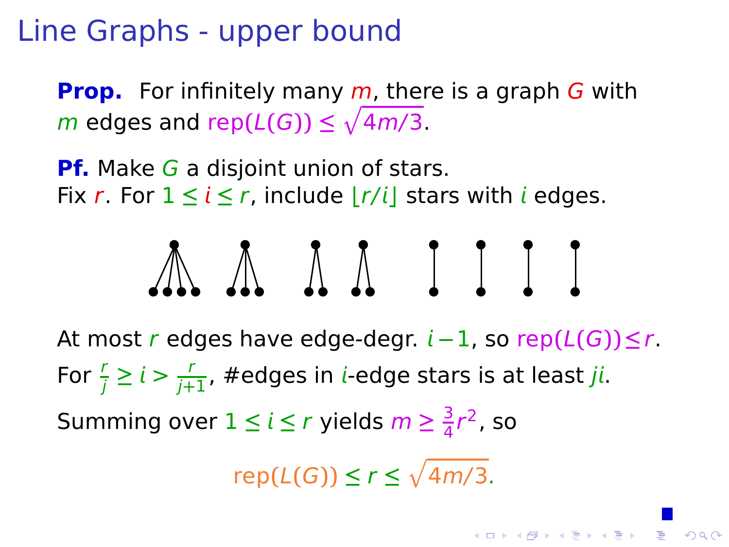# Line Graphs - upper bound

**Prop.** For infinitely many $m$, there is a graph $G$ with $m$ edges and $\text{rep}(L(G)) \leq \sqrt{4m/3}$.

**Pf.** Make $G$ a disjoint union of stars.
Fix $r$. For $1 \leq i \leq r$, include $\lfloor r/i \rfloor$ stars with $i$ edges.

At most $r$ edges have edge-degr. $i-1$, so $\text{rep}(L(G)) \leq r$.

For $\frac{r}{j} \geq i > \frac{r}{j+1}$, #edges in $i$-edge stars is at least $ji$.

Summing over $1 \leq i \leq r$ yields $m \geq \frac{3}{4}r^2$, so

$$\text{rep}(L(G)) \leq r \leq \sqrt{4m/3}.$$

■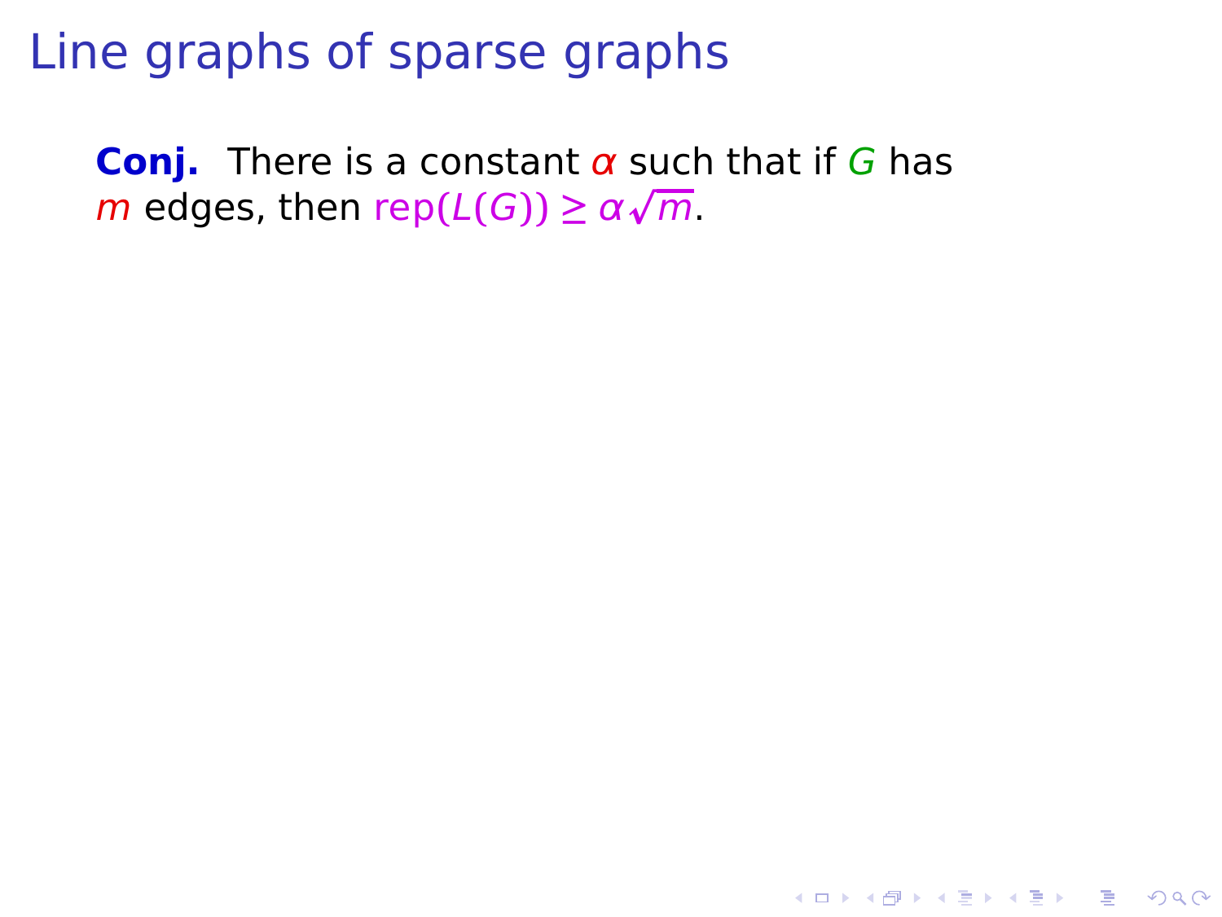# Line graphs of sparse graphs

**Conj.** There is a constant $\alpha$ such that if $G$ has $m$ edges, then $\text{rep}(L(G)) \geq \alpha\sqrt{m}$.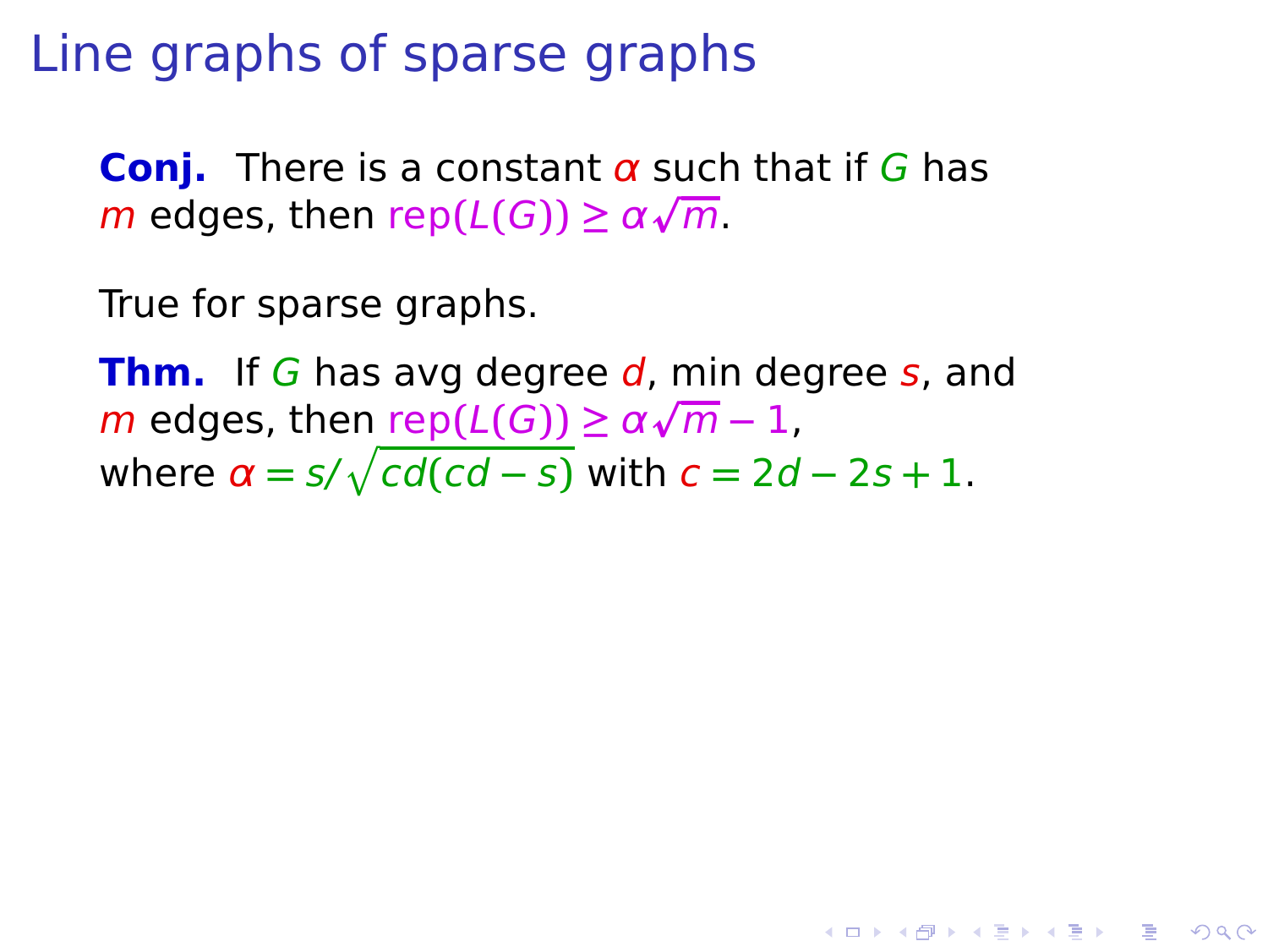# Line graphs of sparse graphs

**Conj.** There is a constant $\alpha$ such that if $G$ has $m$ edges, then $\mathrm{rep}(L(G)) \geq \alpha\sqrt{m}$.

True for sparse graphs.

**Thm.** If $G$ has avg degree $d$, min degree $s$, and $m$ edges, then $\mathrm{rep}(L(G)) \geq \alpha\sqrt{m} - 1$, where $\alpha = s/\sqrt{cd(cd - s)}$ with $c = 2d - 2s + 1$.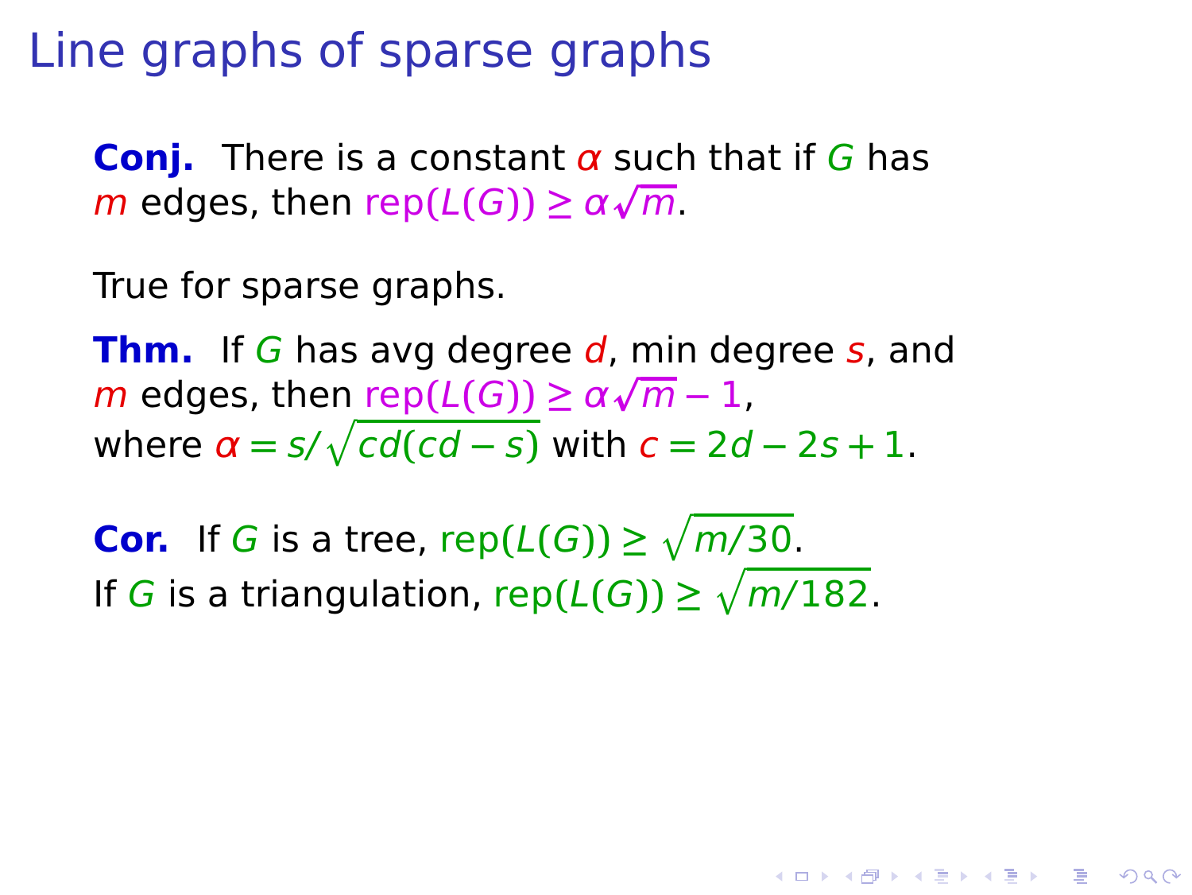# Line graphs of sparse graphs

**Conj.** There is a constant $\alpha$ such that if $G$ has $m$ edges, then $\text{rep}(L(G)) \geq \alpha\sqrt{m}$.

True for sparse graphs.

**Thm.** If $G$ has avg degree $d$, min degree $s$, and $m$ edges, then $\text{rep}(L(G)) \geq \alpha\sqrt{m} - 1$, where $\alpha = s/\sqrt{cd(cd-s)}$ with $c = 2d - 2s + 1$.

**Cor.** If $G$ is a tree, $\text{rep}(L(G)) \geq \sqrt{m/30}$.
If $G$ is a triangulation, $\text{rep}(L(G)) \geq \sqrt{m/182}$.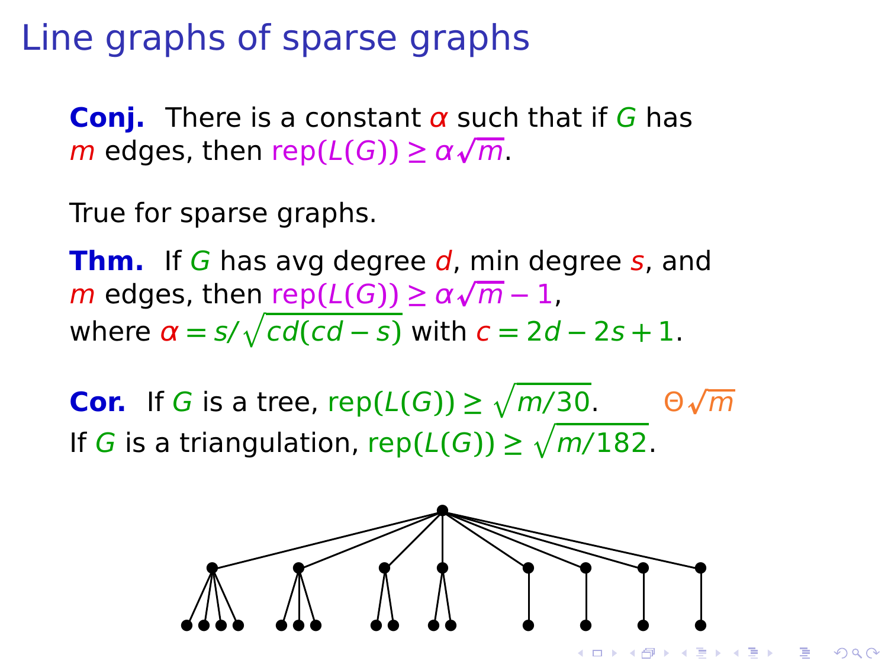# Line graphs of sparse graphs

**Conj.** There is a constant $\alpha$ such that if $G$ has $m$ edges, then $\text{rep}(L(G)) \geq \alpha\sqrt{m}$.

True for sparse graphs.

**Thm.** If $G$ has avg degree $d$, min degree $s$, and $m$ edges, then $\text{rep}(L(G)) \geq \alpha\sqrt{m} - 1$, where $\alpha = s/\sqrt{cd(cd-s)}$ with $c = 2d - 2s + 1$.

**Cor.** If $G$ is a tree, $\text{rep}(L(G)) \geq \sqrt{m/30}$. $\Theta\sqrt{m}$

If $G$ is a triangulation, $\text{rep}(L(G)) \geq \sqrt{m/182}$.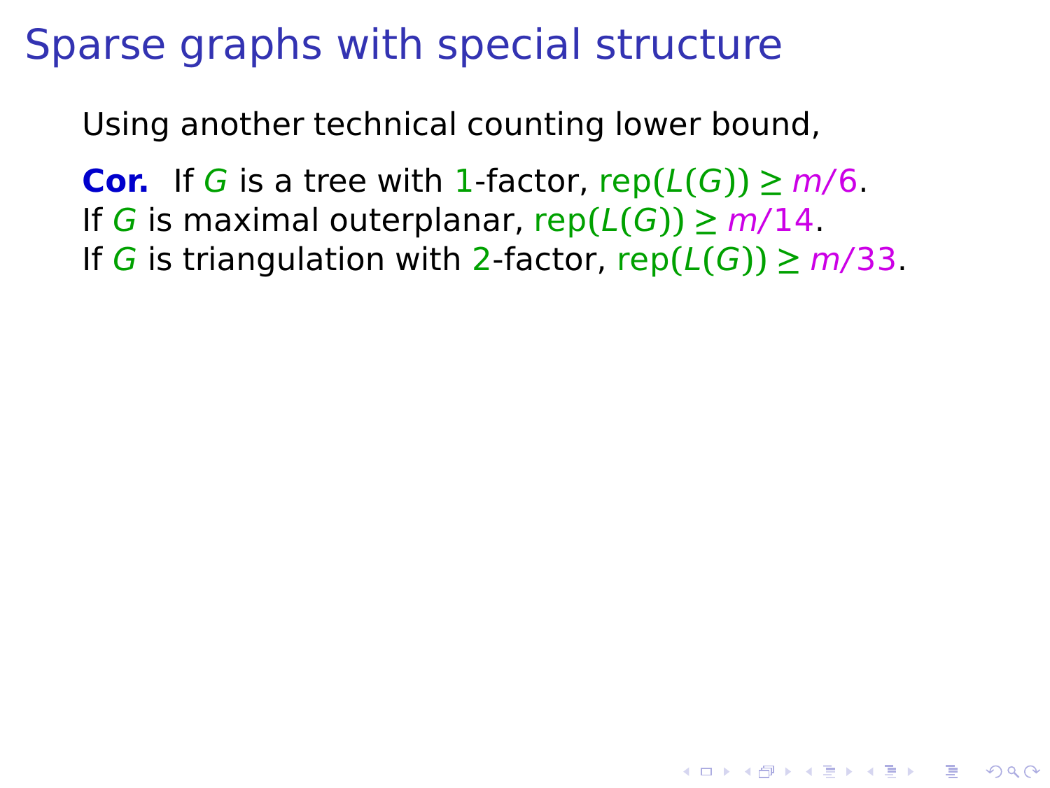# Sparse graphs with special structure

Using another technical counting lower bound,

**Cor.** If $G$ is a tree with $1$-factor, $\text{rep}(L(G)) \geq m/6$.
If $G$ is maximal outerplanar, $\text{rep}(L(G)) \geq m/14$.
If $G$ is triangulation with $2$-factor, $\text{rep}(L(G)) \geq m/33$.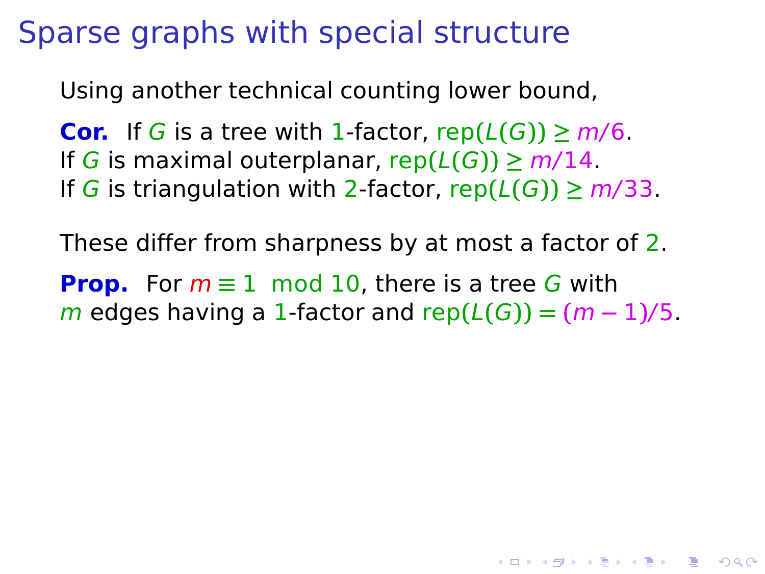# Sparse graphs with special structure

Using another technical counting lower bound,

**Cor.** If $G$ is a tree with $1$-factor, $\mathrm{rep}(L(G)) \geq m/6$.
If $G$ is maximal outerplanar, $\mathrm{rep}(L(G)) \geq m/14$.
If $G$ is triangulation with $2$-factor, $\mathrm{rep}(L(G)) \geq m/33$.

These differ from sharpness by at most a factor of $2$.

**Prop.** For $m \equiv 1 \mod 10$, there is a tree $G$ with $m$ edges having a $1$-factor and $\mathrm{rep}(L(G)) = (m-1)/5$.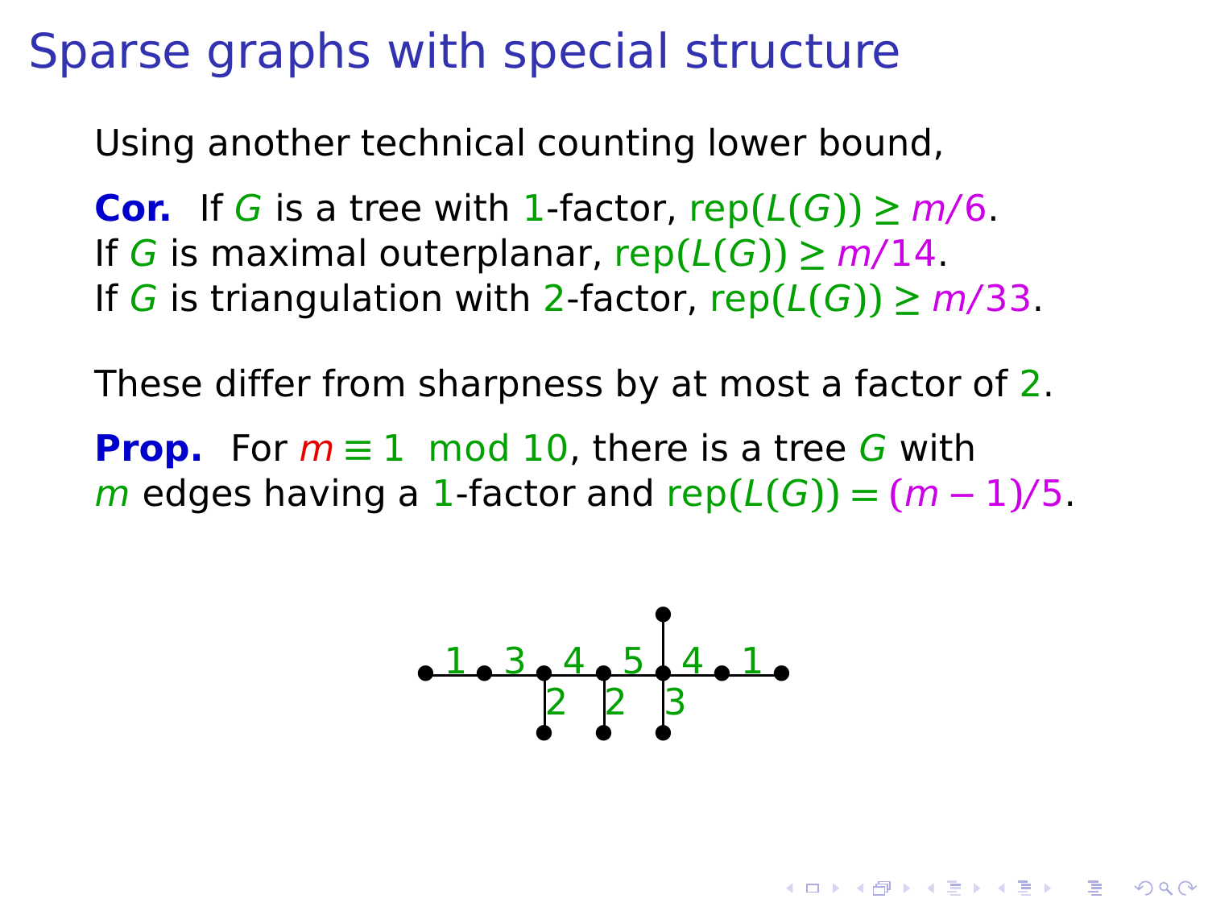# Sparse graphs with special structure

Using another technical counting lower bound,

**Cor.** If $G$ is a tree with 1-factor, $\text{rep}(L(G)) \geq m/6$.
If $G$ is maximal outerplanar, $\text{rep}(L(G)) \geq m/14$.
If $G$ is triangulation with 2-factor, $\text{rep}(L(G)) \geq m/33$.

These differ from sharpness by at most a factor of 2.

**Prop.** For $m \equiv 1 \mod 10$, there is a tree $G$ with $m$ edges having a 1-factor and $\text{rep}(L(G)) = (m-1)/5$.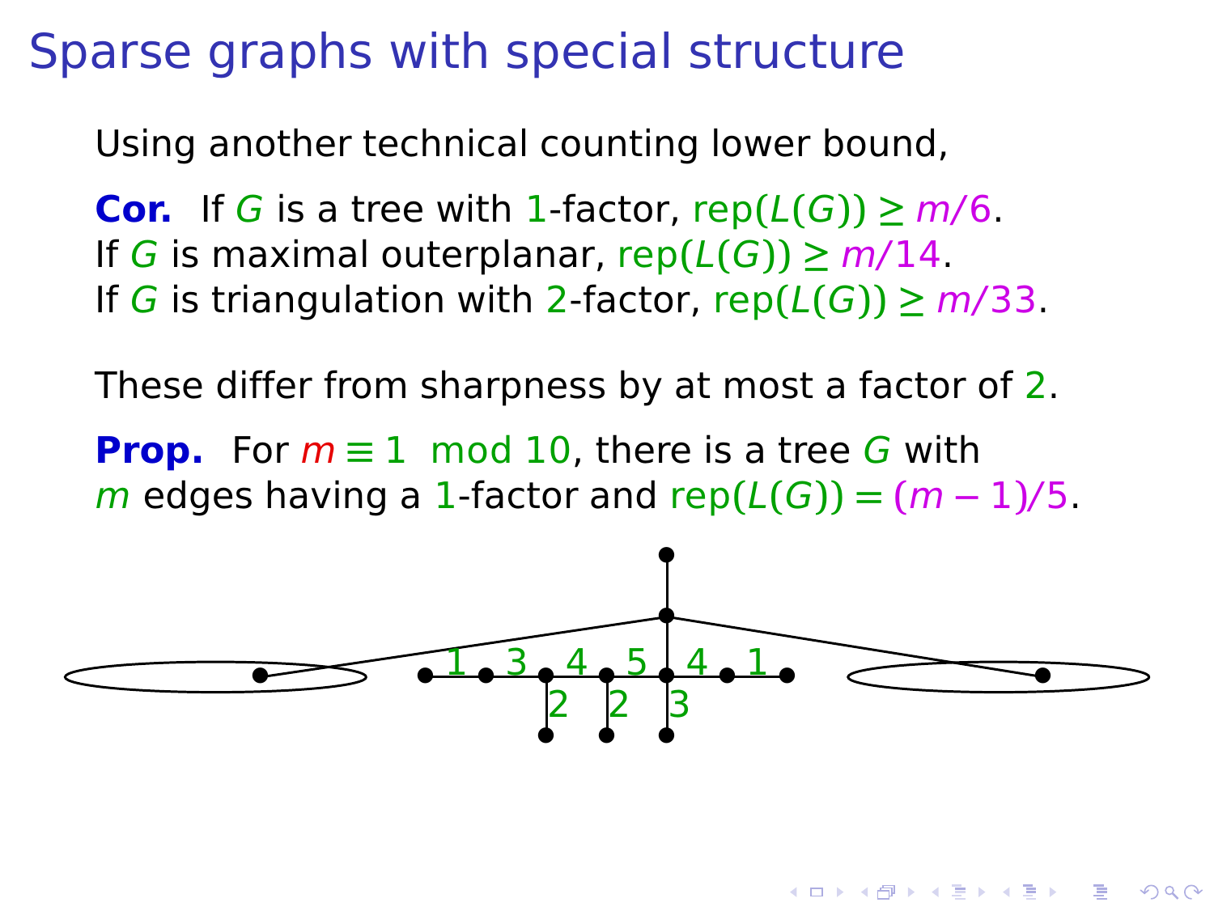# Sparse graphs with special structure

Using another technical counting lower bound,

**Cor.** If $G$ is a tree with 1-factor, $\text{rep}(L(G)) \geq m/6$.
If $G$ is maximal outerplanar, $\text{rep}(L(G)) \geq m/14$.
If $G$ is triangulation with 2-factor, $\text{rep}(L(G)) \geq m/33$.

These differ from sharpness by at most a factor of 2.

**Prop.** For $m \equiv 1 \mod 10$, there is a tree $G$ with $m$ edges having a 1-factor and $\text{rep}(L(G)) = (m-1)/5$.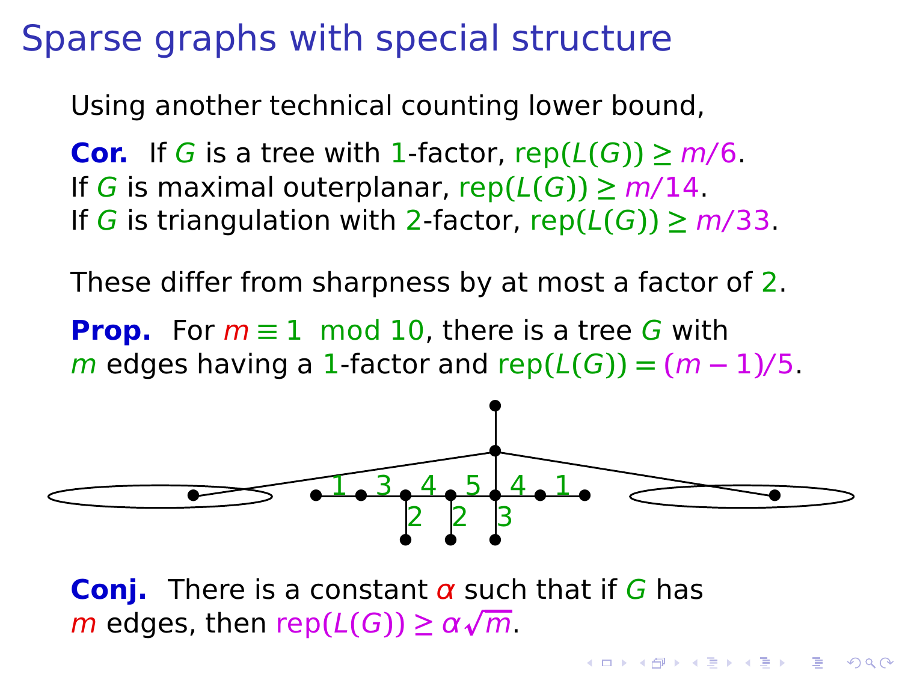# Sparse graphs with special structure

Using another technical counting lower bound,

**Cor.** If $G$ is a tree with 1-factor, $\text{rep}(L(G)) \geq m/6$.
If $G$ is maximal outerplanar, $\text{rep}(L(G)) \geq m/14$.
If $G$ is triangulation with 2-factor, $\text{rep}(L(G)) \geq m/33$.

These differ from sharpness by at most a factor of 2.

**Prop.** For $m \equiv 1 \mod 10$, there is a tree $G$ with $m$ edges having a 1-factor and $\text{rep}(L(G)) = (m-1)/5$.

1 3 4 5 4 1
2 2 3

**Conj.** There is a constant $\alpha$ such that if $G$ has $m$ edges, then $\text{rep}(L(G)) \geq \alpha\sqrt{m}$.